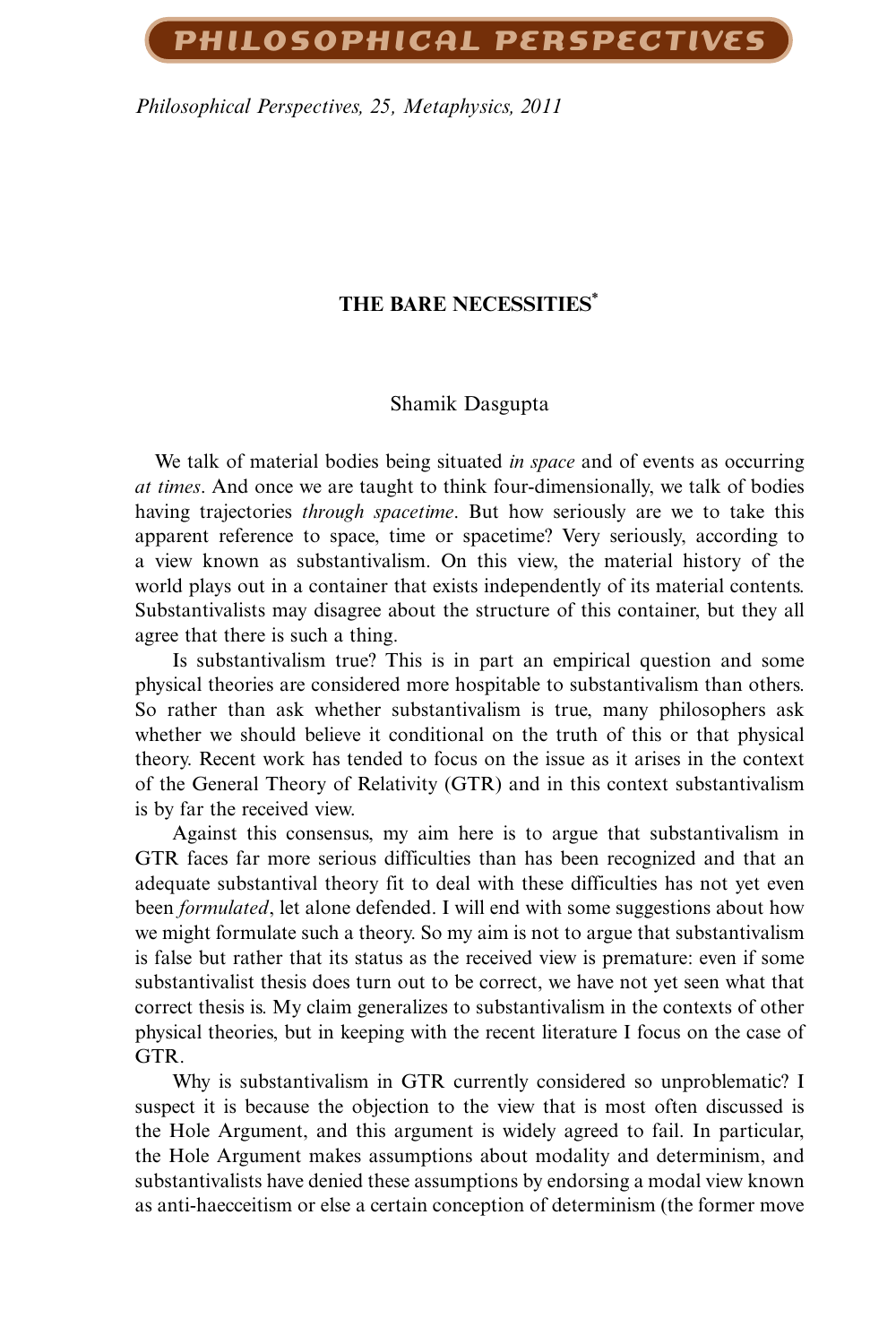# THE BARE NECESSITIES[*]

Shamik Dasgupta

We talk of material bodies being situated *in space* and of events as occurring *at times*. And once we are taught to think four-dimensionally, we talk of bodies having trajectories *through spacetime*. But how seriously are we to take this apparent reference to space, time or spacetime? Very seriously, according to a view known as substantivalism. On this view, the material history of the world plays out in a container that exists independently of its material contents. Substantivalists may disagree about the structure of this container, but they all agree that there is such a thing.

Is substantivalism true? This is in part an empirical question and some physical theories are considered more hospitable to substantivalism than others. So rather than ask whether substantivalism is true, many philosophers ask whether we should believe it conditional on the truth of this or that physical theory. Recent work has tended to focus on the issue as it arises in the context of the General Theory of Relativity (GTR) and in this context substantivalism is by far the received view.

Against this consensus, my aim here is to argue that substantivalism in GTR faces far more serious difficulties than has been recognized and that an adequate substantival theory fit to deal with these difficulties has not yet even been *formulated*, let alone defended. I will end with some suggestions about how we might formulate such a theory. So my aim is not to argue that substantivalism is false but rather that its status as the received view is premature: even if some substantivalist thesis does turn out to be correct, we have not yet seen what that correct thesis is. My claim generalizes to substantivalism in the contexts of other physical theories, but in keeping with the recent literature I focus on the case of GTR.

Why is substantivalism in GTR currently considered so unproblematic? I suspect it is because the objection to the view that is most often discussed is the Hole Argument, and this argument is widely agreed to fail. In particular, the Hole Argument makes assumptions about modality and determinism, and substantivalists have denied these assumptions by endorsing a modal view known as anti-haecceitism or else a certain conception of determinism (the former move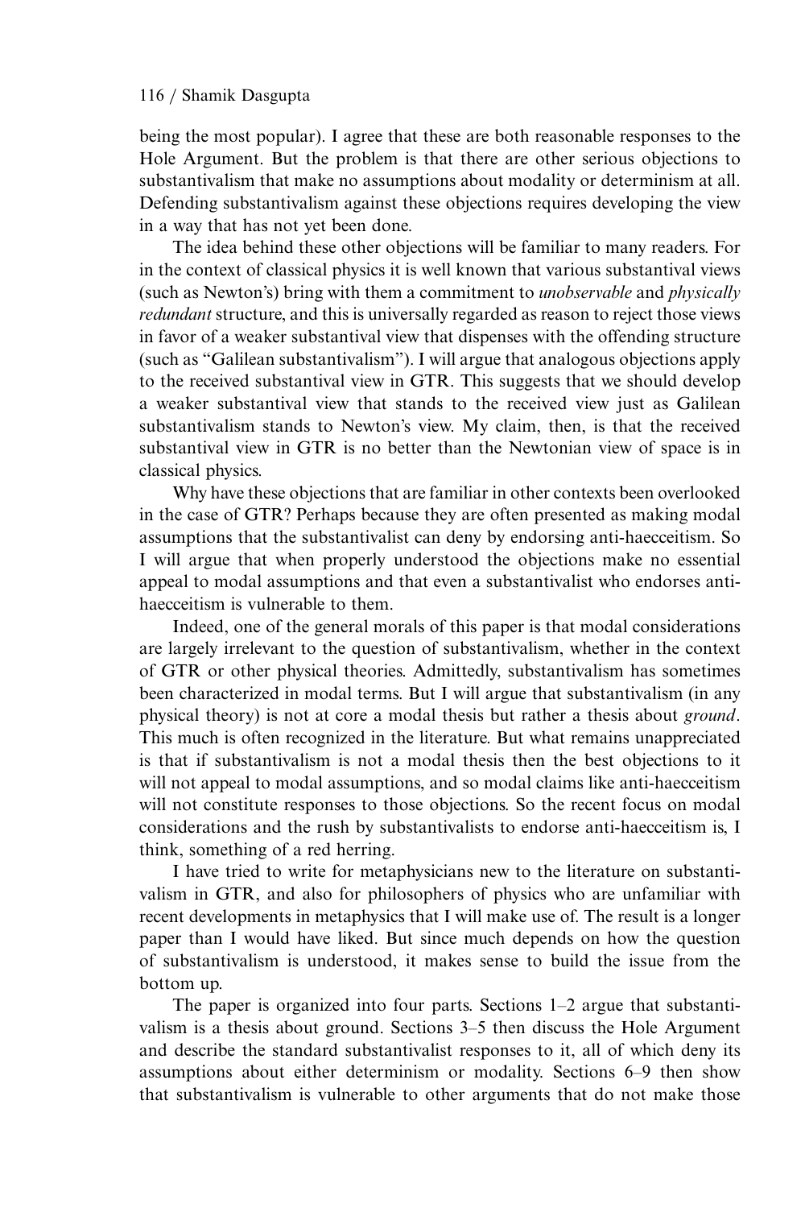being the most popular). I agree that these are both reasonable responses to the Hole Argument. But the problem is that there are other serious objections to substantivalism that make no assumptions about modality or determinism at all. Defending substantivalism against these objections requires developing the view in a way that has not yet been done.

The idea behind these other objections will be familiar to many readers. For in the context of classical physics it is well known that various substantival views (such as Newton's) bring with them a commitment to *unobservable* and *physically redundant* structure, and this is universally regarded as reason to reject those views in favor of a weaker substantival view that dispenses with the offending structure (such as "Galilean substantivalism"). I will argue that analogous objections apply to the received substantival view in GTR. This suggests that we should develop a weaker substantival view that stands to the received view just as Galilean substantivalism stands to Newton's view. My claim, then, is that the received substantival view in GTR is no better than the Newtonian view of space is in classical physics.

Why have these objections that are familiar in other contexts been overlooked in the case of GTR? Perhaps because they are often presented as making modal assumptions that the substantivalist can deny by endorsing anti-haecceitism. So I will argue that when properly understood the objections make no essential appeal to modal assumptions and that even a substantivalist who endorses anti-haecceitism is vulnerable to them.

Indeed, one of the general morals of this paper is that modal considerations are largely irrelevant to the question of substantivalism, whether in the context of GTR or other physical theories. Admittedly, substantivalism has sometimes been characterized in modal terms. But I will argue that substantivalism (in any physical theory) is not at core a modal thesis but rather a thesis about *ground*. This much is often recognized in the literature. But what remains unappreciated is that if substantivalism is not a modal thesis then the best objections to it will not appeal to modal assumptions, and so modal claims like anti-haecceitism will not constitute responses to those objections. So the recent focus on modal considerations and the rush by substantivalists to endorse anti-haecceitism is, I think, something of a red herring.

I have tried to write for metaphysicians new to the literature on substantivalism in GTR, and also for philosophers of physics who are unfamiliar with recent developments in metaphysics that I will make use of. The result is a longer paper than I would have liked. But since much depends on how the question of substantivalism is understood, it makes sense to build the issue from the bottom up.

The paper is organized into four parts. Sections 1–2 argue that substantivalism is a thesis about ground. Sections 3–5 then discuss the Hole Argument and describe the standard substantivalist responses to it, all of which deny its assumptions about either determinism or modality. Sections 6–9 then show that substantivalism is vulnerable to other arguments that do not make those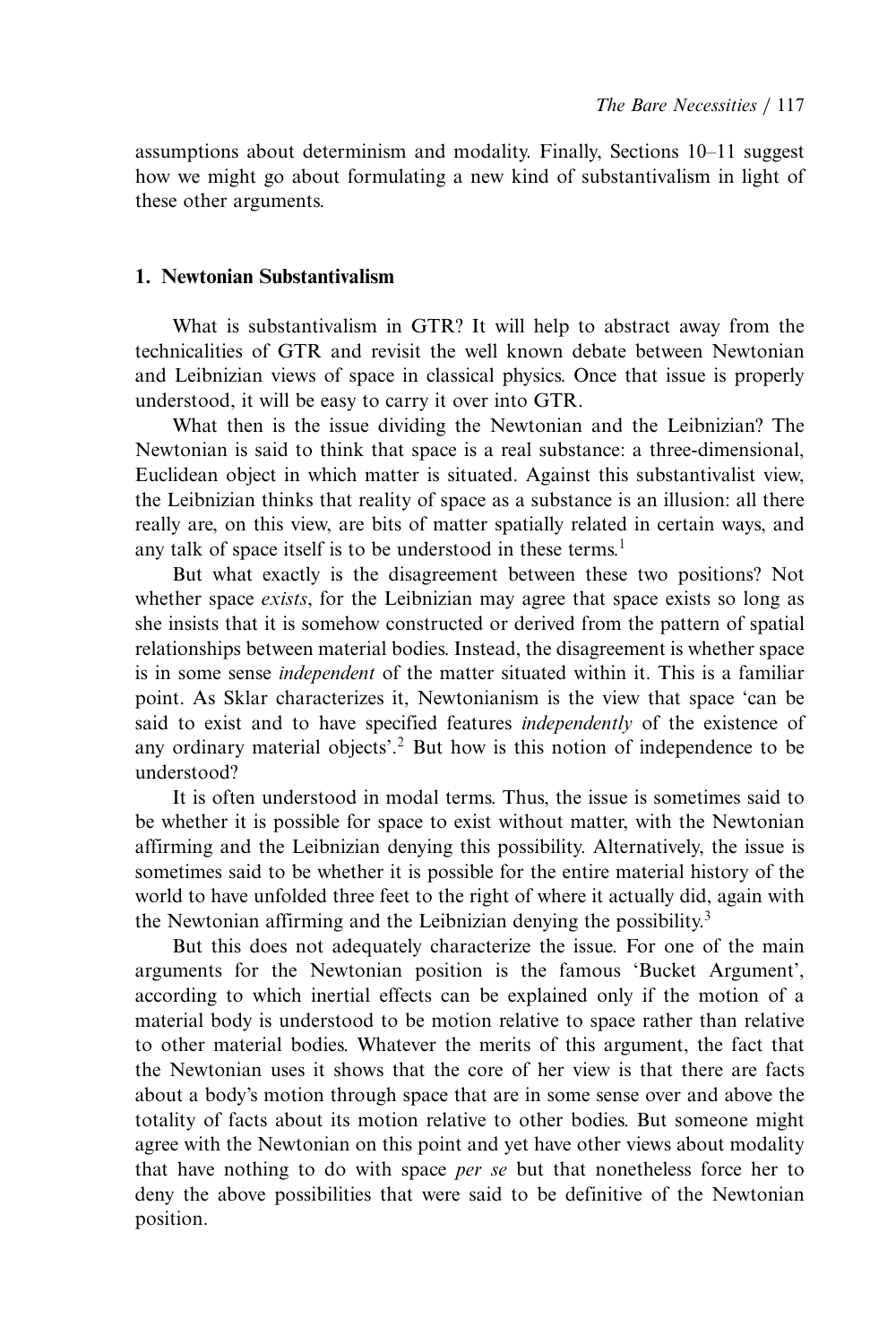assumptions about determinism and modality. Finally, Sections 10–11 suggest how we might go about formulating a new kind of substantivalism in light of these other arguments.

## 1. Newtonian Substantivalism

What is substantivalism in GTR? It will help to abstract away from the technicalities of GTR and revisit the well known debate between Newtonian and Leibnizian views of space in classical physics. Once that issue is properly understood, it will be easy to carry it over into GTR.

What then is the issue dividing the Newtonian and the Leibnizian? The Newtonian is said to think that space is a real substance: a three-dimensional, Euclidean object in which matter is situated. Against this substantivalist view, the Leibnizian thinks that reality of space as a substance is an illusion: all there really are, on this view, are bits of matter spatially related in certain ways, and any talk of space itself is to be understood in these terms.[1]

But what exactly is the disagreement between these two positions? Not whether space *exists*, for the Leibnizian may agree that space exists so long as she insists that it is somehow constructed or derived from the pattern of spatial relationships between material bodies. Instead, the disagreement is whether space is in some sense *independent* of the matter situated within it. This is a familiar point. As Sklar characterizes it, Newtonianism is the view that space 'can be said to exist and to have specified features *independently* of the existence of any ordinary material objects'.[2] But how is this notion of independence to be understood?

It is often understood in modal terms. Thus, the issue is sometimes said to be whether it is possible for space to exist without matter, with the Newtonian affirming and the Leibnizian denying this possibility. Alternatively, the issue is sometimes said to be whether it is possible for the entire material history of the world to have unfolded three feet to the right of where it actually did, again with the Newtonian affirming and the Leibnizian denying the possibility.[3]

But this does not adequately characterize the issue. For one of the main arguments for the Newtonian position is the famous 'Bucket Argument', according to which inertial effects can be explained only if the motion of a material body is understood to be motion relative to space rather than relative to other material bodies. Whatever the merits of this argument, the fact that the Newtonian uses it shows that the core of her view is that there are facts about a body's motion through space that are in some sense over and above the totality of facts about its motion relative to other bodies. But someone might agree with the Newtonian on this point and yet have other views about modality that have nothing to do with space *per se* but that nonetheless force her to deny the above possibilities that were said to be definitive of the Newtonian position.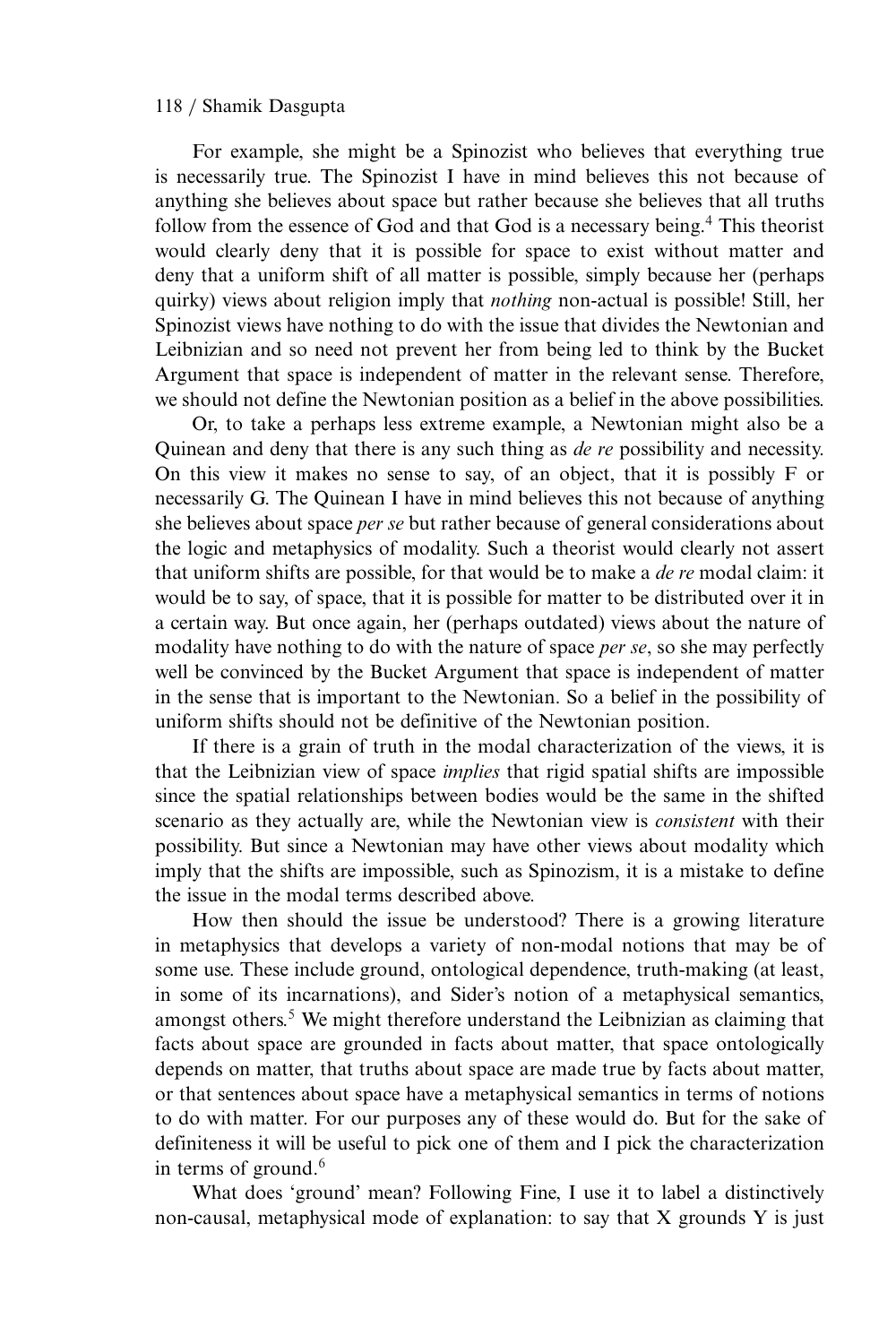For example, she might be a Spinozist who believes that everything true is necessarily true. The Spinozist I have in mind believes this not because of anything she believes about space but rather because she believes that all truths follow from the essence of God and that God is a necessary being.[4] This theorist would clearly deny that it is possible for space to exist without matter and deny that a uniform shift of all matter is possible, simply because her (perhaps quirky) views about religion imply that *nothing* non-actual is possible! Still, her Spinozist views have nothing to do with the issue that divides the Newtonian and Leibnizian and so need not prevent her from being led to think by the Bucket Argument that space is independent of matter in the relevant sense. Therefore, we should not define the Newtonian position as a belief in the above possibilities.

Or, to take a perhaps less extreme example, a Newtonian might also be a Quinean and deny that there is any such thing as *de re* possibility and necessity. On this view it makes no sense to say, of an object, that it is possibly F or necessarily G. The Quinean I have in mind believes this not because of anything she believes about space *per se* but rather because of general considerations about the logic and metaphysics of modality. Such a theorist would clearly not assert that uniform shifts are possible, for that would be to make a *de re* modal claim: it would be to say, of space, that it is possible for matter to be distributed over it in a certain way. But once again, her (perhaps outdated) views about the nature of modality have nothing to do with the nature of space *per se*, so she may perfectly well be convinced by the Bucket Argument that space is independent of matter in the sense that is important to the Newtonian. So a belief in the possibility of uniform shifts should not be definitive of the Newtonian position.

If there is a grain of truth in the modal characterization of the views, it is that the Leibnizian view of space *implies* that rigid spatial shifts are impossible since the spatial relationships between bodies would be the same in the shifted scenario as they actually are, while the Newtonian view is *consistent* with their possibility. But since a Newtonian may have other views about modality which imply that the shifts are impossible, such as Spinozism, it is a mistake to define the issue in the modal terms described above.

How then should the issue be understood? There is a growing literature in metaphysics that develops a variety of non-modal notions that may be of some use. These include ground, ontological dependence, truth-making (at least, in some of its incarnations), and Sider's notion of a metaphysical semantics, amongst others.[5] We might therefore understand the Leibnizian as claiming that facts about space are grounded in facts about matter, that space ontologically depends on matter, that truths about space are made true by facts about matter, or that sentences about space have a metaphysical semantics in terms of notions to do with matter. For our purposes any of these would do. But for the sake of definiteness it will be useful to pick one of them and I pick the characterization in terms of ground.[6]

What does 'ground' mean? Following Fine, I use it to label a distinctively non-causal, metaphysical mode of explanation: to say that X grounds Y is just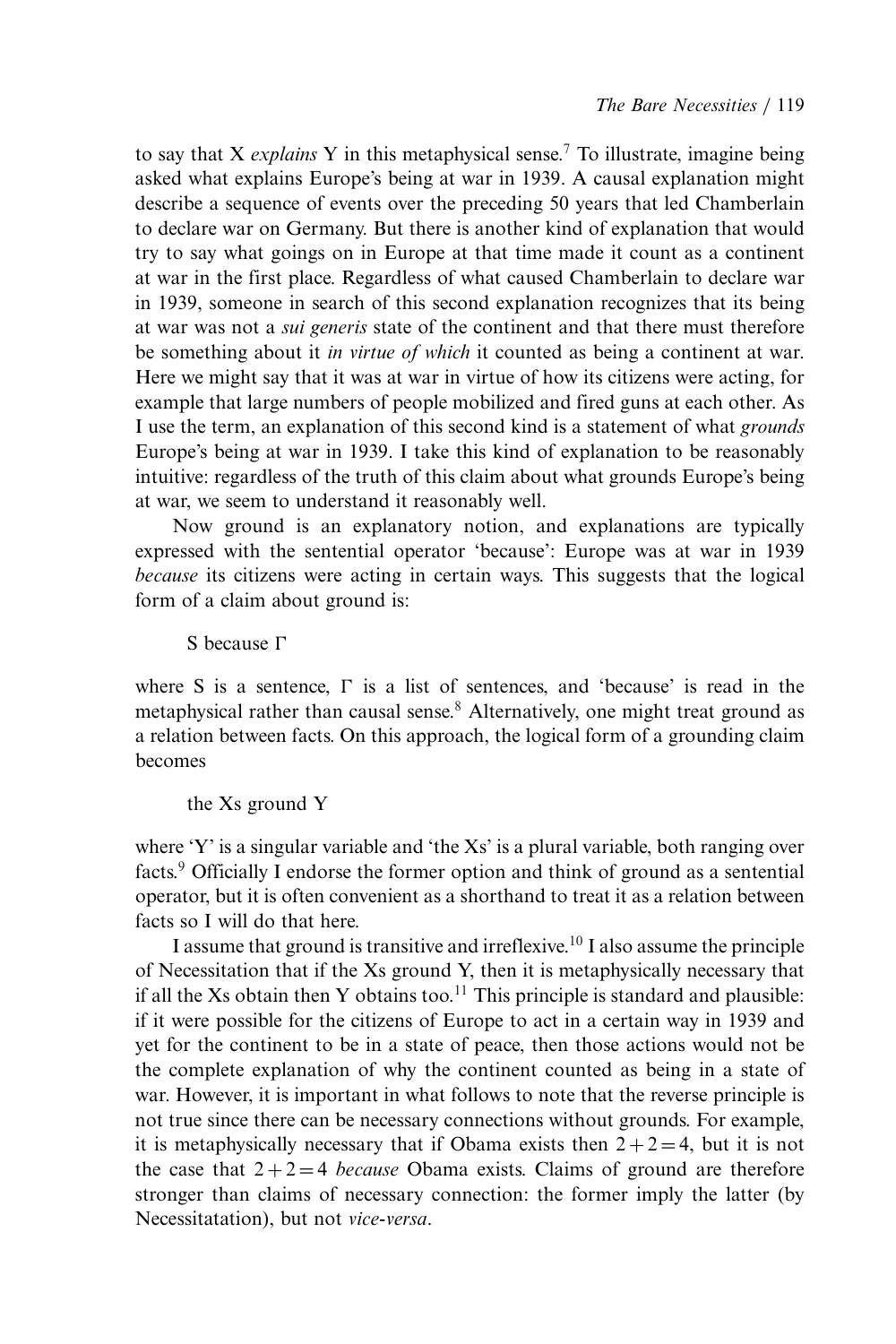to say that X *explains* Y in this metaphysical sense.[7] To illustrate, imagine being asked what explains Europe's being at war in 1939. A causal explanation might describe a sequence of events over the preceding 50 years that led Chamberlain to declare war on Germany. But there is another kind of explanation that would try to say what goings on in Europe at that time made it count as a continent at war in the first place. Regardless of what caused Chamberlain to declare war in 1939, someone in search of this second explanation recognizes that its being at war was not a *sui generis* state of the continent and that there must therefore be something about it *in virtue of which* it counted as being a continent at war. Here we might say that it was at war in virtue of how its citizens were acting, for example that large numbers of people mobilized and fired guns at each other. As I use the term, an explanation of this second kind is a statement of what *grounds* Europe's being at war in 1939. I take this kind of explanation to be reasonably intuitive: regardless of the truth of this claim about what grounds Europe's being at war, we seem to understand it reasonably well.

Now ground is an explanatory notion, and explanations are typically expressed with the sentential operator 'because': Europe was at war in 1939 *because* its citizens were acting in certain ways. This suggests that the logical form of a claim about ground is:

S because $\Gamma$

where S is a sentence, $\Gamma$ is a list of sentences, and 'because' is read in the metaphysical rather than causal sense.[8] Alternatively, one might treat ground as a relation between facts. On this approach, the logical form of a grounding claim becomes

the Xs ground Y

where 'Y' is a singular variable and 'the Xs' is a plural variable, both ranging over facts.[9] Officially I endorse the former option and think of ground as a sentential operator, but it is often convenient as a shorthand to treat it as a relation between facts so I will do that here.

I assume that ground is transitive and irreflexive.[10] I also assume the principle of Necessitation that if the Xs ground Y, then it is metaphysically necessary that if all the Xs obtain then Y obtains too.[11] This principle is standard and plausible: if it were possible for the citizens of Europe to act in a certain way in 1939 and yet for the continent to be in a state of peace, then those actions would not be the complete explanation of why the continent counted as being in a state of war. However, it is important in what follows to note that the reverse principle is not true since there can be necessary connections without grounds. For example, it is metaphysically necessary that if Obama exists then $2+2=4$, but it is not the case that $2+2=4$ *because* Obama exists. Claims of ground are therefore stronger than claims of necessary connection: the former imply the latter (by Necessitatation), but not *vice-versa*.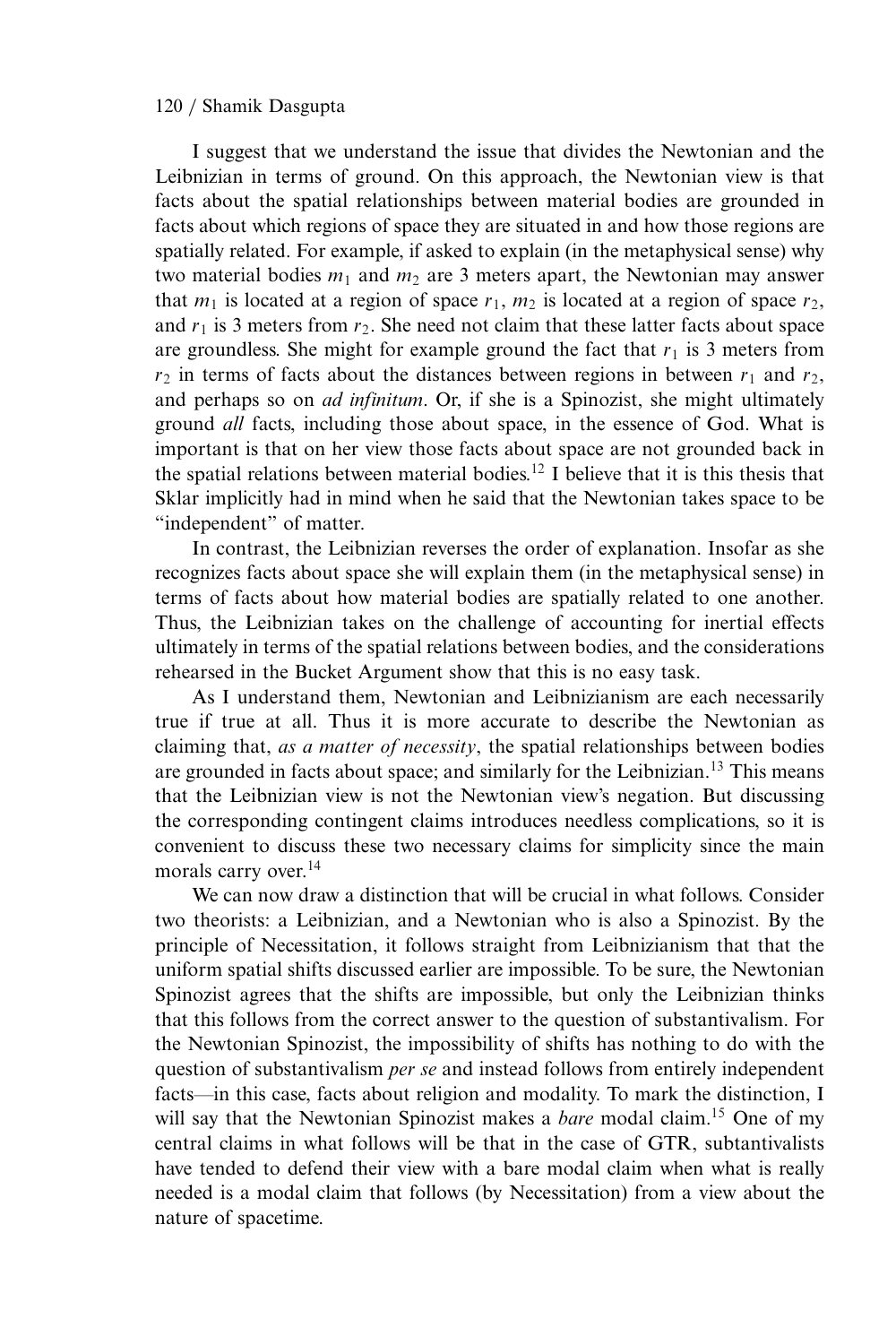I suggest that we understand the issue that divides the Newtonian and the Leibnizian in terms of ground. On this approach, the Newtonian view is that facts about the spatial relationships between material bodies are grounded in facts about which regions of space they are situated in and how those regions are spatially related. For example, if asked to explain (in the metaphysical sense) why two material bodies $m_1$ and $m_2$ are 3 meters apart, the Newtonian may answer that $m_1$ is located at a region of space $r_1$, $m_2$ is located at a region of space $r_2$, and $r_1$ is 3 meters from $r_2$. She need not claim that these latter facts about space are groundless. She might for example ground the fact that $r_1$ is 3 meters from $r_2$ in terms of facts about the distances between regions in between $r_1$ and $r_2$, and perhaps so on *ad infinitum*. Or, if she is a Spinozist, she might ultimately ground *all* facts, including those about space, in the essence of God. What is important is that on her view those facts about space are not grounded back in the spatial relations between material bodies.[12] I believe that it is this thesis that Sklar implicitly had in mind when he said that the Newtonian takes space to be "independent" of matter.

In contrast, the Leibnizian reverses the order of explanation. Insofar as she recognizes facts about space she will explain them (in the metaphysical sense) in terms of facts about how material bodies are spatially related to one another. Thus, the Leibnizian takes on the challenge of accounting for inertial effects ultimately in terms of the spatial relations between bodies, and the considerations rehearsed in the Bucket Argument show that this is no easy task.

As I understand them, Newtonian and Leibnizianism are each necessarily true if true at all. Thus it is more accurate to describe the Newtonian as claiming that, *as a matter of necessity*, the spatial relationships between bodies are grounded in facts about space; and similarly for the Leibnizian.[13] This means that the Leibnizian view is not the Newtonian view's negation. But discussing the corresponding contingent claims introduces needless complications, so it is convenient to discuss these two necessary claims for simplicity since the main morals carry over.[14]

We can now draw a distinction that will be crucial in what follows. Consider two theorists: a Leibnizian, and a Newtonian who is also a Spinozist. By the principle of Necessitation, it follows straight from Leibnizianism that that the uniform spatial shifts discussed earlier are impossible. To be sure, the Newtonian Spinozist agrees that the shifts are impossible, but only the Leibnizian thinks that this follows from the correct answer to the question of substantivalism. For the Newtonian Spinozist, the impossibility of shifts has nothing to do with the question of substantivalism *per se* and instead follows from entirely independent facts—in this case, facts about religion and modality. To mark the distinction, I will say that the Newtonian Spinozist makes a *bare* modal claim.[15] One of my central claims in what follows will be that in the case of GTR, subtantivalists have tended to defend their view with a bare modal claim when what is really needed is a modal claim that follows (by Necessitation) from a view about the nature of spacetime.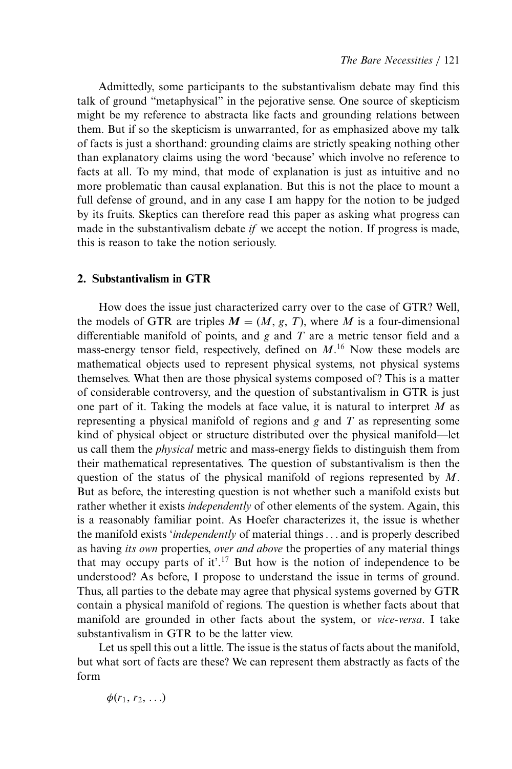Admittedly, some participants to the substantivalism debate may find this talk of ground "metaphysical" in the pejorative sense. One source of skepticism might be my reference to abstracta like facts and grounding relations between them. But if so the skepticism is unwarranted, for as emphasized above my talk of facts is just a shorthand: grounding claims are strictly speaking nothing other than explanatory claims using the word 'because' which involve no reference to facts at all. To my mind, that mode of explanation is just as intuitive and no more problematic than causal explanation. But this is not the place to mount a full defense of ground, and in any case I am happy for the notion to be judged by its fruits. Skeptics can therefore read this paper as asking what progress can made in the substantivalism debate *if* we accept the notion. If progress is made, this is reason to take the notion seriously.

## 2. Substantivalism in GTR

How does the issue just characterized carry over to the case of GTR? Well, the models of GTR are triples $\boldsymbol{M} = (M, g, T)$, where $M$ is a four-dimensional differentiable manifold of points, and $g$ and $T$ are a metric tensor field and a mass-energy tensor field, respectively, defined on $M$.[16] Now these models are mathematical objects used to represent physical systems, not physical systems themselves. What then are those physical systems composed of? This is a matter of considerable controversy, and the question of substantivalism in GTR is just one part of it. Taking the models at face value, it is natural to interpret $M$ as representing a physical manifold of regions and $g$ and $T$ as representing some kind of physical object or structure distributed over the physical manifold—let us call them the *physical* metric and mass-energy fields to distinguish them from their mathematical representatives. The question of substantivalism is then the question of the status of the physical manifold of regions represented by $M$. But as before, the interesting question is not whether such a manifold exists but rather whether it exists *independently* of other elements of the system. Again, this is a reasonably familiar point. As Hoefer characterizes it, the issue is whether the manifold exists '*independently* of material things . . . and is properly described as having *its own* properties, *over and above* the properties of any material things that may occupy parts of it'.[17] But how is the notion of independence to be understood? As before, I propose to understand the issue in terms of ground. Thus, all parties to the debate may agree that physical systems governed by GTR contain a physical manifold of regions. The question is whether facts about that manifold are grounded in other facts about the system, or *vice-versa*. I take substantivalism in GTR to be the latter view.

Let us spell this out a little. The issue is the status of facts about the manifold, but what sort of facts are these? We can represent them abstractly as facts of the form

$$\phi(r_1, r_2, \ldots)$$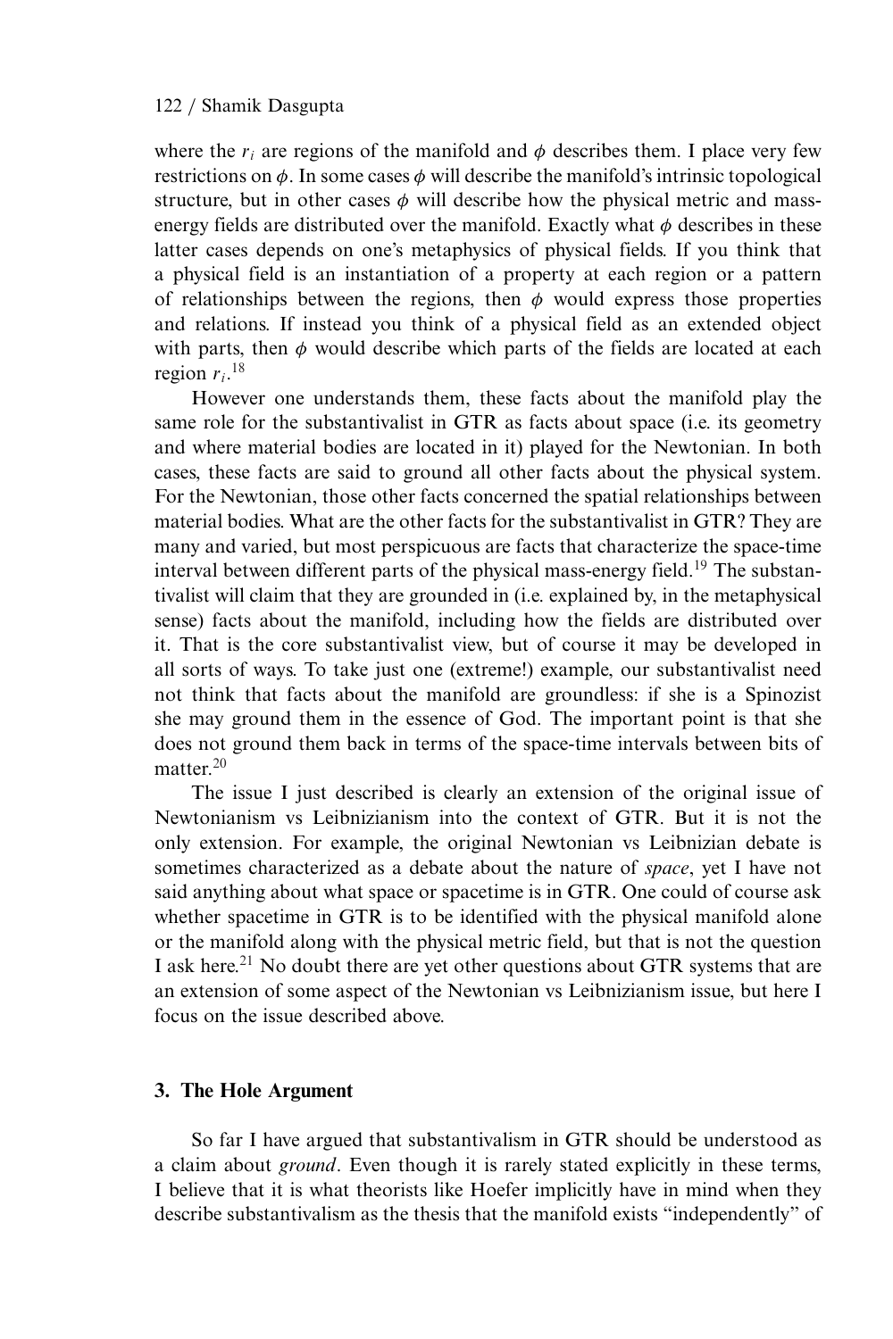where the $r_i$ are regions of the manifold and $\phi$ describes them. I place very few restrictions on $\phi$. In some cases $\phi$ will describe the manifold's intrinsic topological structure, but in other cases $\phi$ will describe how the physical metric and mass-energy fields are distributed over the manifold. Exactly what $\phi$ describes in these latter cases depends on one's metaphysics of physical fields. If you think that a physical field is an instantiation of a property at each region or a pattern of relationships between the regions, then $\phi$ would express those properties and relations. If instead you think of a physical field as an extended object with parts, then $\phi$ would describe which parts of the fields are located at each region $r_i$.[18]

However one understands them, these facts about the manifold play the same role for the substantivalist in GTR as facts about space (i.e. its geometry and where material bodies are located in it) played for the Newtonian. In both cases, these facts are said to ground all other facts about the physical system. For the Newtonian, those other facts concerned the spatial relationships between material bodies. What are the other facts for the substantivalist in GTR? They are many and varied, but most perspicuous are facts that characterize the space-time interval between different parts of the physical mass-energy field.[19] The substantivalist will claim that they are grounded in (i.e. explained by, in the metaphysical sense) facts about the manifold, including how the fields are distributed over it. That is the core substantivalist view, but of course it may be developed in all sorts of ways. To take just one (extreme!) example, our substantivalist need not think that facts about the manifold are groundless: if she is a Spinozist she may ground them in the essence of God. The important point is that she does not ground them back in terms of the space-time intervals between bits of matter.[20]

The issue I just described is clearly an extension of the original issue of Newtonianism vs Leibnizianism into the context of GTR. But it is not the only extension. For example, the original Newtonian vs Leibnizian debate is sometimes characterized as a debate about the nature of *space*, yet I have not said anything about what space or spacetime is in GTR. One could of course ask whether spacetime in GTR is to be identified with the physical manifold alone or the manifold along with the physical metric field, but that is not the question I ask here.[21] No doubt there are yet other questions about GTR systems that are an extension of some aspect of the Newtonian vs Leibnizianism issue, but here I focus on the issue described above.

## 3. The Hole Argument

So far I have argued that substantivalism in GTR should be understood as a claim about *ground*. Even though it is rarely stated explicitly in these terms, I believe that it is what theorists like Hoefer implicitly have in mind when they describe substantivalism as the thesis that the manifold exists "independently" of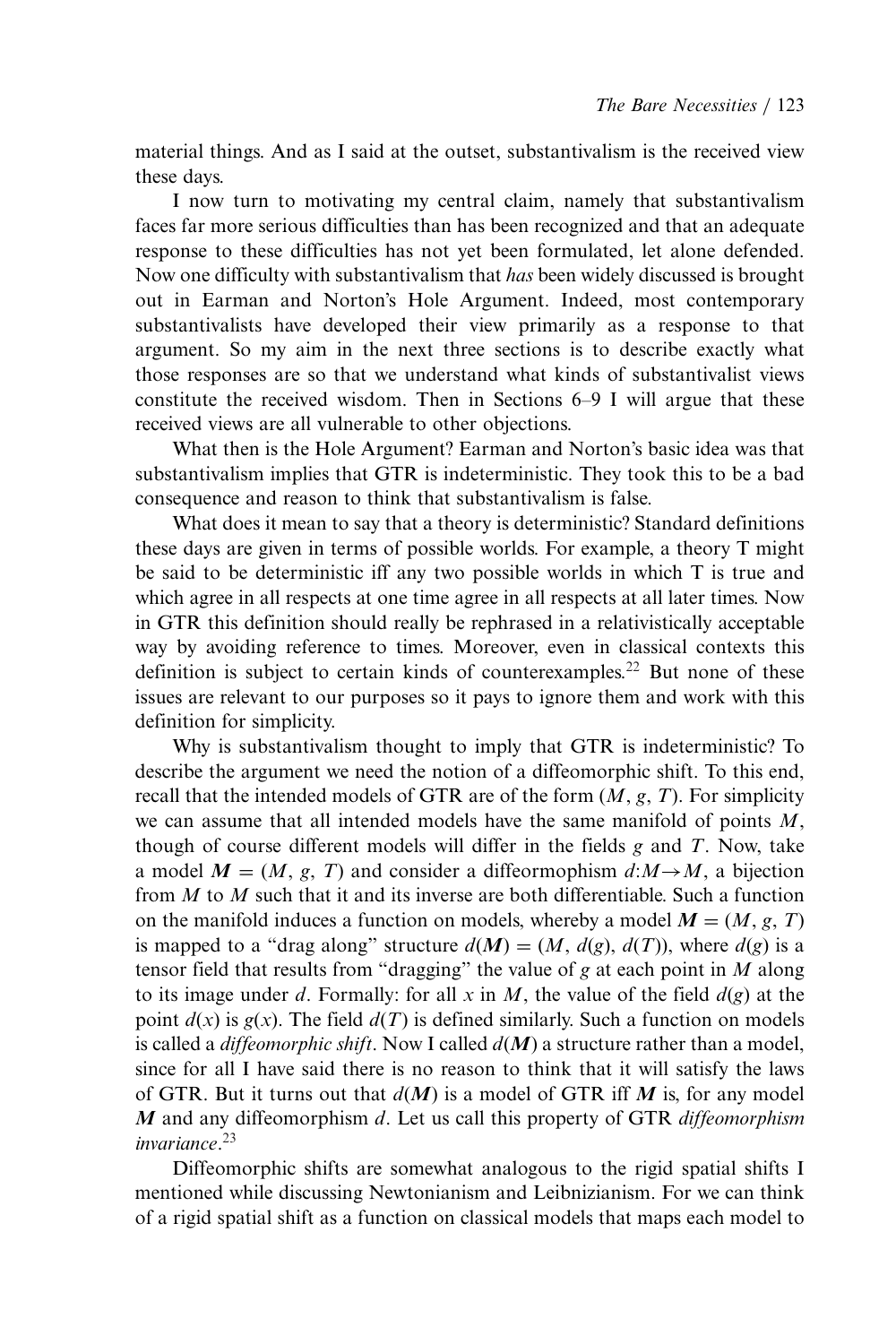material things. And as I said at the outset, substantivalism is the received view these days.

I now turn to motivating my central claim, namely that substantivalism faces far more serious difficulties than has been recognized and that an adequate response to these difficulties has not yet been formulated, let alone defended. Now one difficulty with substantivalism that *has* been widely discussed is brought out in Earman and Norton's Hole Argument. Indeed, most contemporary substantivalists have developed their view primarily as a response to that argument. So my aim in the next three sections is to describe exactly what those responses are so that we understand what kinds of substantivalist views constitute the received wisdom. Then in Sections 6–9 I will argue that these received views are all vulnerable to other objections.

What then is the Hole Argument? Earman and Norton's basic idea was that substantivalism implies that GTR is indeterministic. They took this to be a bad consequence and reason to think that substantivalism is false.

What does it mean to say that a theory is deterministic? Standard definitions these days are given in terms of possible worlds. For example, a theory T might be said to be deterministic iff any two possible worlds in which T is true and which agree in all respects at one time agree in all respects at all later times. Now in GTR this definition should really be rephrased in a relativistically acceptable way by avoiding reference to times. Moreover, even in classical contexts this definition is subject to certain kinds of counterexamples.[22] But none of these issues are relevant to our purposes so it pays to ignore them and work with this definition for simplicity.

Why is substantivalism thought to imply that GTR is indeterministic? To describe the argument we need the notion of a diffeomorphic shift. To this end, recall that the intended models of GTR are of the form $(M, g, T)$. For simplicity we can assume that all intended models have the same manifold of points $M$, though of course different models will differ in the fields $g$ and $T$. Now, take a model $\boldsymbol{M} = (M, g, T)$ and consider a diffeormophism $d{:}M \rightarrow M$, a bijection from $M$ to $M$ such that it and its inverse are both differentiable. Such a function on the manifold induces a function on models, whereby a model $\boldsymbol{M} = (M, g, T)$ is mapped to a "drag along" structure $d(\boldsymbol{M}) = (M, d(g), d(T))$, where $d(g)$ is a tensor field that results from "dragging" the value of $g$ at each point in $M$ along to its image under $d$. Formally: for all $x$ in $M$, the value of the field $d(g)$ at the point $d(x)$ is $g(x)$. The field $d(T)$ is defined similarly. Such a function on models is called a *diffeomorphic shift*. Now I called $d(\boldsymbol{M})$ a structure rather than a model, since for all I have said there is no reason to think that it will satisfy the laws of GTR. But it turns out that $d(\boldsymbol{M})$ is a model of GTR iff $\boldsymbol{M}$ is, for any model $\boldsymbol{M}$ and any diffeomorphism $d$. Let us call this property of GTR *diffeomorphism invariance*.[23]

Diffeomorphic shifts are somewhat analogous to the rigid spatial shifts I mentioned while discussing Newtonianism and Leibnizianism. For we can think of a rigid spatial shift as a function on classical models that maps each model to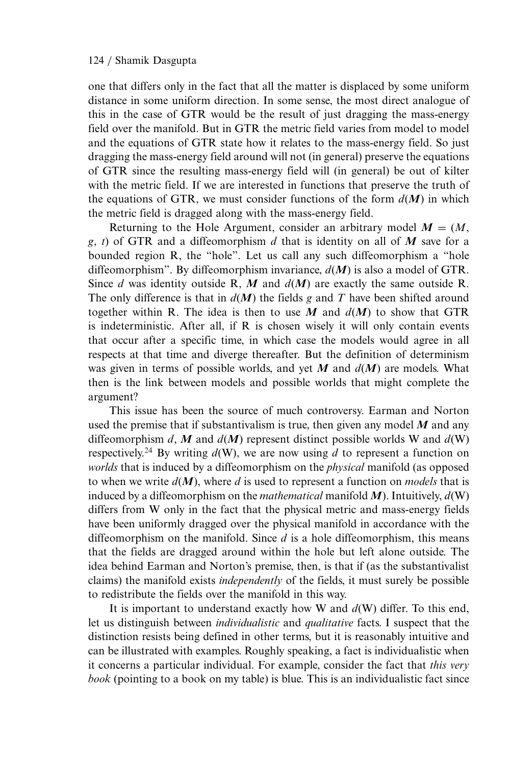one that differs only in the fact that all the matter is displaced by some uniform distance in some uniform direction. In some sense, the most direct analogue of this in the case of GTR would be the result of just dragging the mass-energy field over the manifold. But in GTR the metric field varies from model to model and the equations of GTR state how it relates to the mass-energy field. So just dragging the mass-energy field around will not (in general) preserve the equations of GTR since the resulting mass-energy field will (in general) be out of kilter with the metric field. If we are interested in functions that preserve the truth of the equations of GTR, we must consider functions of the form $d(\boldsymbol{M})$ in which the metric field is dragged along with the mass-energy field.

Returning to the Hole Argument, consider an arbitrary model $\boldsymbol{M} = (M, g, t)$ of GTR and a diffeomorphism $d$ that is identity on all of $\boldsymbol{M}$ save for a bounded region R, the "hole". Let us call any such diffeomorphism a "hole diffeomorphism". By diffeomorphism invariance, $d(\boldsymbol{M})$ is also a model of GTR. Since $d$ was identity outside R, $\boldsymbol{M}$ and $d(\boldsymbol{M})$ are exactly the same outside R. The only difference is that in $d(\boldsymbol{M})$ the fields $g$ and $T$ have been shifted around together within R. The idea is then to use $\boldsymbol{M}$ and $d(\boldsymbol{M})$ to show that GTR is indeterministic. After all, if R is chosen wisely it will only contain events that occur after a specific time, in which case the models would agree in all respects at that time and diverge thereafter. But the definition of determinism was given in terms of possible worlds, and yet $\boldsymbol{M}$ and $d(\boldsymbol{M})$ are models. What then is the link between models and possible worlds that might complete the argument?

This issue has been the source of much controversy. Earman and Norton used the premise that if substantivalism is true, then given any model $\boldsymbol{M}$ and any diffeomorphism $d$, $\boldsymbol{M}$ and $d(\boldsymbol{M})$ represent distinct possible worlds W and $d$(W) respectively.[24] By writing $d$(W), we are now using $d$ to represent a function on *worlds* that is induced by a diffeomorphism on the *physical* manifold (as opposed to when we write $d(\boldsymbol{M})$, where $d$ is used to represent a function on *models* that is induced by a diffeomorphism on the *mathematical* manifold $\boldsymbol{M}$). Intuitively, $d$(W) differs from W only in the fact that the physical metric and mass-energy fields have been uniformly dragged over the physical manifold in accordance with the diffeomorphism on the manifold. Since $d$ is a hole diffeomorphism, this means that the fields are dragged around within the hole but left alone outside. The idea behind Earman and Norton's premise, then, is that if (as the substantivalist claims) the manifold exists *independently* of the fields, it must surely be possible to redistribute the fields over the manifold in this way.

It is important to understand exactly how W and $d$(W) differ. To this end, let us distinguish between *individualistic* and *qualitative* facts. I suspect that the distinction resists being defined in other terms, but it is reasonably intuitive and can be illustrated with examples. Roughly speaking, a fact is individualistic when it concerns a particular individual. For example, consider the fact that *this very book* (pointing to a book on my table) is blue. This is an individualistic fact since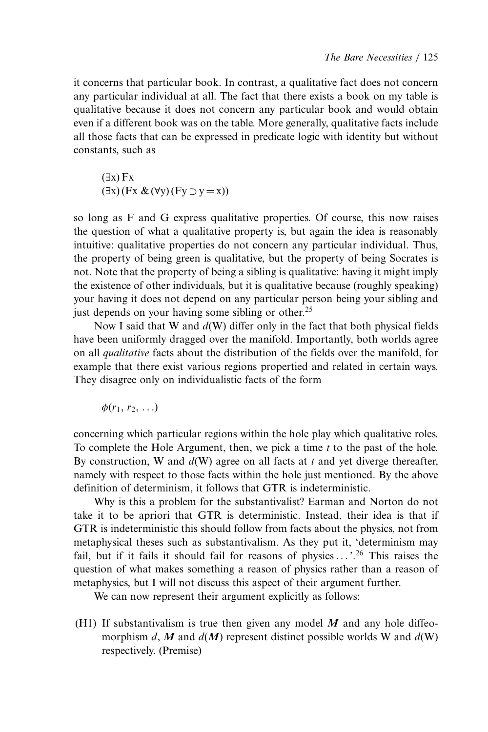it concerns that particular book. In contrast, a qualitative fact does not concern any particular individual at all. The fact that there exists a book on my table is qualitative because it does not concern any particular book and would obtain even if a different book was on the table. More generally, qualitative facts include all those facts that can be expressed in predicate logic with identity but without constants, such as

$$(\exists x)\,Fx$$
$$(\exists x)\,(Fx\ \&\ (\forall y)\,(Fy \supset y = x))$$

so long as F and G express qualitative properties. Of course, this now raises the question of what a qualitative property is, but again the idea is reasonably intuitive: qualitative properties do not concern any particular individual. Thus, the property of being green is qualitative, but the property of being Socrates is not. Note that the property of being a sibling is qualitative: having it might imply the existence of other individuals, but it is qualitative because (roughly speaking) your having it does not depend on any particular person being your sibling and just depends on your having some sibling or other.[25]

Now I said that W and $d$(W) differ only in the fact that both physical fields have been uniformly dragged over the manifold. Importantly, both worlds agree on all *qualitative* facts about the distribution of the fields over the manifold, for example that there exist various regions propertied and related in certain ways. They disagree only on individualistic facts of the form

$$\phi(r_1, r_2, \ldots)$$

concerning which particular regions within the hole play which qualitative roles. To complete the Hole Argument, then, we pick a time $t$ to the past of the hole. By construction, W and $d$(W) agree on all facts at $t$ and yet diverge thereafter, namely with respect to those facts within the hole just mentioned. By the above definition of determinism, it follows that GTR is indeterministic.

Why is this a problem for the substantivalist? Earman and Norton do not take it to be apriori that GTR is deterministic. Instead, their idea is that if GTR is indeterministic this should follow from facts about the physics, not from metaphysical theses such as substantivalism. As they put it, 'determinism may fail, but if it fails it should fail for reasons of physics . . .'.[26] This raises the question of what makes something a reason of physics rather than a reason of metaphysics, but I will not discuss this aspect of their argument further.

We can now represent their argument explicitly as follows:

(H1) If substantivalism is true then given any model $\boldsymbol{M}$ and any hole diffeomorphism $d$, $\boldsymbol{M}$ and $d(\boldsymbol{M})$ represent distinct possible worlds W and $d$(W) respectively. (Premise)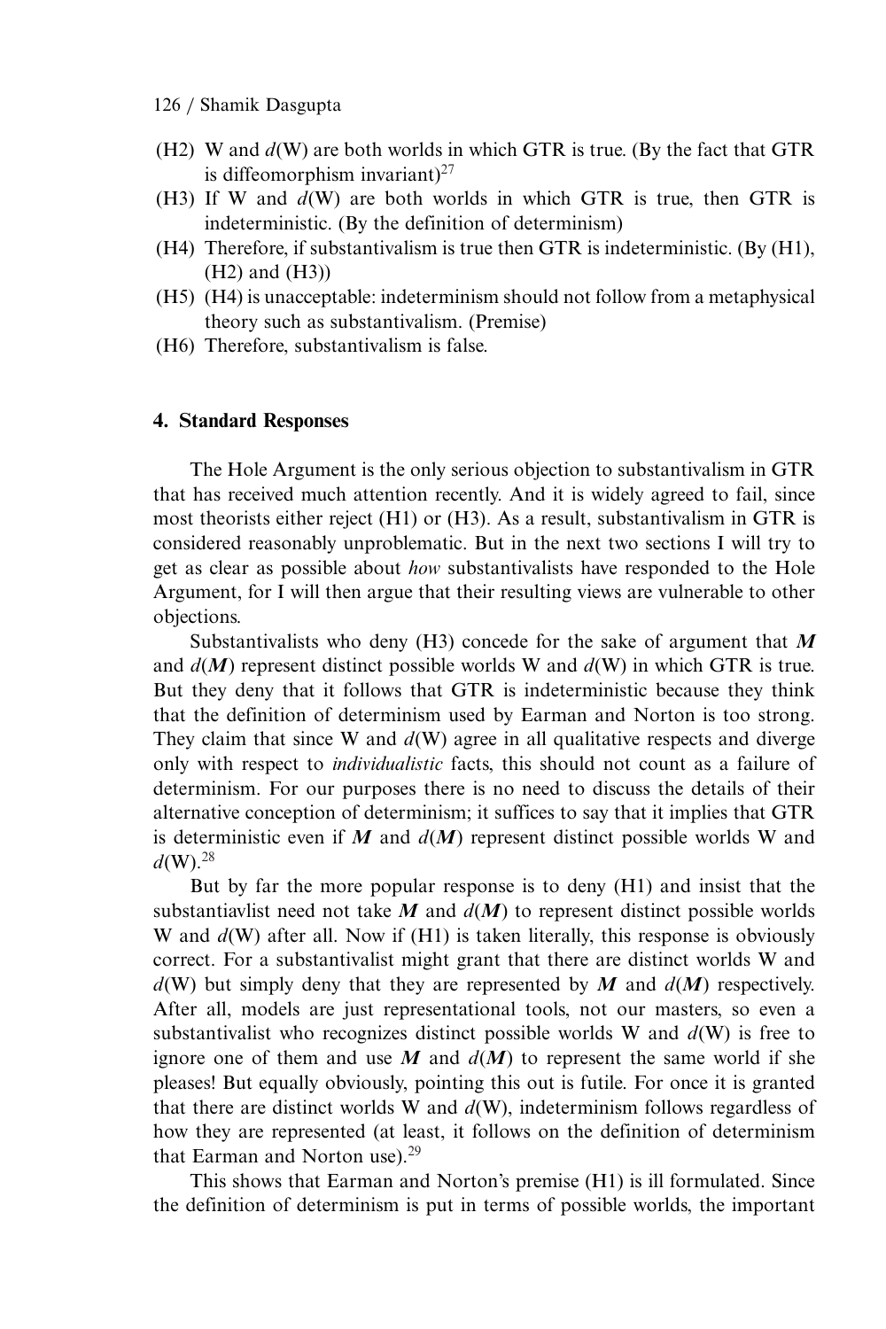(H2) W and $d$(W) are both worlds in which GTR is true. (By the fact that GTR is diffeomorphism invariant)[27]

(H3) If W and $d$(W) are both worlds in which GTR is true, then GTR is indeterministic. (By the definition of determinism)

(H4) Therefore, if substantivalism is true then GTR is indeterministic. (By (H1), (H2) and (H3))

(H5) (H4) is unacceptable: indeterminism should not follow from a metaphysical theory such as substantivalism. (Premise)

(H6) Therefore, substantivalism is false.

#### 4. Standard Responses

The Hole Argument is the only serious objection to substantivalism in GTR that has received much attention recently. And it is widely agreed to fail, since most theorists either reject (H1) or (H3). As a result, substantivalism in GTR is considered reasonably unproblematic. But in the next two sections I will try to get as clear as possible about *how* substantivalists have responded to the Hole Argument, for I will then argue that their resulting views are vulnerable to other objections.

Substantivalists who deny (H3) concede for the sake of argument that $\boldsymbol{M}$ and $d(\boldsymbol{M})$ represent distinct possible worlds W and $d$(W) in which GTR is true. But they deny that it follows that GTR is indeterministic because they think that the definition of determinism used by Earman and Norton is too strong. They claim that since W and $d$(W) agree in all qualitative respects and diverge only with respect to *individualistic* facts, this should not count as a failure of determinism. For our purposes there is no need to discuss the details of their alternative conception of determinism; it suffices to say that it implies that GTR is deterministic even if $\boldsymbol{M}$ and $d(\boldsymbol{M})$ represent distinct possible worlds W and $d$(W).[28]

But by far the more popular response is to deny (H1) and insist that the substantiavlist need not take $\boldsymbol{M}$ and $d(\boldsymbol{M})$ to represent distinct possible worlds W and $d$(W) after all. Now if (H1) is taken literally, this response is obviously correct. For a substantivalist might grant that there are distinct worlds W and $d$(W) but simply deny that they are represented by $\boldsymbol{M}$ and $d(\boldsymbol{M})$ respectively. After all, models are just representational tools, not our masters, so even a substantivalist who recognizes distinct possible worlds W and $d$(W) is free to ignore one of them and use $\boldsymbol{M}$ and $d(\boldsymbol{M})$ to represent the same world if she pleases! But equally obviously, pointing this out is futile. For once it is granted that there are distinct worlds W and $d$(W), indeterminism follows regardless of how they are represented (at least, it follows on the definition of determinism that Earman and Norton use).[29]

This shows that Earman and Norton's premise (H1) is ill formulated. Since the definition of determinism is put in terms of possible worlds, the important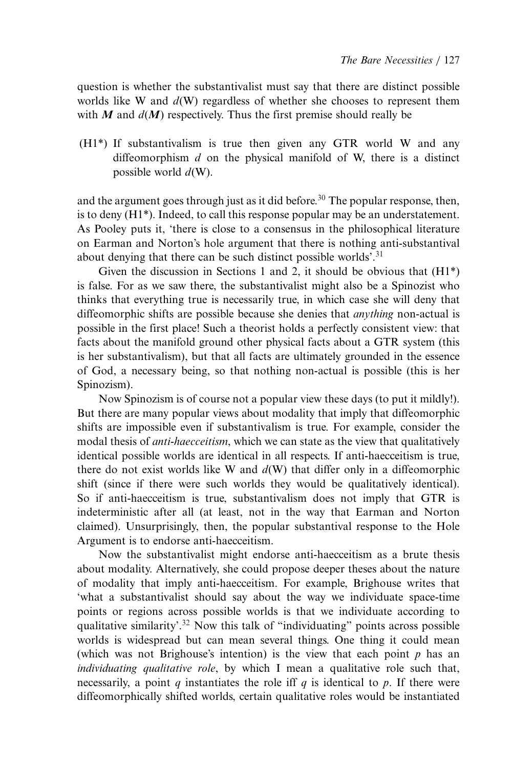question is whether the substantivalist must say that there are distinct possible worlds like W and $d$(W) regardless of whether she chooses to represent them with $\boldsymbol{M}$ and $d(\boldsymbol{M})$ respectively. Thus the first premise should really be

(H1*) If substantivalism is true then given any GTR world W and any diffeomorphism $d$ on the physical manifold of W, there is a distinct possible world $d$(W).

and the argument goes through just as it did before.[30] The popular response, then, is to deny (H1*). Indeed, to call this response popular may be an understatement. As Pooley puts it, 'there is close to a consensus in the philosophical literature on Earman and Norton's hole argument that there is nothing anti-substantival about denying that there can be such distinct possible worlds'.[31]

Given the discussion in Sections 1 and 2, it should be obvious that (H1*) is false. For as we saw there, the substantivalist might also be a Spinozist who thinks that everything true is necessarily true, in which case she will deny that diffeomorphic shifts are possible because she denies that *anything* non-actual is possible in the first place! Such a theorist holds a perfectly consistent view: that facts about the manifold ground other physical facts about a GTR system (this is her substantivalism), but that all facts are ultimately grounded in the essence of God, a necessary being, so that nothing non-actual is possible (this is her Spinozism).

Now Spinozism is of course not a popular view these days (to put it mildly!). But there are many popular views about modality that imply that diffeomorphic shifts are impossible even if substantivalism is true. For example, consider the modal thesis of *anti-haecceitism*, which we can state as the view that qualitatively identical possible worlds are identical in all respects. If anti-haecceitism is true, there do not exist worlds like W and $d$(W) that differ only in a diffeomorphic shift (since if there were such worlds they would be qualitatively identical). So if anti-haecceitism is true, substantivalism does not imply that GTR is indeterministic after all (at least, not in the way that Earman and Norton claimed). Unsurprisingly, then, the popular substantival response to the Hole Argument is to endorse anti-haecceitism.

Now the substantivalist might endorse anti-haecceitism as a brute thesis about modality. Alternatively, she could propose deeper theses about the nature of modality that imply anti-haecceitism. For example, Brighouse writes that 'what a substantivalist should say about the way we individuate space-time points or regions across possible worlds is that we individuate according to qualitative similarity'.[32] Now this talk of "individuating" points across possible worlds is widespread but can mean several things. One thing it could mean (which was not Brighouse's intention) is the view that each point $p$ has an *individuating qualitative role*, by which I mean a qualitative role such that, necessarily, a point $q$ instantiates the role iff $q$ is identical to $p$. If there were diffeomorphically shifted worlds, certain qualitative roles would be instantiated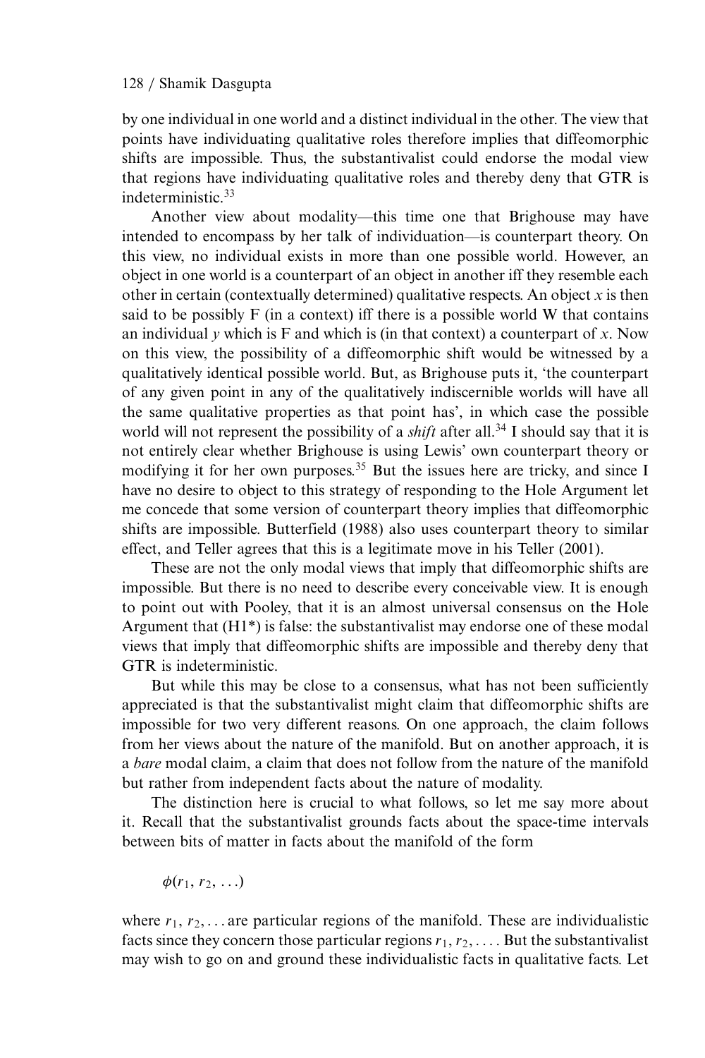by one individual in one world and a distinct individual in the other. The view that points have individuating qualitative roles therefore implies that diffeomorphic shifts are impossible. Thus, the substantivalist could endorse the modal view that regions have individuating qualitative roles and thereby deny that GTR is indeterministic.[33]

Another view about modality—this time one that Brighouse may have intended to encompass by her talk of individuation—is counterpart theory. On this view, no individual exists in more than one possible world. However, an object in one world is a counterpart of an object in another iff they resemble each other in certain (contextually determined) qualitative respects. An object $x$ is then said to be possibly F (in a context) iff there is a possible world W that contains an individual $y$ which is F and which is (in that context) a counterpart of $x$. Now on this view, the possibility of a diffeomorphic shift would be witnessed by a qualitatively identical possible world. But, as Brighouse puts it, 'the counterpart of any given point in any of the qualitatively indiscernible worlds will have all the same qualitative properties as that point has', in which case the possible world will not represent the possibility of a *shift* after all.[34] I should say that it is not entirely clear whether Brighouse is using Lewis' own counterpart theory or modifying it for her own purposes.[35] But the issues here are tricky, and since I have no desire to object to this strategy of responding to the Hole Argument let me concede that some version of counterpart theory implies that diffeomorphic shifts are impossible. Butterfield (1988) also uses counterpart theory to similar effect, and Teller agrees that this is a legitimate move in his Teller (2001).

These are not the only modal views that imply that diffeomorphic shifts are impossible. But there is no need to describe every conceivable view. It is enough to point out with Pooley, that it is an almost universal consensus on the Hole Argument that (H1*) is false: the substantivalist may endorse one of these modal views that imply that diffeomorphic shifts are impossible and thereby deny that GTR is indeterministic.

But while this may be close to a consensus, what has not been sufficiently appreciated is that the substantivalist might claim that diffeomorphic shifts are impossible for two very different reasons. On one approach, the claim follows from her views about the nature of the manifold. But on another approach, it is a *bare* modal claim, a claim that does not follow from the nature of the manifold but rather from independent facts about the nature of modality.

The distinction here is crucial to what follows, so let me say more about it. Recall that the substantivalist grounds facts about the space-time intervals between bits of matter in facts about the manifold of the form

$$\phi(r_1, r_2, \ldots)$$

where $r_1, r_2, \ldots$ are particular regions of the manifold. These are individualistic facts since they concern those particular regions $r_1, r_2, \ldots$. But the substantivalist may wish to go on and ground these individualistic facts in qualitative facts. Let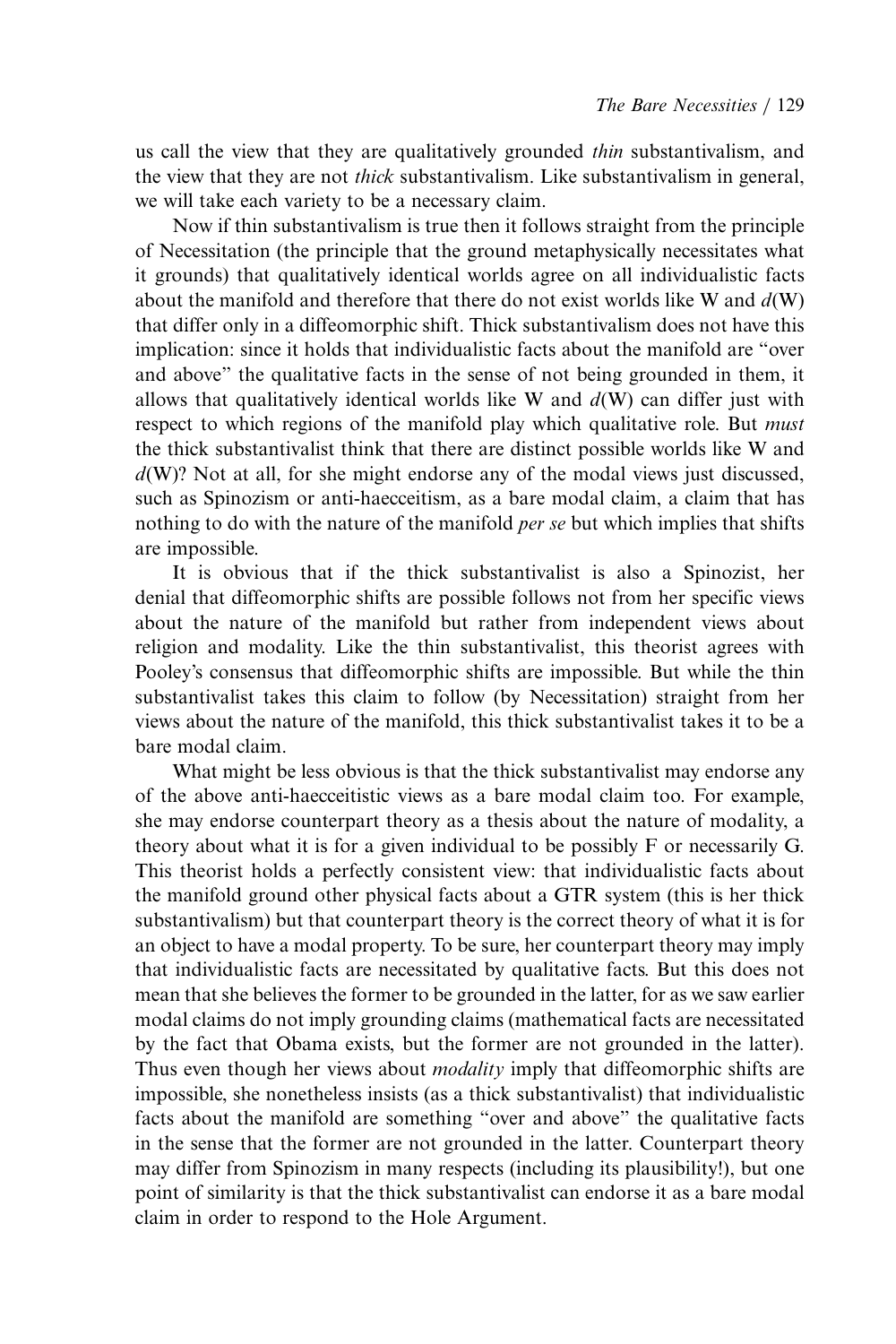us call the view that they are qualitatively grounded *thin* substantivalism, and the view that they are not *thick* substantivalism. Like substantivalism in general, we will take each variety to be a necessary claim.

Now if thin substantivalism is true then it follows straight from the principle of Necessitation (the principle that the ground metaphysically necessitates what it grounds) that qualitatively identical worlds agree on all individualistic facts about the manifold and therefore that there do not exist worlds like W and $d$(W) that differ only in a diffeomorphic shift. Thick substantivalism does not have this implication: since it holds that individualistic facts about the manifold are "over and above" the qualitative facts in the sense of not being grounded in them, it allows that qualitatively identical worlds like W and $d$(W) can differ just with respect to which regions of the manifold play which qualitative role. But *must* the thick substantivalist think that there are distinct possible worlds like W and $d$(W)? Not at all, for she might endorse any of the modal views just discussed, such as Spinozism or anti-haecceitism, as a bare modal claim, a claim that has nothing to do with the nature of the manifold *per se* but which implies that shifts are impossible.

It is obvious that if the thick substantivalist is also a Spinozist, her denial that diffeomorphic shifts are possible follows not from her specific views about the nature of the manifold but rather from independent views about religion and modality. Like the thin substantivalist, this theorist agrees with Pooley's consensus that diffeomorphic shifts are impossible. But while the thin substantivalist takes this claim to follow (by Necessitation) straight from her views about the nature of the manifold, this thick substantivalist takes it to be a bare modal claim.

What might be less obvious is that the thick substantivalist may endorse any of the above anti-haecceitistic views as a bare modal claim too. For example, she may endorse counterpart theory as a thesis about the nature of modality, a theory about what it is for a given individual to be possibly F or necessarily G. This theorist holds a perfectly consistent view: that individualistic facts about the manifold ground other physical facts about a GTR system (this is her thick substantivalism) but that counterpart theory is the correct theory of what it is for an object to have a modal property. To be sure, her counterpart theory may imply that individualistic facts are necessitated by qualitative facts. But this does not mean that she believes the former to be grounded in the latter, for as we saw earlier modal claims do not imply grounding claims (mathematical facts are necessitated by the fact that Obama exists, but the former are not grounded in the latter). Thus even though her views about *modality* imply that diffeomorphic shifts are impossible, she nonetheless insists (as a thick substantivalist) that individualistic facts about the manifold are something "over and above" the qualitative facts in the sense that the former are not grounded in the latter. Counterpart theory may differ from Spinozism in many respects (including its plausibility!), but one point of similarity is that the thick substantivalist can endorse it as a bare modal claim in order to respond to the Hole Argument.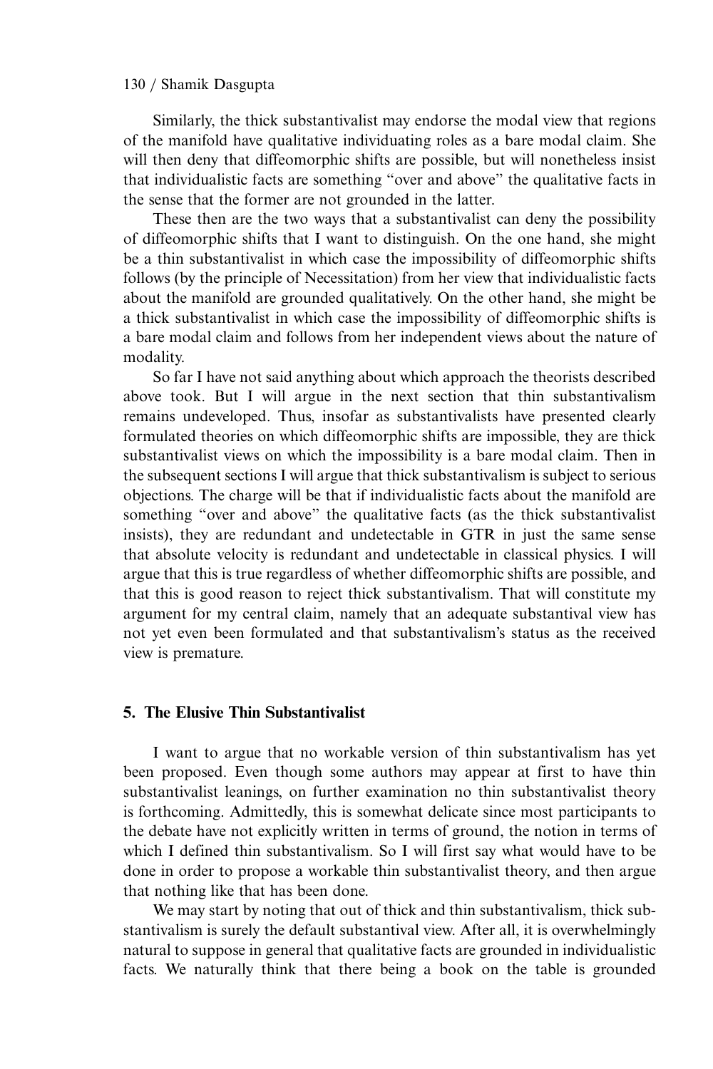Similarly, the thick substantivalist may endorse the modal view that regions of the manifold have qualitative individuating roles as a bare modal claim. She will then deny that diffeomorphic shifts are possible, but will nonetheless insist that individualistic facts are something "over and above" the qualitative facts in the sense that the former are not grounded in the latter.

These then are the two ways that a substantivalist can deny the possibility of diffeomorphic shifts that I want to distinguish. On the one hand, she might be a thin substantivalist in which case the impossibility of diffeomorphic shifts follows (by the principle of Necessitation) from her view that individualistic facts about the manifold are grounded qualitatively. On the other hand, she might be a thick substantivalist in which case the impossibility of diffeomorphic shifts is a bare modal claim and follows from her independent views about the nature of modality.

So far I have not said anything about which approach the theorists described above took. But I will argue in the next section that thin substantivalism remains undeveloped. Thus, insofar as substantivalists have presented clearly formulated theories on which diffeomorphic shifts are impossible, they are thick substantivalist views on which the impossibility is a bare modal claim. Then in the subsequent sections I will argue that thick substantivalism is subject to serious objections. The charge will be that if individualistic facts about the manifold are something "over and above" the qualitative facts (as the thick substantivalist insists), they are redundant and undetectable in GTR in just the same sense that absolute velocity is redundant and undetectable in classical physics. I will argue that this is true regardless of whether diffeomorphic shifts are possible, and that this is good reason to reject thick substantivalism. That will constitute my argument for my central claim, namely that an adequate substantival view has not yet even been formulated and that substantivalism's status as the received view is premature.

## 5. The Elusive Thin Substantivalist

I want to argue that no workable version of thin substantivalism has yet been proposed. Even though some authors may appear at first to have thin substantivalist leanings, on further examination no thin substantivalist theory is forthcoming. Admittedly, this is somewhat delicate since most participants to the debate have not explicitly written in terms of ground, the notion in terms of which I defined thin substantivalism. So I will first say what would have to be done in order to propose a workable thin substantivalist theory, and then argue that nothing like that has been done.

We may start by noting that out of thick and thin substantivalism, thick substantivalism is surely the default substantival view. After all, it is overwhelmingly natural to suppose in general that qualitative facts are grounded in individualistic facts. We naturally think that there being a book on the table is grounded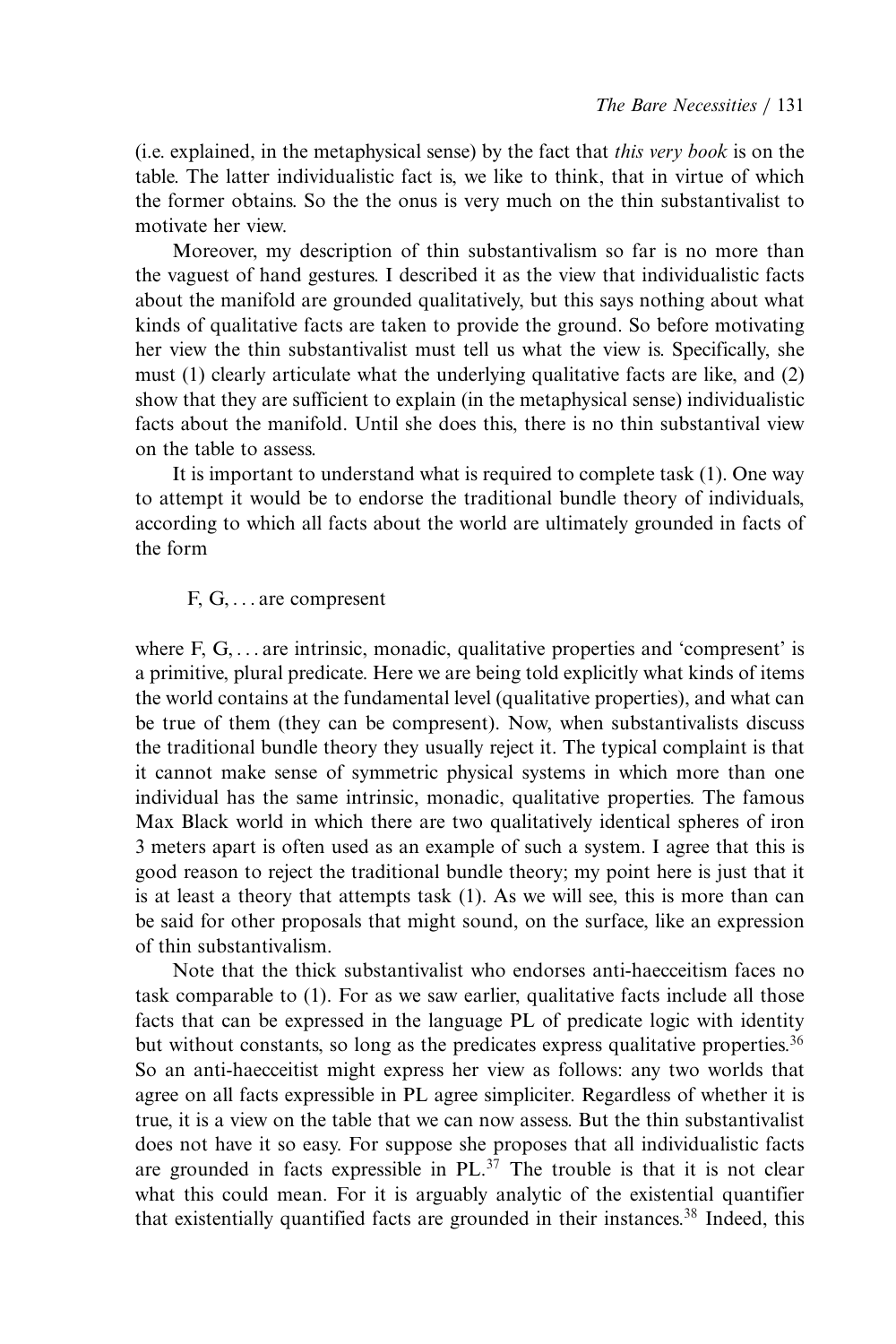(i.e. explained, in the metaphysical sense) by the fact that *this very book* is on the table. The latter individualistic fact is, we like to think, that in virtue of which the former obtains. So the the onus is very much on the thin substantivalist to motivate her view.

Moreover, my description of thin substantivalism so far is no more than the vaguest of hand gestures. I described it as the view that individualistic facts about the manifold are grounded qualitatively, but this says nothing about what kinds of qualitative facts are taken to provide the ground. So before motivating her view the thin substantivalist must tell us what the view is. Specifically, she must (1) clearly articulate what the underlying qualitative facts are like, and (2) show that they are sufficient to explain (in the metaphysical sense) individualistic facts about the manifold. Until she does this, there is no thin substantival view on the table to assess.

It is important to understand what is required to complete task (1). One way to attempt it would be to endorse the traditional bundle theory of individuals, according to which all facts about the world are ultimately grounded in facts of the form

F, G, . . . are compresent

where F, G, . . . are intrinsic, monadic, qualitative properties and 'compresent' is a primitive, plural predicate. Here we are being told explicitly what kinds of items the world contains at the fundamental level (qualitative properties), and what can be true of them (they can be compresent). Now, when substantivalists discuss the traditional bundle theory they usually reject it. The typical complaint is that it cannot make sense of symmetric physical systems in which more than one individual has the same intrinsic, monadic, qualitative properties. The famous Max Black world in which there are two qualitatively identical spheres of iron 3 meters apart is often used as an example of such a system. I agree that this is good reason to reject the traditional bundle theory; my point here is just that it is at least a theory that attempts task (1). As we will see, this is more than can be said for other proposals that might sound, on the surface, like an expression of thin substantivalism.

Note that the thick substantivalist who endorses anti-haecceitism faces no task comparable to (1). For as we saw earlier, qualitative facts include all those facts that can be expressed in the language PL of predicate logic with identity but without constants, so long as the predicates express qualitative properties.[36] So an anti-haecceitist might express her view as follows: any two worlds that agree on all facts expressible in PL agree simpliciter. Regardless of whether it is true, it is a view on the table that we can now assess. But the thin substantivalist does not have it so easy. For suppose she proposes that all individualistic facts are grounded in facts expressible in PL.[37] The trouble is that it is not clear what this could mean. For it is arguably analytic of the existential quantifier that existentially quantified facts are grounded in their instances.[38] Indeed, this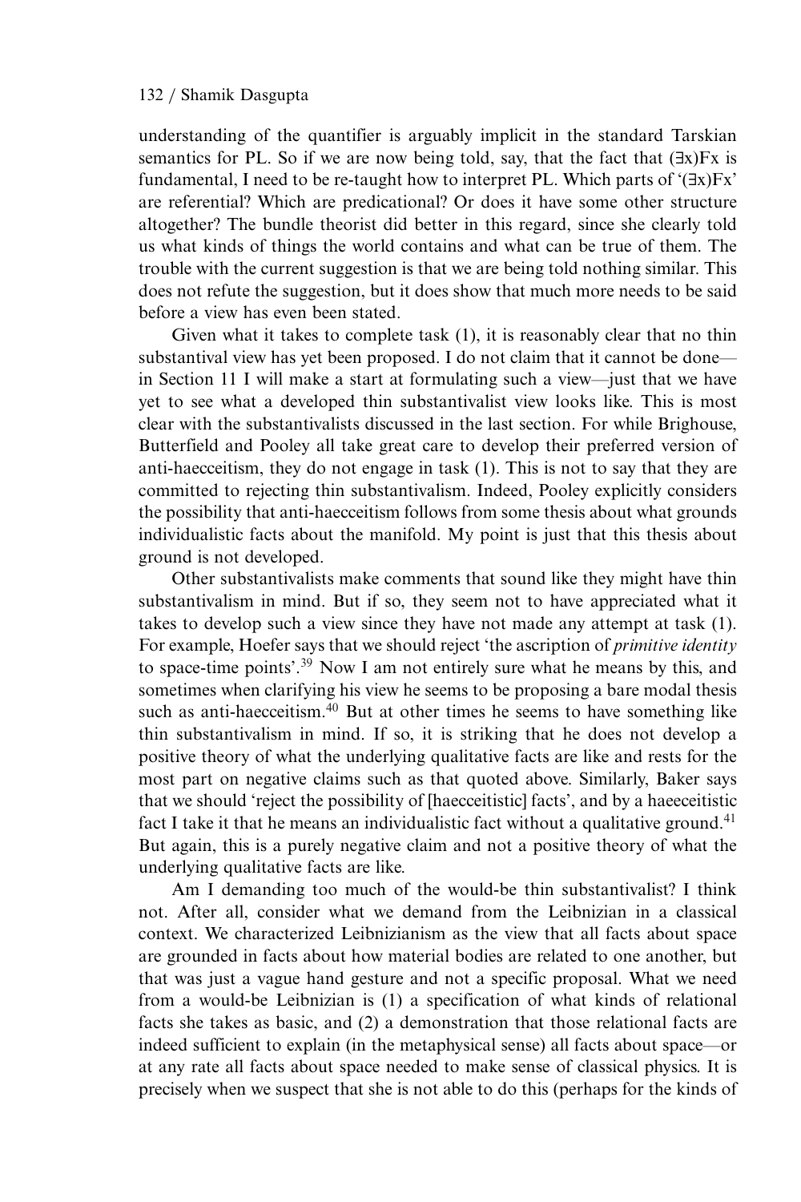understanding of the quantifier is arguably implicit in the standard Tarskian semantics for PL. So if we are now being told, say, that the fact that $(\exists x)Fx$ is fundamental, I need to be re-taught how to interpret PL. Which parts of '$(\exists x)Fx$' are referential? Which are predicational? Or does it have some other structure altogether? The bundle theorist did better in this regard, since she clearly told us what kinds of things the world contains and what can be true of them. The trouble with the current suggestion is that we are being told nothing similar. This does not refute the suggestion, but it does show that much more needs to be said before a view has even been stated.

Given what it takes to complete task (1), it is reasonably clear that no thin substantival view has yet been proposed. I do not claim that it cannot be done—in Section 11 I will make a start at formulating such a view—just that we have yet to see what a developed thin substantivalist view looks like. This is most clear with the substantivalists discussed in the last section. For while Brighouse, Butterfield and Pooley all take great care to develop their preferred version of anti-haecceitism, they do not engage in task (1). This is not to say that they are committed to rejecting thin substantivalism. Indeed, Pooley explicitly considers the possibility that anti-haecceitism follows from some thesis about what grounds individualistic facts about the manifold. My point is just that this thesis about ground is not developed.

Other substantivalists make comments that sound like they might have thin substantivalism in mind. But if so, they seem not to have appreciated what it takes to develop such a view since they have not made any attempt at task (1). For example, Hoefer says that we should reject 'the ascription of *primitive identity* to space-time points'.[39] Now I am not entirely sure what he means by this, and sometimes when clarifying his view he seems to be proposing a bare modal thesis such as anti-haecceitism.[40] But at other times he seems to have something like thin substantivalism in mind. If so, it is striking that he does not develop a positive theory of what the underlying qualitative facts are like and rests for the most part on negative claims such as that quoted above. Similarly, Baker says that we should 'reject the possibility of [haecceitistic] facts', and by a haeceeitistic fact I take it that he means an individualistic fact without a qualitative ground.[41] But again, this is a purely negative claim and not a positive theory of what the underlying qualitative facts are like.

Am I demanding too much of the would-be thin substantivalist? I think not. After all, consider what we demand from the Leibnizian in a classical context. We characterized Leibnizianism as the view that all facts about space are grounded in facts about how material bodies are related to one another, but that was just a vague hand gesture and not a specific proposal. What we need from a would-be Leibnizian is (1) a specification of what kinds of relational facts she takes as basic, and (2) a demonstration that those relational facts are indeed sufficient to explain (in the metaphysical sense) all facts about space—or at any rate all facts about space needed to make sense of classical physics. It is precisely when we suspect that she is not able to do this (perhaps for the kinds of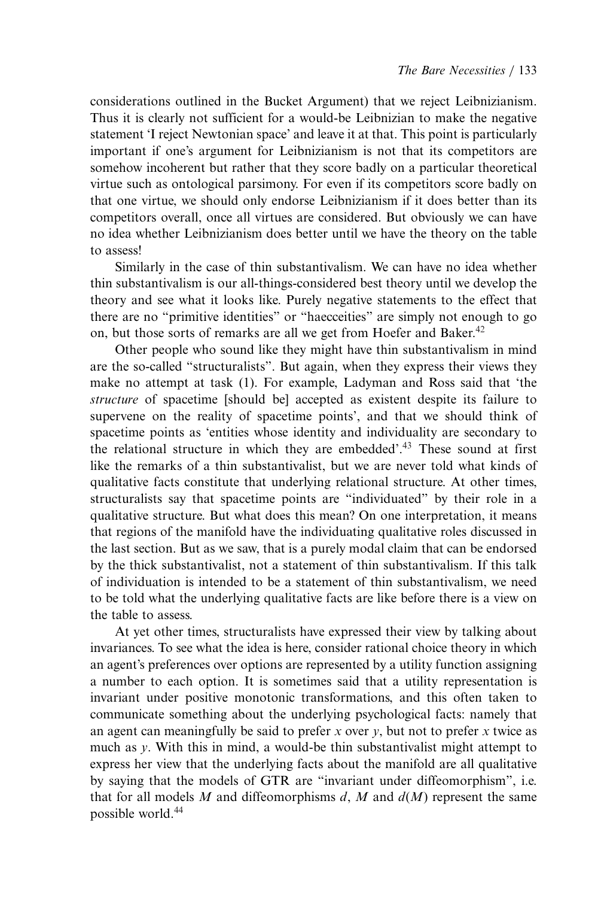considerations outlined in the Bucket Argument) that we reject Leibnizianism. Thus it is clearly not sufficient for a would-be Leibnizian to make the negative statement 'I reject Newtonian space' and leave it at that. This point is particularly important if one's argument for Leibnizianism is not that its competitors are somehow incoherent but rather that they score badly on a particular theoretical virtue such as ontological parsimony. For even if its competitors score badly on that one virtue, we should only endorse Leibnizianism if it does better than its competitors overall, once all virtues are considered. But obviously we can have no idea whether Leibnizianism does better until we have the theory on the table to assess!

Similarly in the case of thin substantivalism. We can have no idea whether thin substantivalism is our all-things-considered best theory until we develop the theory and see what it looks like. Purely negative statements to the effect that there are no "primitive identities" or "haecceities" are simply not enough to go on, but those sorts of remarks are all we get from Hoefer and Baker.[42]

Other people who sound like they might have thin substantivalism in mind are the so-called "structuralists". But again, when they express their views they make no attempt at task (1). For example, Ladyman and Ross said that 'the *structure* of spacetime [should be] accepted as existent despite its failure to supervene on the reality of spacetime points', and that we should think of spacetime points as 'entities whose identity and individuality are secondary to the relational structure in which they are embedded'.[43] These sound at first like the remarks of a thin substantivalist, but we are never told what kinds of qualitative facts constitute that underlying relational structure. At other times, structuralists say that spacetime points are "individuated" by their role in a qualitative structure. But what does this mean? On one interpretation, it means that regions of the manifold have the individuating qualitative roles discussed in the last section. But as we saw, that is a purely modal claim that can be endorsed by the thick substantivalist, not a statement of thin substantivalism. If this talk of individuation is intended to be a statement of thin substantivalism, we need to be told what the underlying qualitative facts are like before there is a view on the table to assess.

At yet other times, structuralists have expressed their view by talking about invariances. To see what the idea is here, consider rational choice theory in which an agent's preferences over options are represented by a utility function assigning a number to each option. It is sometimes said that a utility representation is invariant under positive monotonic transformations, and this often taken to communicate something about the underlying psychological facts: namely that an agent can meaningfully be said to prefer $x$ over $y$, but not to prefer $x$ twice as much as $y$. With this in mind, a would-be thin substantivalist might attempt to express her view that the underlying facts about the manifold are all qualitative by saying that the models of GTR are "invariant under diffeomorphism", i.e. that for all models $M$ and diffeomorphisms $d$, $M$ and $d(M)$ represent the same possible world.[44]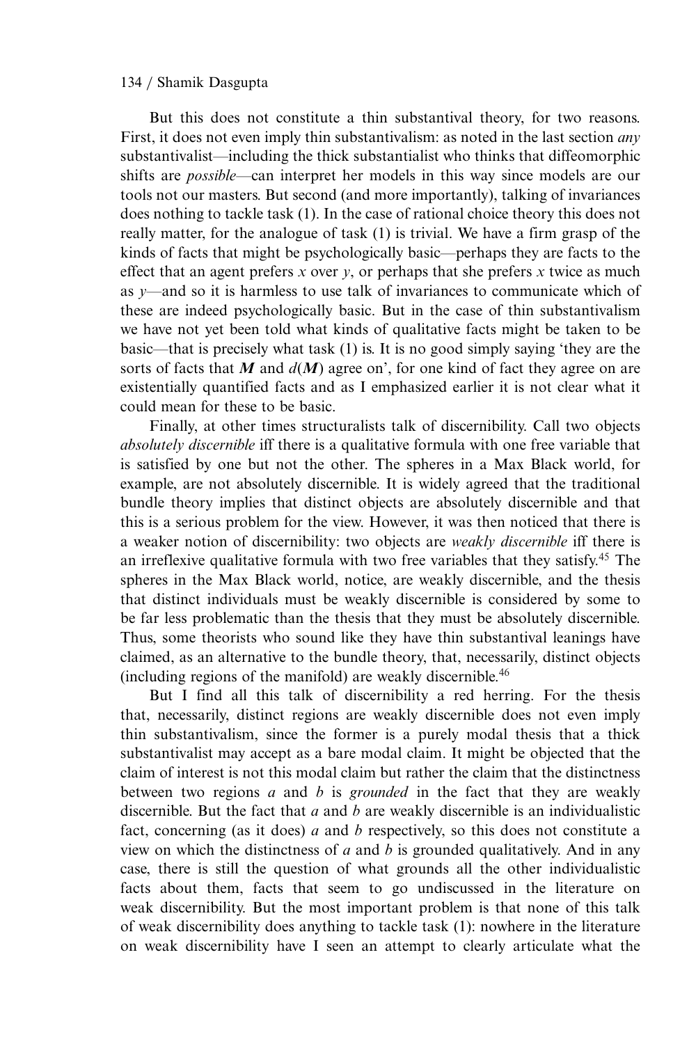But this does not constitute a thin substantival theory, for two reasons. First, it does not even imply thin substantivalism: as noted in the last section *any* substantivalist—including the thick substantialist who thinks that diffeomorphic shifts are *possible*—can interpret her models in this way since models are our tools not our masters. But second (and more importantly), talking of invariances does nothing to tackle task (1). In the case of rational choice theory this does not really matter, for the analogue of task (1) is trivial. We have a firm grasp of the kinds of facts that might be psychologically basic—perhaps they are facts to the effect that an agent prefers *x* over *y*, or perhaps that she prefers *x* twice as much as *y*—and so it is harmless to use talk of invariances to communicate which of these are indeed psychologically basic. But in the case of thin substantivalism we have not yet been told what kinds of qualitative facts might be taken to be basic—that is precisely what task (1) is. It is no good simply saying 'they are the sorts of facts that $\boldsymbol{M}$ and $d(\boldsymbol{M})$ agree on', for one kind of fact they agree on are existentially quantified facts and as I emphasized earlier it is not clear what it could mean for these to be basic.

Finally, at other times structuralists talk of discernibility. Call two objects *absolutely discernible* iff there is a qualitative formula with one free variable that is satisfied by one but not the other. The spheres in a Max Black world, for example, are not absolutely discernible. It is widely agreed that the traditional bundle theory implies that distinct objects are absolutely discernible and that this is a serious problem for the view. However, it was then noticed that there is a weaker notion of discernibility: two objects are *weakly discernible* iff there is an irreflexive qualitative formula with two free variables that they satisfy.[45] The spheres in the Max Black world, notice, are weakly discernible, and the thesis that distinct individuals must be weakly discernible is considered by some to be far less problematic than the thesis that they must be absolutely discernible. Thus, some theorists who sound like they have thin substantival leanings have claimed, as an alternative to the bundle theory, that, necessarily, distinct objects (including regions of the manifold) are weakly discernible.[46]

But I find all this talk of discernibility a red herring. For the thesis that, necessarily, distinct regions are weakly discernible does not even imply thin substantivalism, since the former is a purely modal thesis that a thick substantivalist may accept as a bare modal claim. It might be objected that the claim of interest is not this modal claim but rather the claim that the distinctness between two regions *a* and *b* is *grounded* in the fact that they are weakly discernible. But the fact that *a* and *b* are weakly discernible is an individualistic fact, concerning (as it does) *a* and *b* respectively, so this does not constitute a view on which the distinctness of *a* and *b* is grounded qualitatively. And in any case, there is still the question of what grounds all the other individualistic facts about them, facts that seem to go undiscussed in the literature on weak discernibility. But the most important problem is that none of this talk of weak discernibility does anything to tackle task (1): nowhere in the literature on weak discernibility have I seen an attempt to clearly articulate what the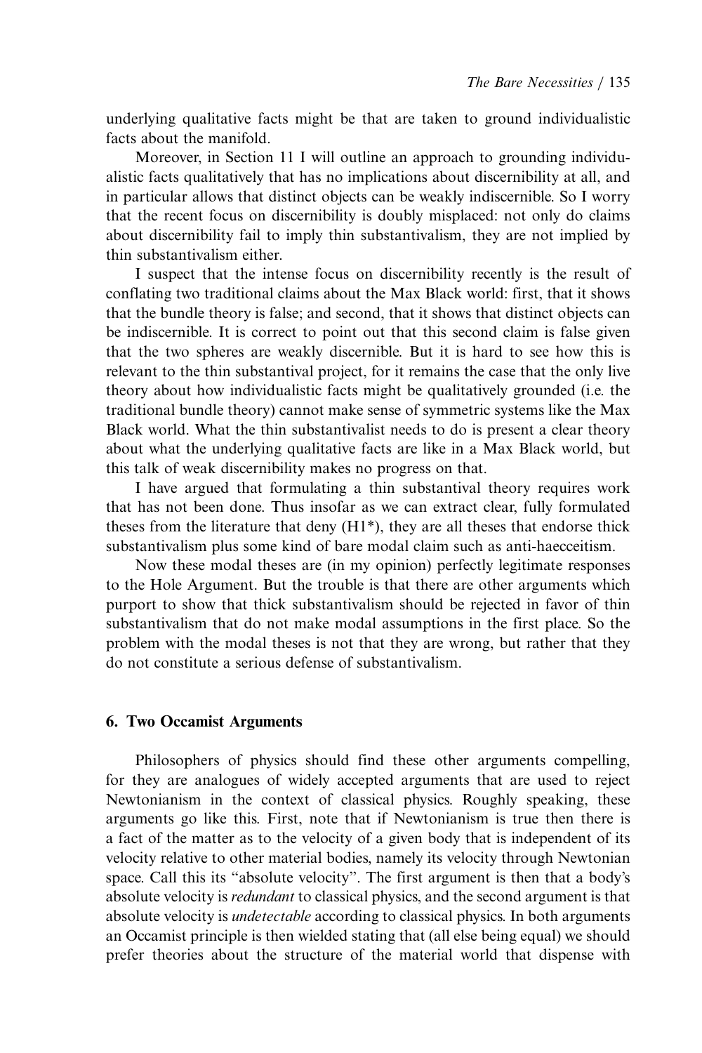underlying qualitative facts might be that are taken to ground individualistic facts about the manifold.

Moreover, in Section 11 I will outline an approach to grounding individualistic facts qualitatively that has no implications about discernibility at all, and in particular allows that distinct objects can be weakly indiscernible. So I worry that the recent focus on discernibility is doubly misplaced: not only do claims about discernibility fail to imply thin substantivalism, they are not implied by thin substantivalism either.

I suspect that the intense focus on discernibility recently is the result of conflating two traditional claims about the Max Black world: first, that it shows that the bundle theory is false; and second, that it shows that distinct objects can be indiscernible. It is correct to point out that this second claim is false given that the two spheres are weakly discernible. But it is hard to see how this is relevant to the thin substantival project, for it remains the case that the only live theory about how individualistic facts might be qualitatively grounded (i.e. the traditional bundle theory) cannot make sense of symmetric systems like the Max Black world. What the thin substantivalist needs to do is present a clear theory about what the underlying qualitative facts are like in a Max Black world, but this talk of weak discernibility makes no progress on that.

I have argued that formulating a thin substantival theory requires work that has not been done. Thus insofar as we can extract clear, fully formulated theses from the literature that deny (H1*), they are all theses that endorse thick substantivalism plus some kind of bare modal claim such as anti-haecceitism.

Now these modal theses are (in my opinion) perfectly legitimate responses to the Hole Argument. But the trouble is that there are other arguments which purport to show that thick substantivalism should be rejected in favor of thin substantivalism that do not make modal assumptions in the first place. So the problem with the modal theses is not that they are wrong, but rather that they do not constitute a serious defense of substantivalism.

## 6. Two Occamist Arguments

Philosophers of physics should find these other arguments compelling, for they are analogues of widely accepted arguments that are used to reject Newtonianism in the context of classical physics. Roughly speaking, these arguments go like this. First, note that if Newtonianism is true then there is a fact of the matter as to the velocity of a given body that is independent of its velocity relative to other material bodies, namely its velocity through Newtonian space. Call this its "absolute velocity". The first argument is then that a body's absolute velocity is *redundant* to classical physics, and the second argument is that absolute velocity is *undetectable* according to classical physics. In both arguments an Occamist principle is then wielded stating that (all else being equal) we should prefer theories about the structure of the material world that dispense with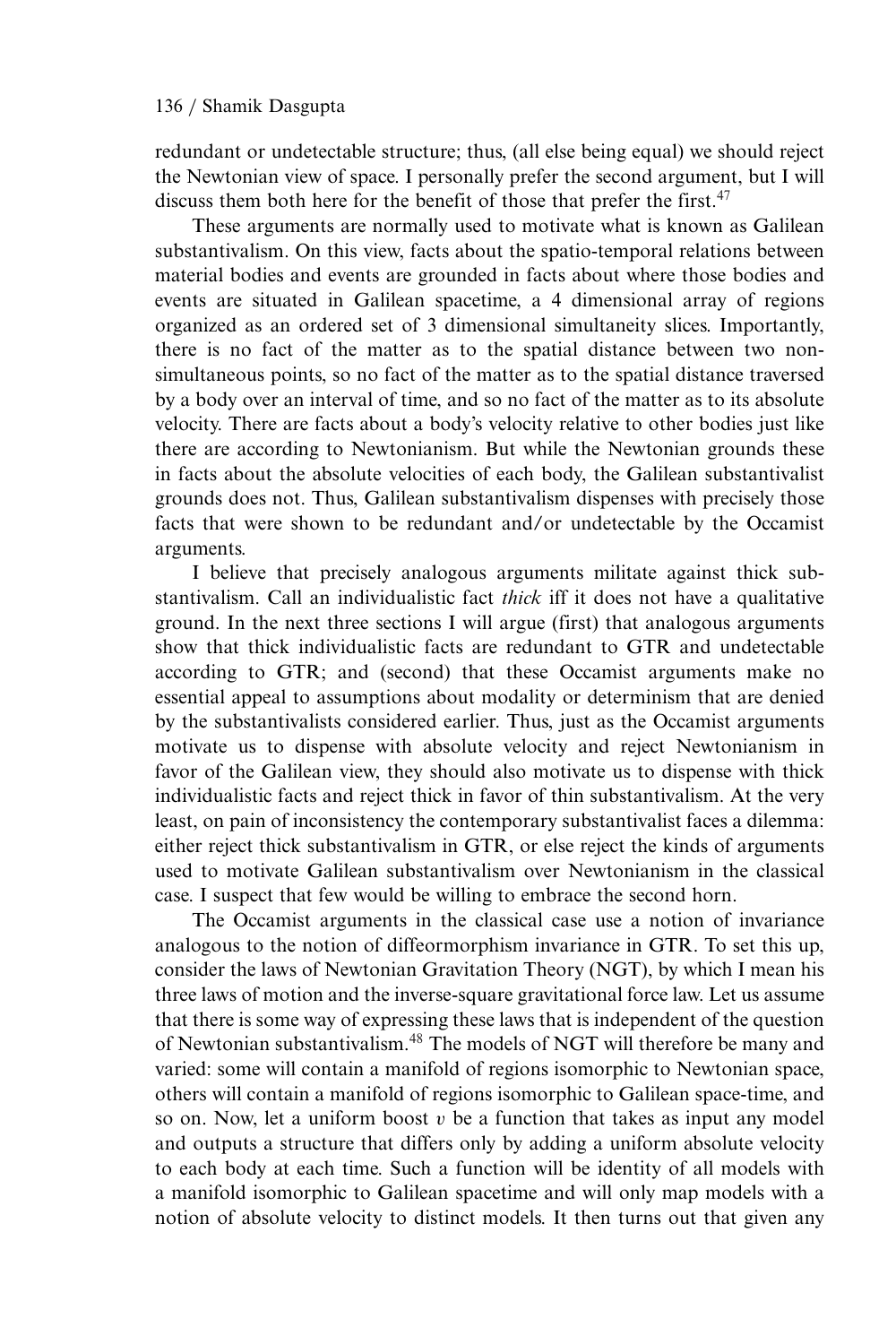redundant or undetectable structure; thus, (all else being equal) we should reject the Newtonian view of space. I personally prefer the second argument, but I will discuss them both here for the benefit of those that prefer the first.[47]

These arguments are normally used to motivate what is known as Galilean substantivalism. On this view, facts about the spatio-temporal relations between material bodies and events are grounded in facts about where those bodies and events are situated in Galilean spacetime, a 4 dimensional array of regions organized as an ordered set of 3 dimensional simultaneity slices. Importantly, there is no fact of the matter as to the spatial distance between two non-simultaneous points, so no fact of the matter as to the spatial distance traversed by a body over an interval of time, and so no fact of the matter as to its absolute velocity. There are facts about a body's velocity relative to other bodies just like there are according to Newtonianism. But while the Newtonian grounds these in facts about the absolute velocities of each body, the Galilean substantivalist grounds does not. Thus, Galilean substantivalism dispenses with precisely those facts that were shown to be redundant and/or undetectable by the Occamist arguments.

I believe that precisely analogous arguments militate against thick substantivalism. Call an individualistic fact *thick* iff it does not have a qualitative ground. In the next three sections I will argue (first) that analogous arguments show that thick individualistic facts are redundant to GTR and undetectable according to GTR; and (second) that these Occamist arguments make no essential appeal to assumptions about modality or determinism that are denied by the substantivalists considered earlier. Thus, just as the Occamist arguments motivate us to dispense with absolute velocity and reject Newtonianism in favor of the Galilean view, they should also motivate us to dispense with thick individualistic facts and reject thick in favor of thin substantivalism. At the very least, on pain of inconsistency the contemporary substantivalist faces a dilemma: either reject thick substantivalism in GTR, or else reject the kinds of arguments used to motivate Galilean substantivalism over Newtonianism in the classical case. I suspect that few would be willing to embrace the second horn.

The Occamist arguments in the classical case use a notion of invariance analogous to the notion of diffeormorphism invariance in GTR. To set this up, consider the laws of Newtonian Gravitation Theory (NGT), by which I mean his three laws of motion and the inverse-square gravitational force law. Let us assume that there is some way of expressing these laws that is independent of the question of Newtonian substantivalism.[48] The models of NGT will therefore be many and varied: some will contain a manifold of regions isomorphic to Newtonian space, others will contain a manifold of regions isomorphic to Galilean space-time, and so on. Now, let a uniform boost $v$ be a function that takes as input any model and outputs a structure that differs only by adding a uniform absolute velocity to each body at each time. Such a function will be identity of all models with a manifold isomorphic to Galilean spacetime and will only map models with a notion of absolute velocity to distinct models. It then turns out that given any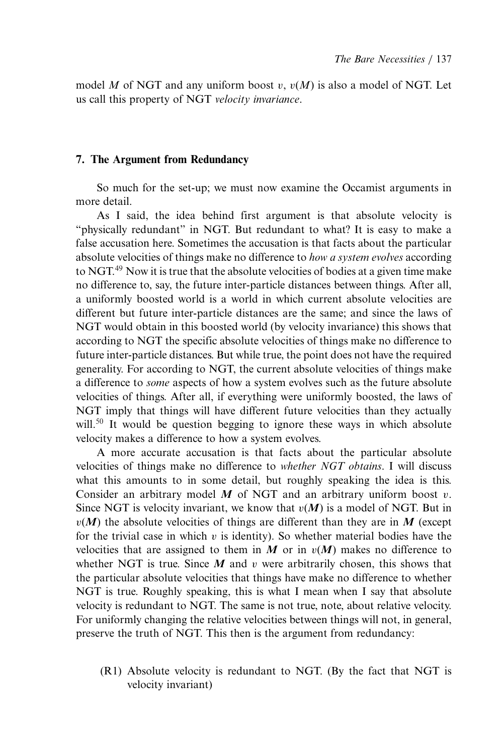model $M$ of NGT and any uniform boost $v$, $v(M)$ is also a model of NGT. Let us call this property of NGT *velocity invariance*.

## 7. The Argument from Redundancy

So much for the set-up; we must now examine the Occamist arguments in more detail.

As I said, the idea behind first argument is that absolute velocity is "physically redundant" in NGT. But redundant to what? It is easy to make a false accusation here. Sometimes the accusation is that facts about the particular absolute velocities of things make no difference to *how a system evolves* according to NGT.[49] Now it is true that the absolute velocities of bodies at a given time make no difference to, say, the future inter-particle distances between things. After all, a uniformly boosted world is a world in which current absolute velocities are different but future inter-particle distances are the same; and since the laws of NGT would obtain in this boosted world (by velocity invariance) this shows that according to NGT the specific absolute velocities of things make no difference to future inter-particle distances. But while true, the point does not have the required generality. For according to NGT, the current absolute velocities of things make a difference to *some* aspects of how a system evolves such as the future absolute velocities of things. After all, if everything were uniformly boosted, the laws of NGT imply that things will have different future velocities than they actually will.[50] It would be question begging to ignore these ways in which absolute velocity makes a difference to how a system evolves.

A more accurate accusation is that facts about the particular absolute velocities of things make no difference to *whether NGT obtains*. I will discuss what this amounts to in some detail, but roughly speaking the idea is this. Consider an arbitrary model $\boldsymbol{M}$ of NGT and an arbitrary uniform boost $v$. Since NGT is velocity invariant, we know that $v(\boldsymbol{M})$ is a model of NGT. But in $v(\boldsymbol{M})$ the absolute velocities of things are different than they are in $\boldsymbol{M}$ (except for the trivial case in which $v$ is identity). So whether material bodies have the velocities that are assigned to them in $\boldsymbol{M}$ or in $v(\boldsymbol{M})$ makes no difference to whether NGT is true. Since $\boldsymbol{M}$ and $v$ were arbitrarily chosen, this shows that the particular absolute velocities that things have make no difference to whether NGT is true. Roughly speaking, this is what I mean when I say that absolute velocity is redundant to NGT. The same is not true, note, about relative velocity. For uniformly changing the relative velocities between things will not, in general, preserve the truth of NGT. This then is the argument from redundancy:

(R1) Absolute velocity is redundant to NGT. (By the fact that NGT is velocity invariant)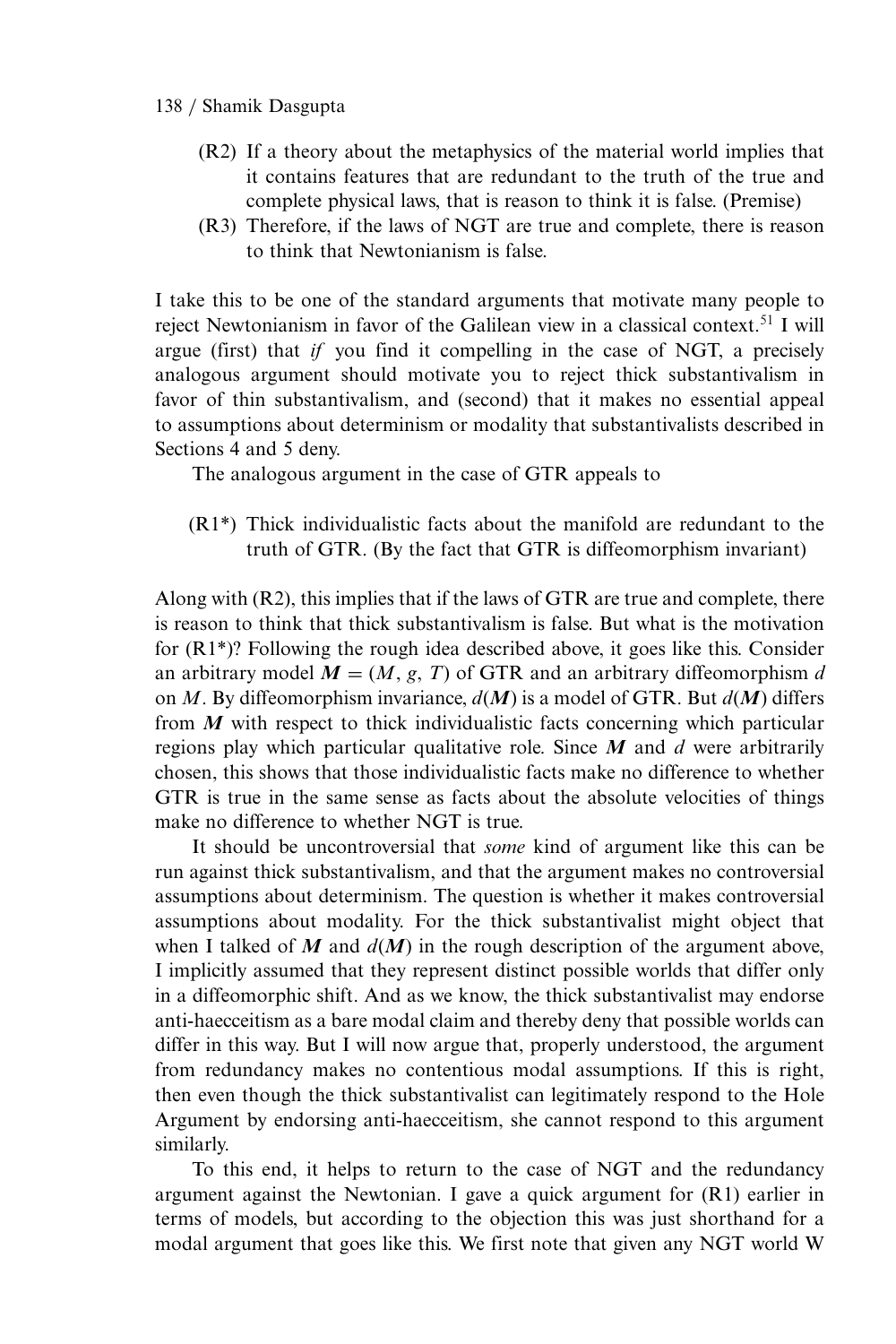(R2) If a theory about the metaphysics of the material world implies that it contains features that are redundant to the truth of the true and complete physical laws, that is reason to think it is false. (Premise)

(R3) Therefore, if the laws of NGT are true and complete, there is reason to think that Newtonianism is false.

I take this to be one of the standard arguments that motivate many people to reject Newtonianism in favor of the Galilean view in a classical context.[51] I will argue (first) that *if* you find it compelling in the case of NGT, a precisely analogous argument should motivate you to reject thick substantivalism in favor of thin substantivalism, and (second) that it makes no essential appeal to assumptions about determinism or modality that substantivalists described in Sections 4 and 5 deny.

The analogous argument in the case of GTR appeals to

(R1*) Thick individualistic facts about the manifold are redundant to the truth of GTR. (By the fact that GTR is diffeomorphism invariant)

Along with (R2), this implies that if the laws of GTR are true and complete, there is reason to think that thick substantivalism is false. But what is the motivation for (R1*)? Following the rough idea described above, it goes like this. Consider an arbitrary model $\boldsymbol{M} = (M, g, T)$ of GTR and an arbitrary diffeomorphism $d$ on $M$. By diffeomorphism invariance, $d(\boldsymbol{M})$ is a model of GTR. But $d(\boldsymbol{M})$ differs from $\boldsymbol{M}$ with respect to thick individualistic facts concerning which particular regions play which particular qualitative role. Since $\boldsymbol{M}$ and $d$ were arbitrarily chosen, this shows that those individualistic facts make no difference to whether GTR is true in the same sense as facts about the absolute velocities of things make no difference to whether NGT is true.

It should be uncontroversial that *some* kind of argument like this can be run against thick substantivalism, and that the argument makes no controversial assumptions about determinism. The question is whether it makes controversial assumptions about modality. For the thick substantivalist might object that when I talked of $\boldsymbol{M}$ and $d(\boldsymbol{M})$ in the rough description of the argument above, I implicitly assumed that they represent distinct possible worlds that differ only in a diffeomorphic shift. And as we know, the thick substantivalist may endorse anti-haecceitism as a bare modal claim and thereby deny that possible worlds can differ in this way. But I will now argue that, properly understood, the argument from redundancy makes no contentious modal assumptions. If this is right, then even though the thick substantivalist can legitimately respond to the Hole Argument by endorsing anti-haecceitism, she cannot respond to this argument similarly.

To this end, it helps to return to the case of NGT and the redundancy argument against the Newtonian. I gave a quick argument for (R1) earlier in terms of models, but according to the objection this was just shorthand for a modal argument that goes like this. We first note that given any NGT world W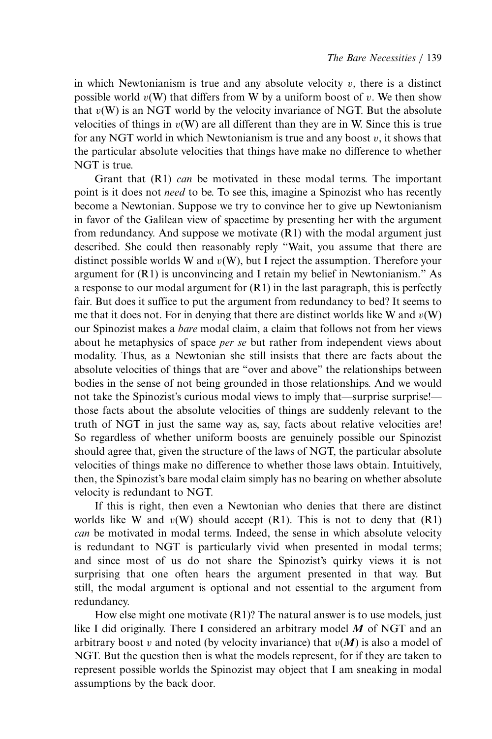in which Newtonianism is true and any absolute velocity $v$, there is a distinct possible world $v(\mathrm{W})$ that differs from W by a uniform boost of $v$. We then show that $v(\mathrm{W})$ is an NGT world by the velocity invariance of NGT. But the absolute velocities of things in $v(\mathrm{W})$ are all different than they are in W. Since this is true for any NGT world in which Newtonianism is true and any boost $v$, it shows that the particular absolute velocities that things have make no difference to whether NGT is true.

Grant that (R1) *can* be motivated in these modal terms. The important point is it does not *need* to be. To see this, imagine a Spinozist who has recently become a Newtonian. Suppose we try to convince her to give up Newtonianism in favor of the Galilean view of spacetime by presenting her with the argument from redundancy. And suppose we motivate (R1) with the modal argument just described. She could then reasonably reply "Wait, you assume that there are distinct possible worlds W and $v(\mathrm{W})$, but I reject the assumption. Therefore your argument for (R1) is unconvincing and I retain my belief in Newtonianism." As a response to our modal argument for (R1) in the last paragraph, this is perfectly fair. But does it suffice to put the argument from redundancy to bed? It seems to me that it does not. For in denying that there are distinct worlds like W and $v(\mathrm{W})$ our Spinozist makes a *bare* modal claim, a claim that follows not from her views about he metaphysics of space *per se* but rather from independent views about modality. Thus, as a Newtonian she still insists that there are facts about the absolute velocities of things that are "over and above" the relationships between bodies in the sense of not being grounded in those relationships. And we would not take the Spinozist's curious modal views to imply that—surprise surprise!—those facts about the absolute velocities of things are suddenly relevant to the truth of NGT in just the same way as, say, facts about relative velocities are! So regardless of whether uniform boosts are genuinely possible our Spinozist should agree that, given the structure of the laws of NGT, the particular absolute velocities of things make no difference to whether those laws obtain. Intuitively, then, the Spinozist's bare modal claim simply has no bearing on whether absolute velocity is redundant to NGT.

If this is right, then even a Newtonian who denies that there are distinct worlds like W and $v(\mathrm{W})$ should accept (R1). This is not to deny that (R1) *can* be motivated in modal terms. Indeed, the sense in which absolute velocity is redundant to NGT is particularly vivid when presented in modal terms; and since most of us do not share the Spinozist's quirky views it is not surprising that one often hears the argument presented in that way. But still, the modal argument is optional and not essential to the argument from redundancy.

How else might one motivate (R1)? The natural answer is to use models, just like I did originally. There I considered an arbitrary model $\boldsymbol{M}$ of NGT and an arbitrary boost $v$ and noted (by velocity invariance) that $v(\boldsymbol{M})$ is also a model of NGT. But the question then is what the models represent, for if they are taken to represent possible worlds the Spinozist may object that I am sneaking in modal assumptions by the back door.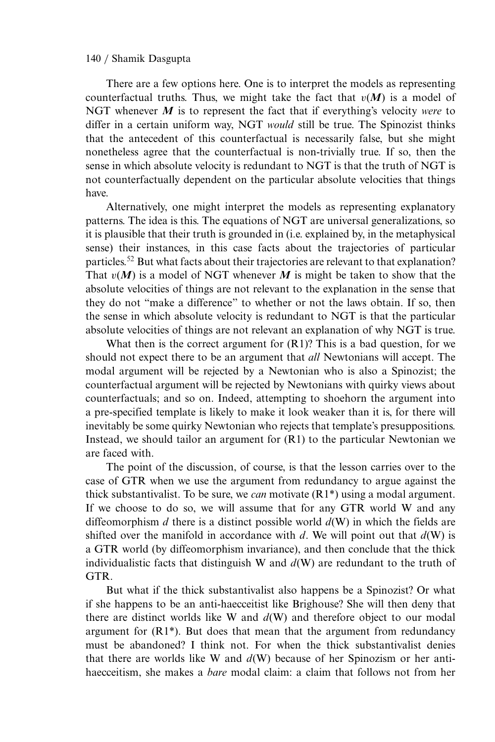There are a few options here. One is to interpret the models as representing counterfactual truths. Thus, we might take the fact that $v(\boldsymbol{M})$ is a model of NGT whenever $\boldsymbol{M}$ is to represent the fact that if everything's velocity *were* to differ in a certain uniform way, NGT *would* still be true. The Spinozist thinks that the antecedent of this counterfactual is necessarily false, but she might nonetheless agree that the counterfactual is non-trivially true. If so, then the sense in which absolute velocity is redundant to NGT is that the truth of NGT is not counterfactually dependent on the particular absolute velocities that things have.

Alternatively, one might interpret the models as representing explanatory patterns. The idea is this. The equations of NGT are universal generalizations, so it is plausible that their truth is grounded in (i.e. explained by, in the metaphysical sense) their instances, in this case facts about the trajectories of particular particles.[52] But what facts about their trajectories are relevant to that explanation? That $v(\boldsymbol{M})$ is a model of NGT whenever $\boldsymbol{M}$ is might be taken to show that the absolute velocities of things are not relevant to the explanation in the sense that they do not "make a difference" to whether or not the laws obtain. If so, then the sense in which absolute velocity is redundant to NGT is that the particular absolute velocities of things are not relevant an explanation of why NGT is true.

What then is the correct argument for (R1)? This is a bad question, for we should not expect there to be an argument that *all* Newtonians will accept. The modal argument will be rejected by a Newtonian who is also a Spinozist; the counterfactual argument will be rejected by Newtonians with quirky views about counterfactuals; and so on. Indeed, attempting to shoehorn the argument into a pre-specified template is likely to make it look weaker than it is, for there will inevitably be some quirky Newtonian who rejects that template's presuppositions. Instead, we should tailor an argument for (R1) to the particular Newtonian we are faced with.

The point of the discussion, of course, is that the lesson carries over to the case of GTR when we use the argument from redundancy to argue against the thick substantivalist. To be sure, we *can* motivate (R1*) using a modal argument. If we choose to do so, we will assume that for any GTR world W and any diffeomorphism $d$ there is a distinct possible world $d$(W) in which the fields are shifted over the manifold in accordance with $d$. We will point out that $d$(W) is a GTR world (by diffeomorphism invariance), and then conclude that the thick individualistic facts that distinguish W and $d$(W) are redundant to the truth of GTR.

But what if the thick substantivalist also happens be a Spinozist? Or what if she happens to be an anti-haecceitist like Brighouse? She will then deny that there are distinct worlds like W and $d$(W) and therefore object to our modal argument for (R1*). But does that mean that the argument from redundancy must be abandoned? I think not. For when the thick substantivalist denies that there are worlds like W and $d$(W) because of her Spinozism or her anti-haecceitism, she makes a *bare* modal claim: a claim that follows not from her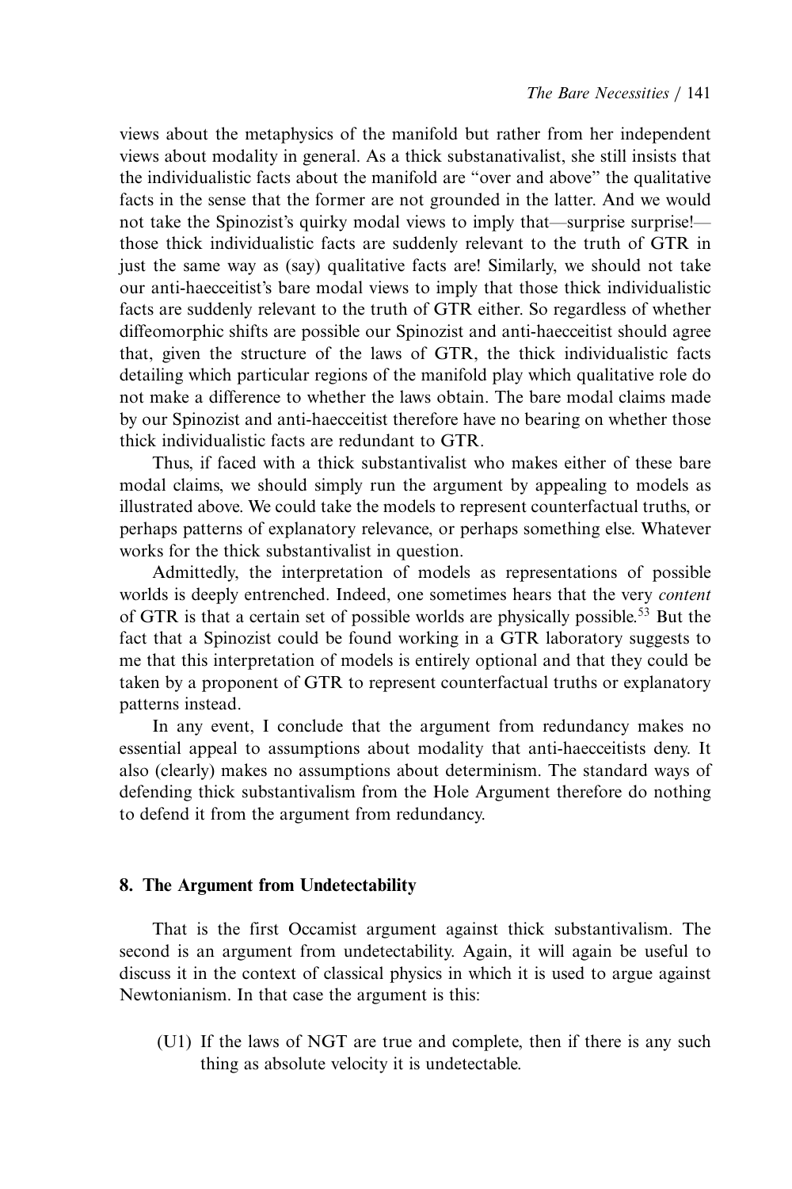views about the metaphysics of the manifold but rather from her independent views about modality in general. As a thick substanativalist, she still insists that the individualistic facts about the manifold are "over and above" the qualitative facts in the sense that the former are not grounded in the latter. And we would not take the Spinozist's quirky modal views to imply that—surprise surprise!—those thick individualistic facts are suddenly relevant to the truth of GTR in just the same way as (say) qualitative facts are! Similarly, we should not take our anti-haecceitist's bare modal views to imply that those thick individualistic facts are suddenly relevant to the truth of GTR either. So regardless of whether diffeomorphic shifts are possible our Spinozist and anti-haecceitist should agree that, given the structure of the laws of GTR, the thick individualistic facts detailing which particular regions of the manifold play which qualitative role do not make a difference to whether the laws obtain. The bare modal claims made by our Spinozist and anti-haecceitist therefore have no bearing on whether those thick individualistic facts are redundant to GTR.

Thus, if faced with a thick substantivalist who makes either of these bare modal claims, we should simply run the argument by appealing to models as illustrated above. We could take the models to represent counterfactual truths, or perhaps patterns of explanatory relevance, or perhaps something else. Whatever works for the thick substantivalist in question.

Admittedly, the interpretation of models as representations of possible worlds is deeply entrenched. Indeed, one sometimes hears that the very *content* of GTR is that a certain set of possible worlds are physically possible.[53] But the fact that a Spinozist could be found working in a GTR laboratory suggests to me that this interpretation of models is entirely optional and that they could be taken by a proponent of GTR to represent counterfactual truths or explanatory patterns instead.

In any event, I conclude that the argument from redundancy makes no essential appeal to assumptions about modality that anti-haecceitists deny. It also (clearly) makes no assumptions about determinism. The standard ways of defending thick substantivalism from the Hole Argument therefore do nothing to defend it from the argument from redundancy.

## 8. The Argument from Undetectability

That is the first Occamist argument against thick substantivalism. The second is an argument from undetectability. Again, it will again be useful to discuss it in the context of classical physics in which it is used to argue against Newtonianism. In that case the argument is this:

(U1) If the laws of NGT are true and complete, then if there is any such thing as absolute velocity it is undetectable.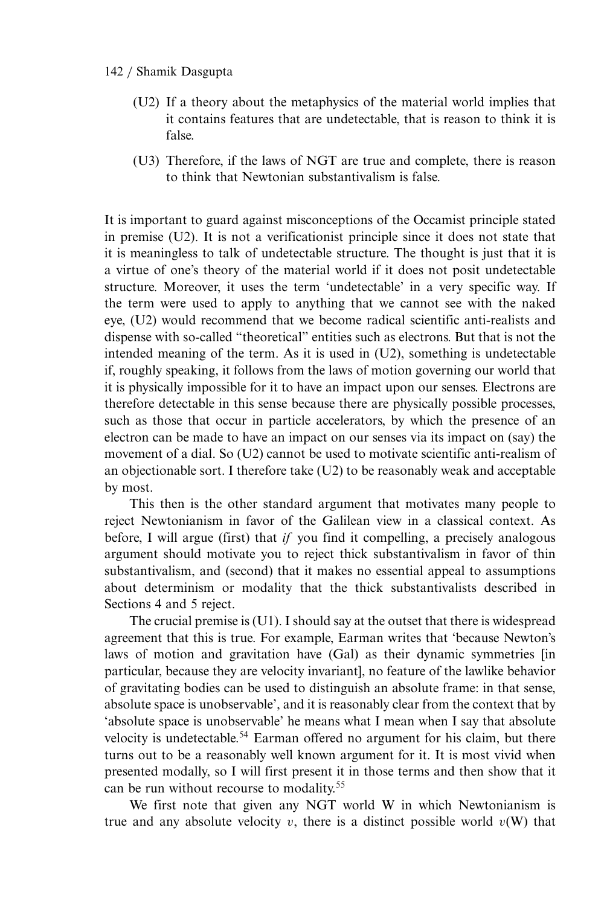(U2) If a theory about the metaphysics of the material world implies that it contains features that are undetectable, that is reason to think it is false.

(U3) Therefore, if the laws of NGT are true and complete, there is reason to think that Newtonian substantivalism is false.

It is important to guard against misconceptions of the Occamist principle stated in premise (U2). It is not a verificationist principle since it does not state that it is meaningless to talk of undetectable structure. The thought is just that it is a virtue of one's theory of the material world if it does not posit undetectable structure. Moreover, it uses the term 'undetectable' in a very specific way. If the term were used to apply to anything that we cannot see with the naked eye, (U2) would recommend that we become radical scientific anti-realists and dispense with so-called "theoretical" entities such as electrons. But that is not the intended meaning of the term. As it is used in (U2), something is undetectable if, roughly speaking, it follows from the laws of motion governing our world that it is physically impossible for it to have an impact upon our senses. Electrons are therefore detectable in this sense because there are physically possible processes, such as those that occur in particle accelerators, by which the presence of an electron can be made to have an impact on our senses via its impact on (say) the movement of a dial. So (U2) cannot be used to motivate scientific anti-realism of an objectionable sort. I therefore take (U2) to be reasonably weak and acceptable by most.

This then is the other standard argument that motivates many people to reject Newtonianism in favor of the Galilean view in a classical context. As before, I will argue (first) that *if* you find it compelling, a precisely analogous argument should motivate you to reject thick substantivalism in favor of thin substantivalism, and (second) that it makes no essential appeal to assumptions about determinism or modality that the thick substantivalists described in Sections 4 and 5 reject.

The crucial premise is (U1). I should say at the outset that there is widespread agreement that this is true. For example, Earman writes that 'because Newton's laws of motion and gravitation have (Gal) as their dynamic symmetries [in particular, because they are velocity invariant], no feature of the lawlike behavior of gravitating bodies can be used to distinguish an absolute frame: in that sense, absolute space is unobservable', and it is reasonably clear from the context that by 'absolute space is unobservable' he means what I mean when I say that absolute velocity is undetectable.[54] Earman offered no argument for his claim, but there turns out to be a reasonably well known argument for it. It is most vivid when presented modally, so I will first present it in those terms and then show that it can be run without recourse to modality.[55]

We first note that given any NGT world W in which Newtonianism is true and any absolute velocity $v$, there is a distinct possible world $v(\mathrm{W})$ that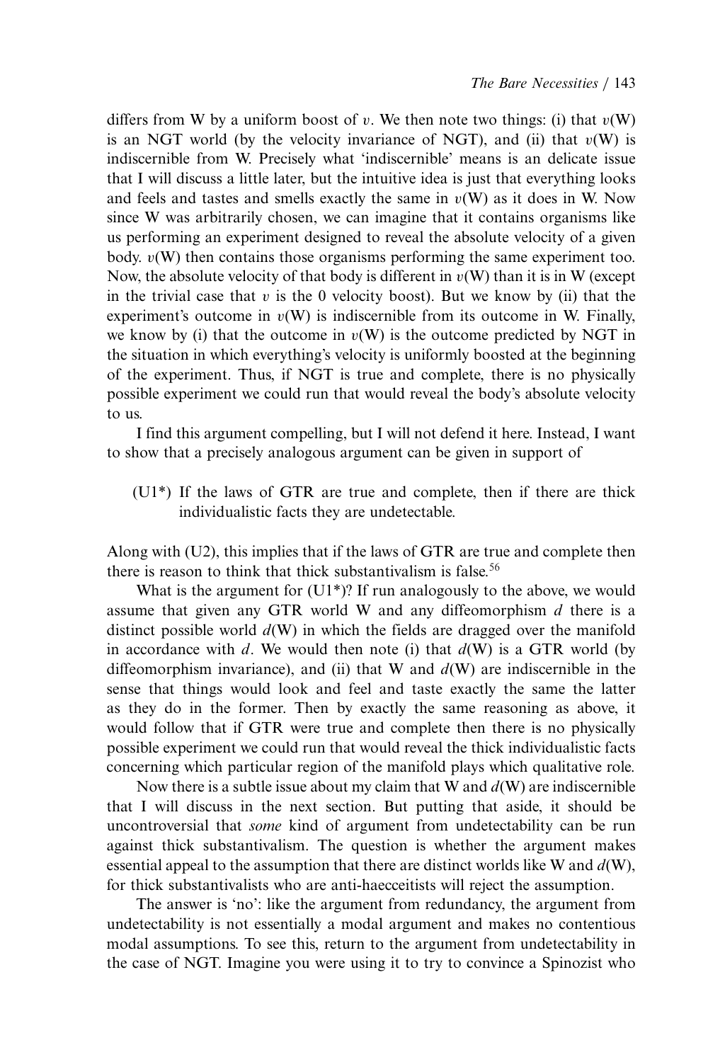differs from W by a uniform boost of $v$. We then note two things: (i) that $v(\text{W})$ is an NGT world (by the velocity invariance of NGT), and (ii) that $v(\text{W})$ is indiscernible from W. Precisely what 'indiscernible' means is an delicate issue that I will discuss a little later, but the intuitive idea is just that everything looks and feels and tastes and smells exactly the same in $v(\text{W})$ as it does in W. Now since W was arbitrarily chosen, we can imagine that it contains organisms like us performing an experiment designed to reveal the absolute velocity of a given body. $v(\text{W})$ then contains those organisms performing the same experiment too. Now, the absolute velocity of that body is different in $v(\text{W})$ than it is in W (except in the trivial case that $v$ is the 0 velocity boost). But we know by (ii) that the experiment's outcome in $v(\text{W})$ is indiscernible from its outcome in W. Finally, we know by (i) that the outcome in $v(\text{W})$ is the outcome predicted by NGT in the situation in which everything's velocity is uniformly boosted at the beginning of the experiment. Thus, if NGT is true and complete, there is no physically possible experiment we could run that would reveal the body's absolute velocity to us.

I find this argument compelling, but I will not defend it here. Instead, I want to show that a precisely analogous argument can be given in support of

> (U1*) If the laws of GTR are true and complete, then if there are thick individualistic facts they are undetectable.

Along with (U2), this implies that if the laws of GTR are true and complete then there is reason to think that thick substantivalism is false.[56]

What is the argument for (U1*)? If run analogously to the above, we would assume that given any GTR world W and any diffeomorphism $d$ there is a distinct possible world $d(\text{W})$ in which the fields are dragged over the manifold in accordance with $d$. We would then note (i) that $d(\text{W})$ is a GTR world (by diffeomorphism invariance), and (ii) that W and $d(\text{W})$ are indiscernible in the sense that things would look and feel and taste exactly the same the latter as they do in the former. Then by exactly the same reasoning as above, it would follow that if GTR were true and complete then there is no physically possible experiment we could run that would reveal the thick individualistic facts concerning which particular region of the manifold plays which qualitative role.

Now there is a subtle issue about my claim that W and $d(\text{W})$ are indiscernible that I will discuss in the next section. But putting that aside, it should be uncontroversial that *some* kind of argument from undetectability can be run against thick substantivalism. The question is whether the argument makes essential appeal to the assumption that there are distinct worlds like W and $d(\text{W})$, for thick substantivalists who are anti-haecceitists will reject the assumption.

The answer is 'no': like the argument from redundancy, the argument from undetectability is not essentially a modal argument and makes no contentious modal assumptions. To see this, return to the argument from undetectability in the case of NGT. Imagine you were using it to try to convince a Spinozist who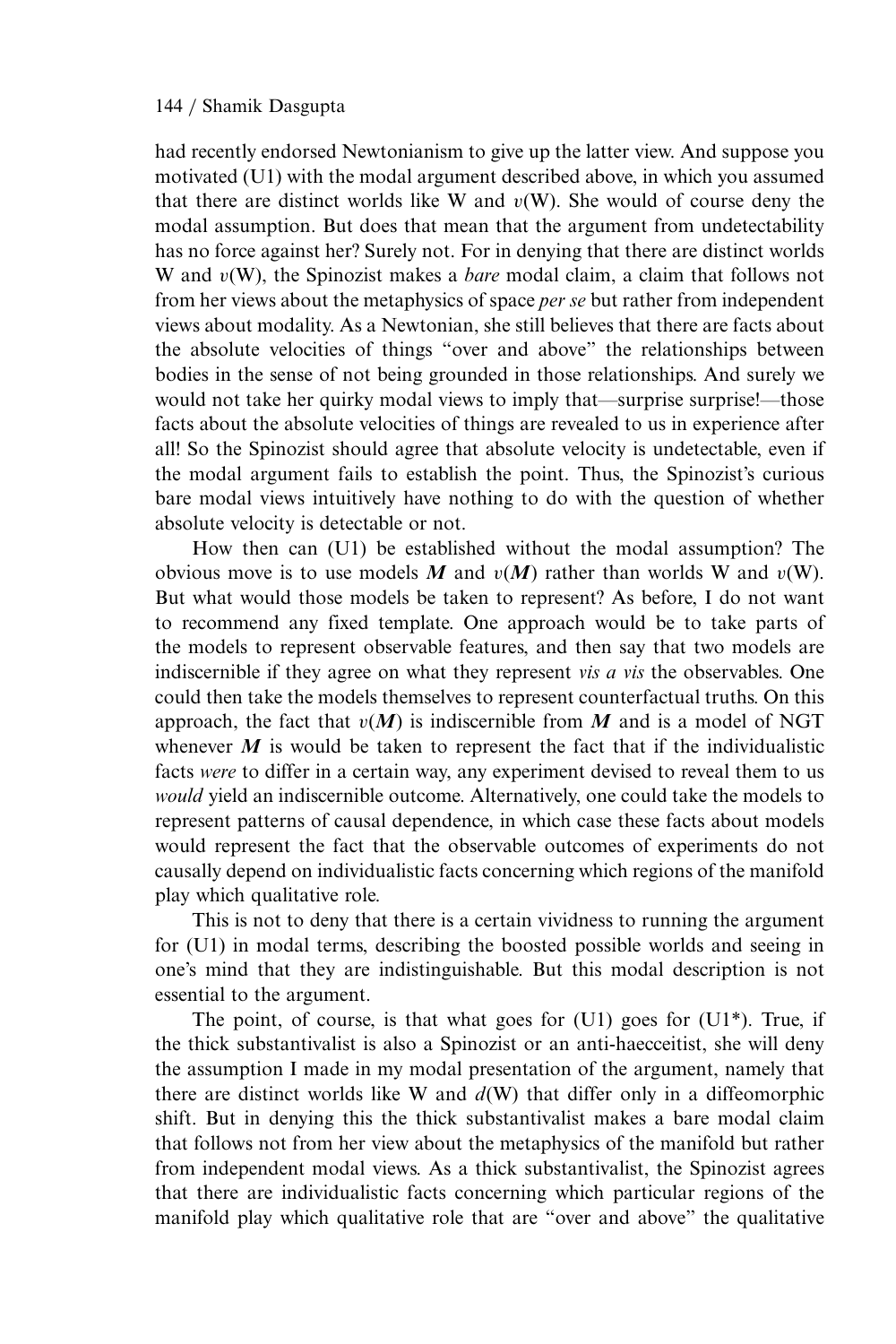had recently endorsed Newtonianism to give up the latter view. And suppose you motivated (U1) with the modal argument described above, in which you assumed that there are distinct worlds like W and $v$(W). She would of course deny the modal assumption. But does that mean that the argument from undetectability has no force against her? Surely not. For in denying that there are distinct worlds W and $v$(W), the Spinozist makes a *bare* modal claim, a claim that follows not from her views about the metaphysics of space *per se* but rather from independent views about modality. As a Newtonian, she still believes that there are facts about the absolute velocities of things "over and above" the relationships between bodies in the sense of not being grounded in those relationships. And surely we would not take her quirky modal views to imply that—surprise surprise!—those facts about the absolute velocities of things are revealed to us in experience after all! So the Spinozist should agree that absolute velocity is undetectable, even if the modal argument fails to establish the point. Thus, the Spinozist's curious bare modal views intuitively have nothing to do with the question of whether absolute velocity is detectable or not.

How then can (U1) be established without the modal assumption? The obvious move is to use models $\boldsymbol{M}$ and $v(\boldsymbol{M})$ rather than worlds W and $v$(W). But what would those models be taken to represent? As before, I do not want to recommend any fixed template. One approach would be to take parts of the models to represent observable features, and then say that two models are indiscernible if they agree on what they represent *vis a vis* the observables. One could then take the models themselves to represent counterfactual truths. On this approach, the fact that $v(\boldsymbol{M})$ is indiscernible from $\boldsymbol{M}$ and is a model of NGT whenever $\boldsymbol{M}$ is would be taken to represent the fact that if the individualistic facts *were* to differ in a certain way, any experiment devised to reveal them to us *would* yield an indiscernible outcome. Alternatively, one could take the models to represent patterns of causal dependence, in which case these facts about models would represent the fact that the observable outcomes of experiments do not causally depend on individualistic facts concerning which regions of the manifold play which qualitative role.

This is not to deny that there is a certain vividness to running the argument for (U1) in modal terms, describing the boosted possible worlds and seeing in one's mind that they are indistinguishable. But this modal description is not essential to the argument.

The point, of course, is that what goes for (U1) goes for (U1\*). True, if the thick substantivalist is also a Spinozist or an anti-haecceitist, she will deny the assumption I made in my modal presentation of the argument, namely that there are distinct worlds like W and $d$(W) that differ only in a diffeomorphic shift. But in denying this the thick substantivalist makes a bare modal claim that follows not from her view about the metaphysics of the manifold but rather from independent modal views. As a thick substantivalist, the Spinozist agrees that there are individualistic facts concerning which particular regions of the manifold play which qualitative role that are "over and above" the qualitative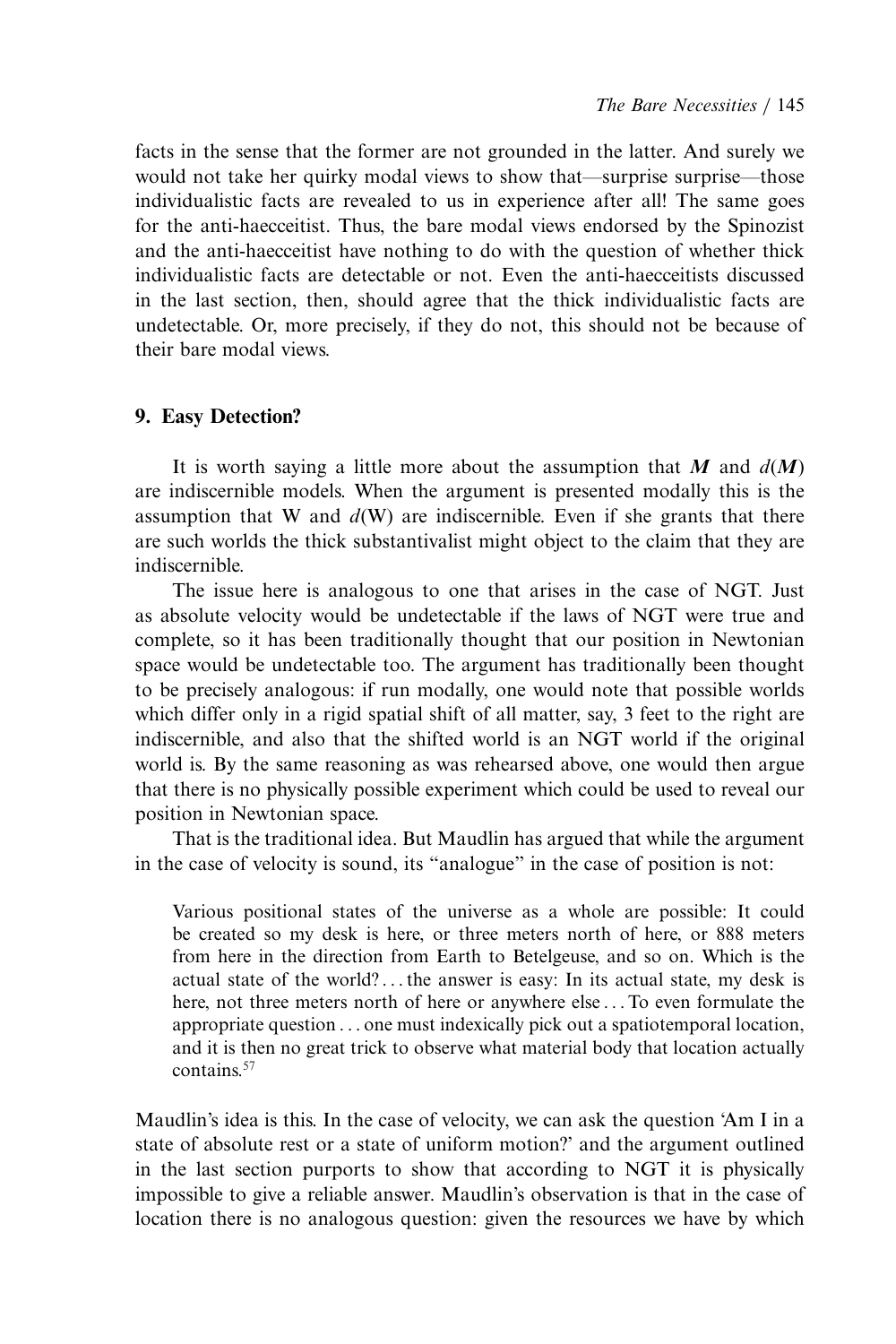facts in the sense that the former are not grounded in the latter. And surely we would not take her quirky modal views to show that—surprise surprise—those individualistic facts are revealed to us in experience after all! The same goes for the anti-haecceitist. Thus, the bare modal views endorsed by the Spinozist and the anti-haecceitist have nothing to do with the question of whether thick individualistic facts are detectable or not. Even the anti-haecceitists discussed in the last section, then, should agree that the thick individualistic facts are undetectable. Or, more precisely, if they do not, this should not be because of their bare modal views.

## 9. Easy Detection?

It is worth saying a little more about the assumption that $\boldsymbol{M}$ and $d(\boldsymbol{M})$ are indiscernible models. When the argument is presented modally this is the assumption that W and $d$(W) are indiscernible. Even if she grants that there are such worlds the thick substantivalist might object to the claim that they are indiscernible.

The issue here is analogous to one that arises in the case of NGT. Just as absolute velocity would be undetectable if the laws of NGT were true and complete, so it has been traditionally thought that our position in Newtonian space would be undetectable too. The argument has traditionally been thought to be precisely analogous: if run modally, one would note that possible worlds which differ only in a rigid spatial shift of all matter, say, 3 feet to the right are indiscernible, and also that the shifted world is an NGT world if the original world is. By the same reasoning as was rehearsed above, one would then argue that there is no physically possible experiment which could be used to reveal our position in Newtonian space.

That is the traditional idea. But Maudlin has argued that while the argument in the case of velocity is sound, its "analogue" in the case of position is not:

> Various positional states of the universe as a whole are possible: It could be created so my desk is here, or three meters north of here, or 888 meters from here in the direction from Earth to Betelgeuse, and so on. Which is the actual state of the world? . . . the answer is easy: In its actual state, my desk is here, not three meters north of here or anywhere else . . . To even formulate the appropriate question . . . one must indexically pick out a spatiotemporal location, and it is then no great trick to observe what material body that location actually contains.[57]

Maudlin's idea is this. In the case of velocity, we can ask the question 'Am I in a state of absolute rest or a state of uniform motion?' and the argument outlined in the last section purports to show that according to NGT it is physically impossible to give a reliable answer. Maudlin's observation is that in the case of location there is no analogous question: given the resources we have by which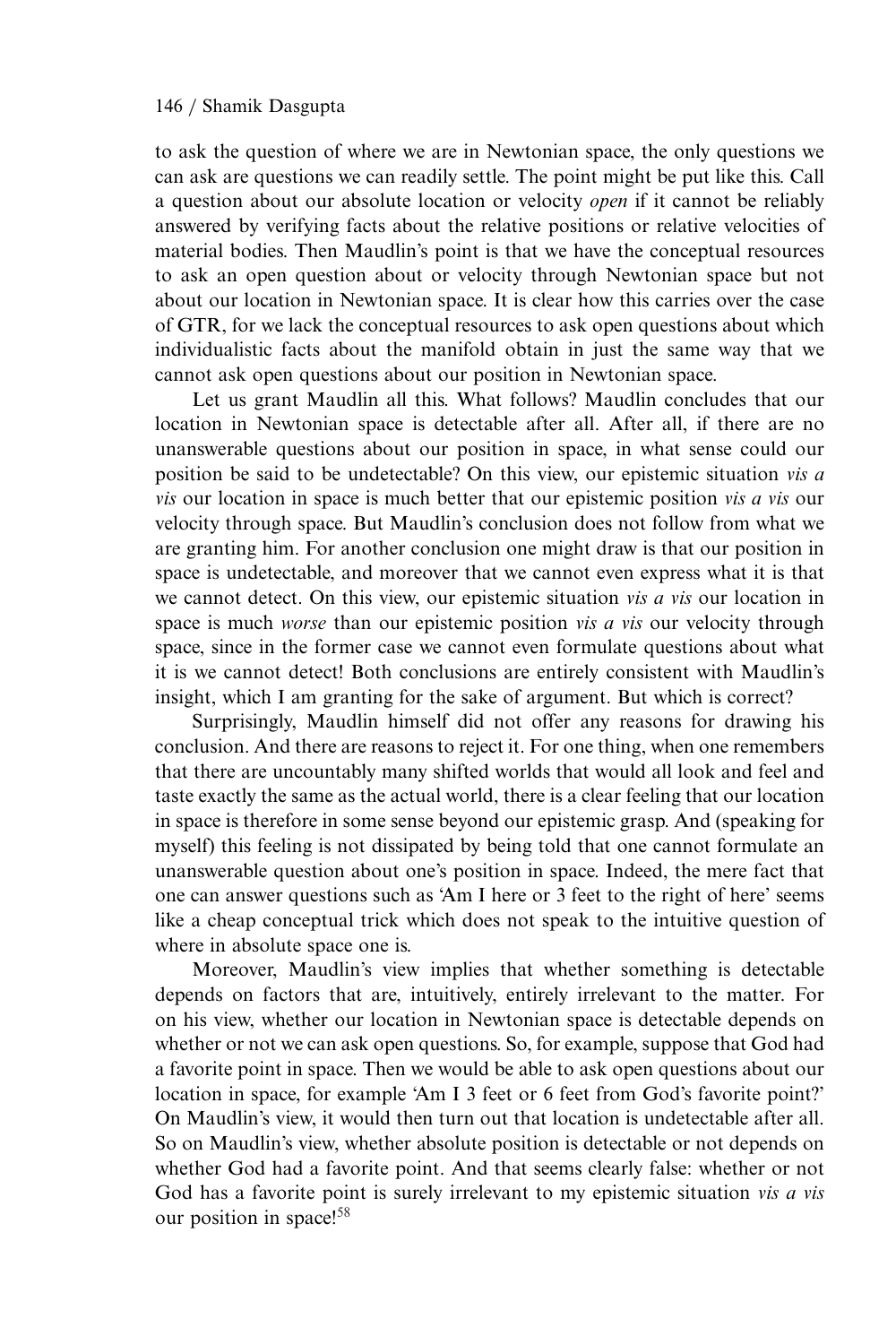to ask the question of where we are in Newtonian space, the only questions we can ask are questions we can readily settle. The point might be put like this. Call a question about our absolute location or velocity *open* if it cannot be reliably answered by verifying facts about the relative positions or relative velocities of material bodies. Then Maudlin's point is that we have the conceptual resources to ask an open question about or velocity through Newtonian space but not about our location in Newtonian space. It is clear how this carries over the case of GTR, for we lack the conceptual resources to ask open questions about which individualistic facts about the manifold obtain in just the same way that we cannot ask open questions about our position in Newtonian space.

Let us grant Maudlin all this. What follows? Maudlin concludes that our location in Newtonian space is detectable after all. After all, if there are no unanswerable questions about our position in space, in what sense could our position be said to be undetectable? On this view, our epistemic situation *vis a vis* our location in space is much better that our epistemic position *vis a vis* our velocity through space. But Maudlin's conclusion does not follow from what we are granting him. For another conclusion one might draw is that our position in space is undetectable, and moreover that we cannot even express what it is that we cannot detect. On this view, our epistemic situation *vis a vis* our location in space is much *worse* than our epistemic position *vis a vis* our velocity through space, since in the former case we cannot even formulate questions about what it is we cannot detect! Both conclusions are entirely consistent with Maudlin's insight, which I am granting for the sake of argument. But which is correct?

Surprisingly, Maudlin himself did not offer any reasons for drawing his conclusion. And there are reasons to reject it. For one thing, when one remembers that there are uncountably many shifted worlds that would all look and feel and taste exactly the same as the actual world, there is a clear feeling that our location in space is therefore in some sense beyond our epistemic grasp. And (speaking for myself) this feeling is not dissipated by being told that one cannot formulate an unanswerable question about one's position in space. Indeed, the mere fact that one can answer questions such as 'Am I here or 3 feet to the right of here' seems like a cheap conceptual trick which does not speak to the intuitive question of where in absolute space one is.

Moreover, Maudlin's view implies that whether something is detectable depends on factors that are, intuitively, entirely irrelevant to the matter. For on his view, whether our location in Newtonian space is detectable depends on whether or not we can ask open questions. So, for example, suppose that God had a favorite point in space. Then we would be able to ask open questions about our location in space, for example 'Am I 3 feet or 6 feet from God's favorite point?' On Maudlin's view, it would then turn out that location is undetectable after all. So on Maudlin's view, whether absolute position is detectable or not depends on whether God had a favorite point. And that seems clearly false: whether or not God has a favorite point is surely irrelevant to my epistemic situation *vis a vis* our position in space![58]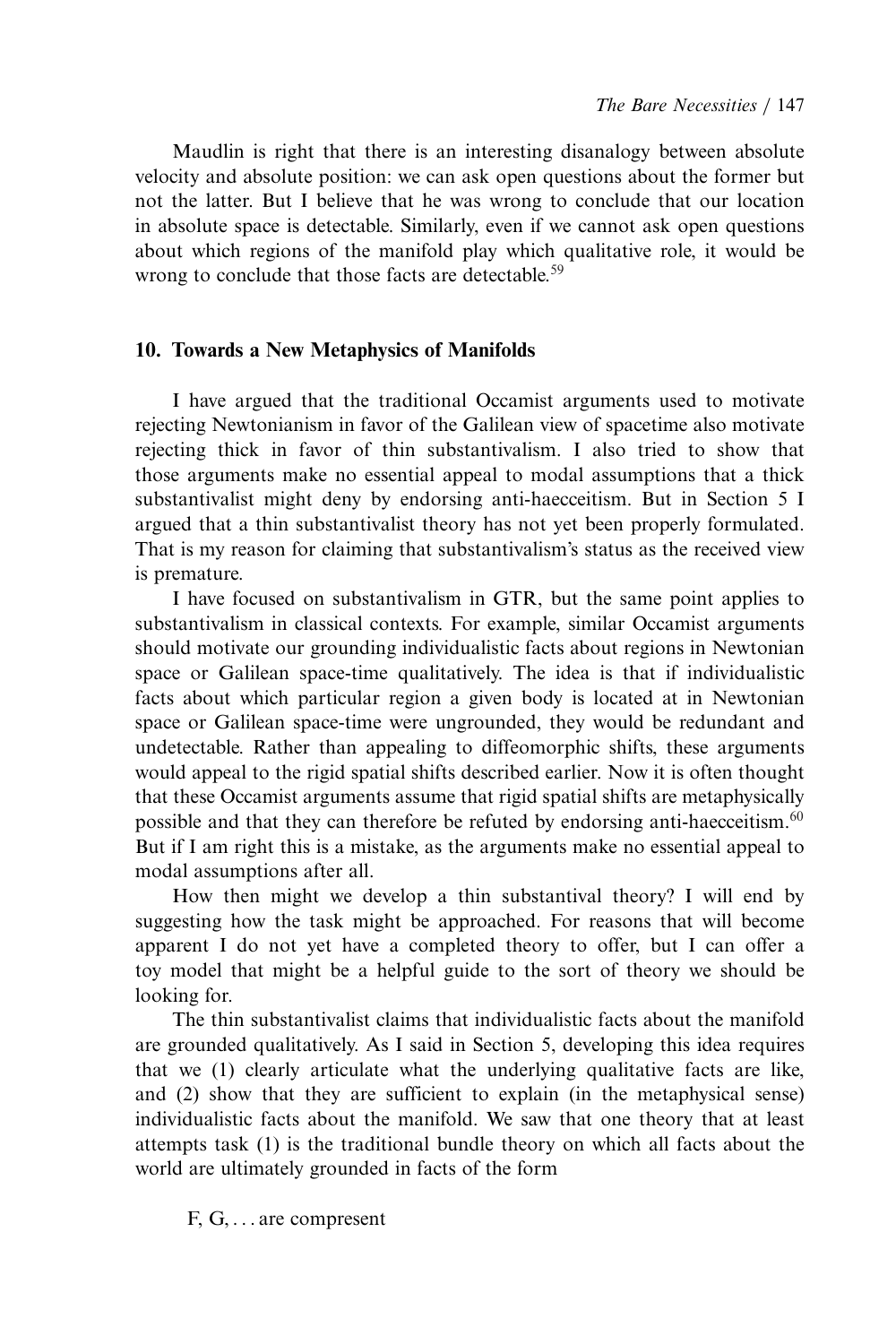Maudlin is right that there is an interesting disanalogy between absolute velocity and absolute position: we can ask open questions about the former but not the latter. But I believe that he was wrong to conclude that our location in absolute space is detectable. Similarly, even if we cannot ask open questions about which regions of the manifold play which qualitative role, it would be wrong to conclude that those facts are detectable.[59]

## 10. Towards a New Metaphysics of Manifolds

I have argued that the traditional Occamist arguments used to motivate rejecting Newtonianism in favor of the Galilean view of spacetime also motivate rejecting thick in favor of thin substantivalism. I also tried to show that those arguments make no essential appeal to modal assumptions that a thick substantivalist might deny by endorsing anti-haecceitism. But in Section 5 I argued that a thin substantivalist theory has not yet been properly formulated. That is my reason for claiming that substantivalism's status as the received view is premature.

I have focused on substantivalism in GTR, but the same point applies to substantivalism in classical contexts. For example, similar Occamist arguments should motivate our grounding individualistic facts about regions in Newtonian space or Galilean space-time qualitatively. The idea is that if individualistic facts about which particular region a given body is located at in Newtonian space or Galilean space-time were ungrounded, they would be redundant and undetectable. Rather than appealing to diffeomorphic shifts, these arguments would appeal to the rigid spatial shifts described earlier. Now it is often thought that these Occamist arguments assume that rigid spatial shifts are metaphysically possible and that they can therefore be refuted by endorsing anti-haecceitism.[60] But if I am right this is a mistake, as the arguments make no essential appeal to modal assumptions after all.

How then might we develop a thin substantival theory? I will end by suggesting how the task might be approached. For reasons that will become apparent I do not yet have a completed theory to offer, but I can offer a toy model that might be a helpful guide to the sort of theory we should be looking for.

The thin substantivalist claims that individualistic facts about the manifold are grounded qualitatively. As I said in Section 5, developing this idea requires that we (1) clearly articulate what the underlying qualitative facts are like, and (2) show that they are sufficient to explain (in the metaphysical sense) individualistic facts about the manifold. We saw that one theory that at least attempts task (1) is the traditional bundle theory on which all facts about the world are ultimately grounded in facts of the form

F, G, . . . are compresent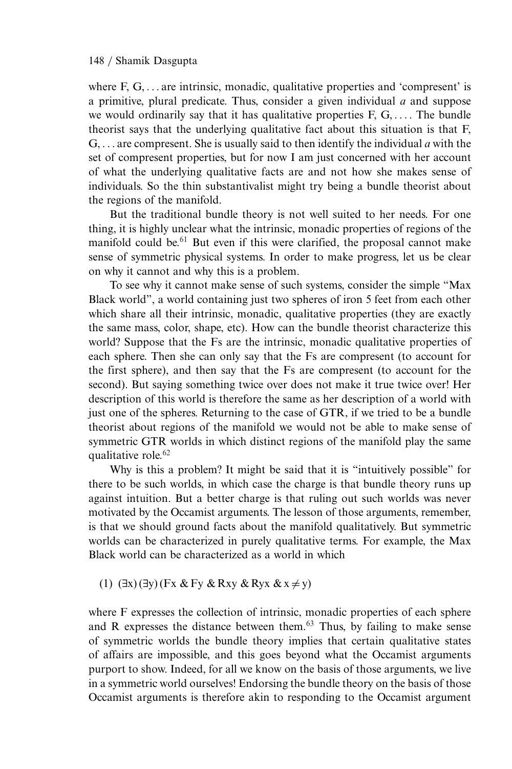where F, G, . . . are intrinsic, monadic, qualitative properties and 'compresent' is a primitive, plural predicate. Thus, consider a given individual *a* and suppose we would ordinarily say that it has qualitative properties F, G, . . . . The bundle theorist says that the underlying qualitative fact about this situation is that F, G, . . . are compresent. She is usually said to then identify the individual *a* with the set of compresent properties, but for now I am just concerned with her account of what the underlying qualitative facts are and not how she makes sense of individuals. So the thin substantivalist might try being a bundle theorist about the regions of the manifold.

But the traditional bundle theory is not well suited to her needs. For one thing, it is highly unclear what the intrinsic, monadic properties of regions of the manifold could be.[61] But even if this were clarified, the proposal cannot make sense of symmetric physical systems. In order to make progress, let us be clear on why it cannot and why this is a problem.

To see why it cannot make sense of such systems, consider the simple "Max Black world", a world containing just two spheres of iron 5 feet from each other which share all their intrinsic, monadic, qualitative properties (they are exactly the same mass, color, shape, etc). How can the bundle theorist characterize this world? Suppose that the Fs are the intrinsic, monadic qualitative properties of each sphere. Then she can only say that the Fs are compresent (to account for the first sphere), and then say that the Fs are compresent (to account for the second). But saying something twice over does not make it true twice over! Her description of this world is therefore the same as her description of a world with just one of the spheres. Returning to the case of GTR, if we tried to be a bundle theorist about regions of the manifold we would not be able to make sense of symmetric GTR worlds in which distinct regions of the manifold play the same qualitative role.[62]

Why is this a problem? It might be said that it is "intuitively possible" for there to be such worlds, in which case the charge is that bundle theory runs up against intuition. But a better charge is that ruling out such worlds was never motivated by the Occamist arguments. The lesson of those arguments, remember, is that we should ground facts about the manifold qualitatively. But symmetric worlds can be characterized in purely qualitative terms. For example, the Max Black world can be characterized as a world in which

(1) $(\exists x)(\exists y)(Fx \,\&\, Fy \,\&\, Rxy \,\&\, Ryx \,\&\, x \neq y)$

where F expresses the collection of intrinsic, monadic properties of each sphere and R expresses the distance between them.[63] Thus, by failing to make sense of symmetric worlds the bundle theory implies that certain qualitative states of affairs are impossible, and this goes beyond what the Occamist arguments purport to show. Indeed, for all we know on the basis of those arguments, we live in a symmetric world ourselves! Endorsing the bundle theory on the basis of those Occamist arguments is therefore akin to responding to the Occamist argument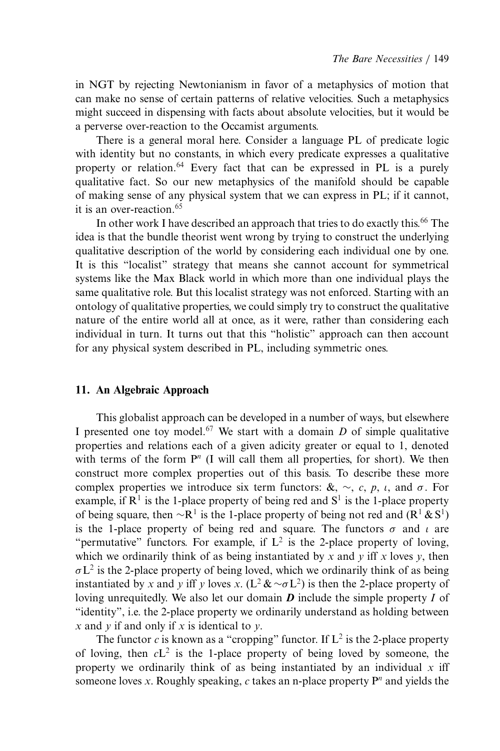in NGT by rejecting Newtonianism in favor of a metaphysics of motion that can make no sense of certain patterns of relative velocities. Such a metaphysics might succeed in dispensing with facts about absolute velocities, but it would be a perverse over-reaction to the Occamist arguments.

There is a general moral here. Consider a language PL of predicate logic with identity but no constants, in which every predicate expresses a qualitative property or relation.[64] Every fact that can be expressed in PL is a purely qualitative fact. So our new metaphysics of the manifold should be capable of making sense of any physical system that we can express in PL; if it cannot, it is an over-reaction.[65]

In other work I have described an approach that tries to do exactly this.[66] The idea is that the bundle theorist went wrong by trying to construct the underlying qualitative description of the world by considering each individual one by one. It is this "localist" strategy that means she cannot account for symmetrical systems like the Max Black world in which more than one individual plays the same qualitative role. But this localist strategy was not enforced. Starting with an ontology of qualitative properties, we could simply try to construct the qualitative nature of the entire world all at once, as it were, rather than considering each individual in turn. It turns out that this "holistic" approach can then account for any physical system described in PL, including symmetric ones.

## 11. An Algebraic Approach

This globalist approach can be developed in a number of ways, but elsewhere I presented one toy model.[67] We start with a domain $D$ of simple qualitative properties and relations each of a given adicity greater or equal to 1, denoted with terms of the form $P^n$ (I will call them all properties, for short). We then construct more complex properties out of this basis. To describe these more complex properties we introduce six term functors: &, $\sim$, $c$, $p$, $\iota$, and $\sigma$. For example, if $R^1$ is the 1-place property of being red and $S^1$ is the 1-place property of being square, then $\sim R^1$ is the 1-place property of being not red and $(R^1 \,\&\, S^1)$ is the 1-place property of being red and square. The functors $\sigma$ and $\iota$ are "permutative" functors. For example, if $L^2$ is the 2-place property of loving, which we ordinarily think of as being instantiated by $x$ and $y$ iff $x$ loves $y$, then $\sigma L^2$ is the 2-place property of being loved, which we ordinarily think of as being instantiated by $x$ and $y$ iff $y$ loves $x$. $(L^2 \,\&\, \sim\sigma L^2)$ is then the 2-place property of loving unrequitedly. We also let our domain $\boldsymbol{D}$ include the simple property $I$ of "identity", i.e. the 2-place property we ordinarily understand as holding between $x$ and $y$ if and only if $x$ is identical to $y$.

The functor $c$ is known as a "cropping" functor. If $L^2$ is the 2-place property of loving, then $cL^2$ is the 1-place property of being loved by someone, the property we ordinarily think of as being instantiated by an individual $x$ iff someone loves $x$. Roughly speaking, $c$ takes an n-place property $P^n$ and yields the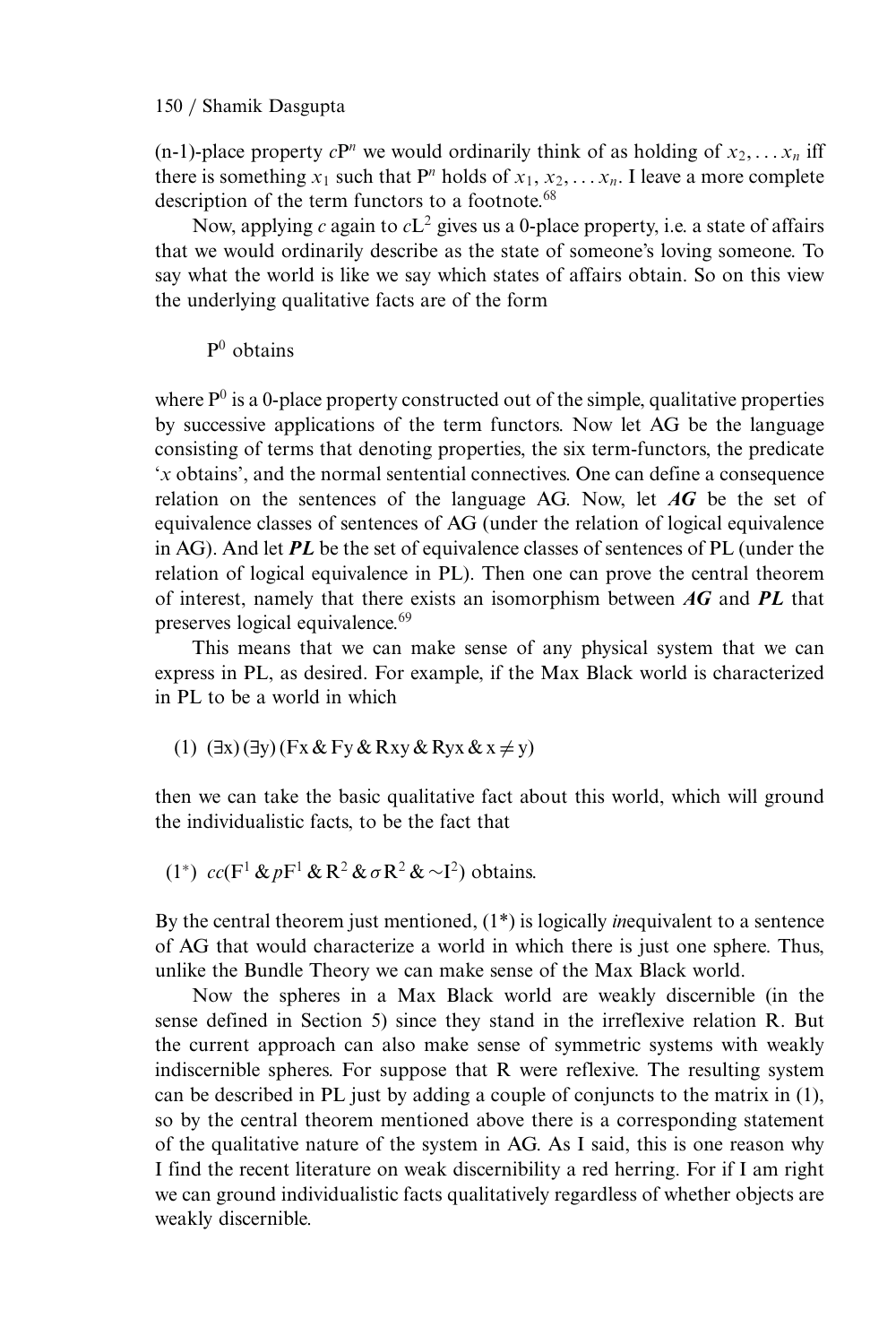(n-1)-place property $cP^n$ we would ordinarily think of as holding of $x_2, \ldots x_n$ iff there is something $x_1$ such that $P^n$ holds of $x_1, x_2, \ldots x_n$. I leave a more complete description of the term functors to a footnote.[68]

Now, applying $c$ again to $cL^2$ gives us a 0-place property, i.e. a state of affairs that we would ordinarily describe as the state of someone's loving someone. To say what the world is like we say which states of affairs obtain. So on this view the underlying qualitative facts are of the form

$P^0$ obtains

where $P^0$ is a 0-place property constructed out of the simple, qualitative properties by successive applications of the term functors. Now let AG be the language consisting of terms that denoting properties, the six term-functors, the predicate '$x$ obtains', and the normal sentential connectives. One can define a consequence relation on the sentences of the language AG. Now, let ***AG*** be the set of equivalence classes of sentences of AG (under the relation of logical equivalence in AG). And let ***PL*** be the set of equivalence classes of sentences of PL (under the relation of logical equivalence in PL). Then one can prove the central theorem of interest, namely that there exists an isomorphism between ***AG*** and ***PL*** that preserves logical equivalence.[69]

This means that we can make sense of any physical system that we can express in PL, as desired. For example, if the Max Black world is characterized in PL to be a world in which

(1) $(\exists x)(\exists y)(Fx \,\&\, Fy \,\&\, Rxy \,\&\, Ryx \,\&\, x \neq y)$

then we can take the basic qualitative fact about this world, which will ground the individualistic facts, to be the fact that

(1*) $cc(F^1 \,\&\, pF^1 \,\&\, R^2 \,\&\, \sigma R^2 \,\&\, {\sim}I^2)$ obtains.

By the central theorem just mentioned, (1*) is logically *in*equivalent to a sentence of AG that would characterize a world in which there is just one sphere. Thus, unlike the Bundle Theory we can make sense of the Max Black world.

Now the spheres in a Max Black world are weakly discernible (in the sense defined in Section 5) since they stand in the irreflexive relation R. But the current approach can also make sense of symmetric systems with weakly indiscernible spheres. For suppose that R were reflexive. The resulting system can be described in PL just by adding a couple of conjuncts to the matrix in (1), so by the central theorem mentioned above there is a corresponding statement of the qualitative nature of the system in AG. As I said, this is one reason why I find the recent literature on weak discernibility a red herring. For if I am right we can ground individualistic facts qualitatively regardless of whether objects are weakly discernible.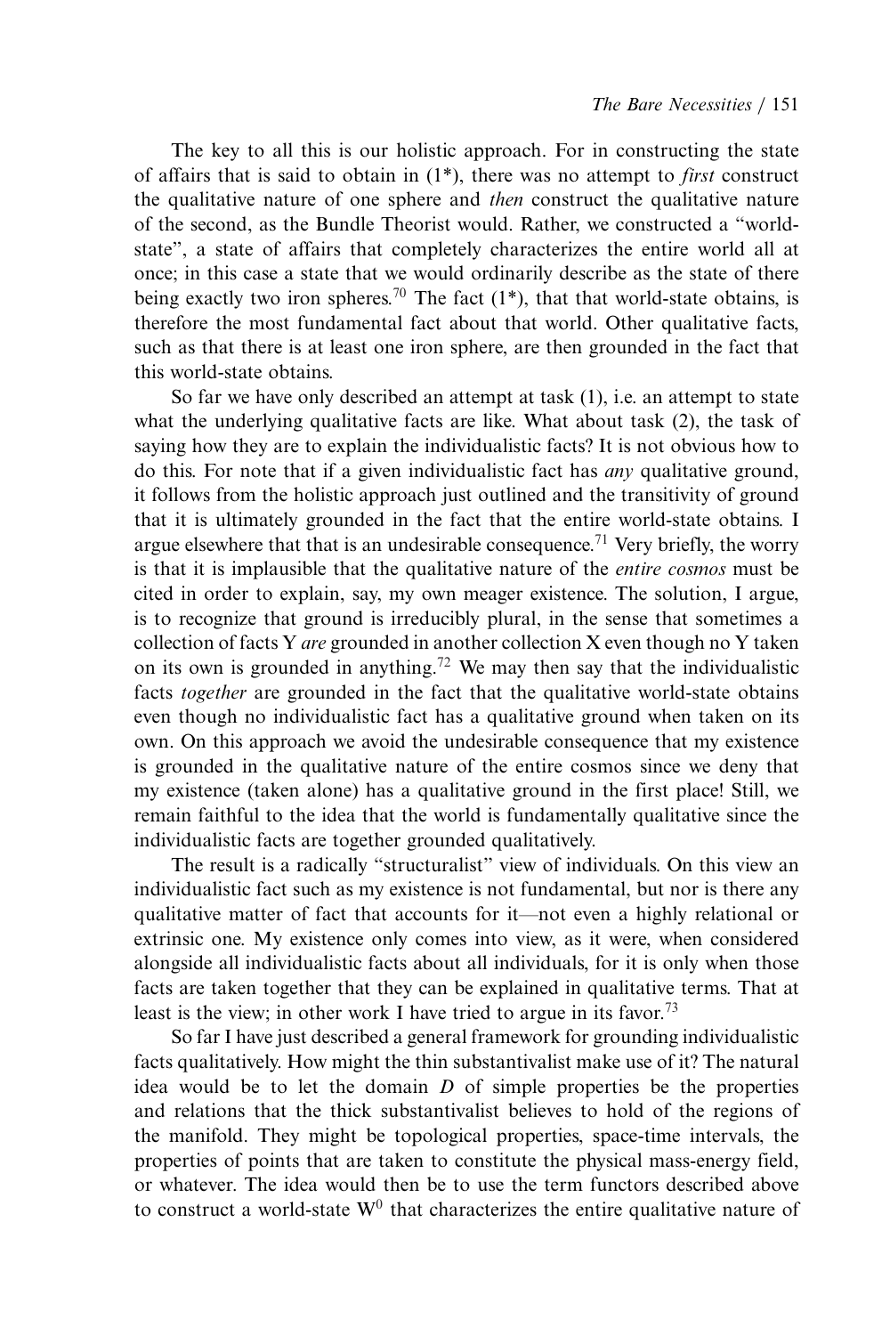The key to all this is our holistic approach. For in constructing the state of affairs that is said to obtain in (1*), there was no attempt to *first* construct the qualitative nature of one sphere and *then* construct the qualitative nature of the second, as the Bundle Theorist would. Rather, we constructed a "world-state", a state of affairs that completely characterizes the entire world all at once; in this case a state that we would ordinarily describe as the state of there being exactly two iron spheres.[70] The fact (1*), that that world-state obtains, is therefore the most fundamental fact about that world. Other qualitative facts, such as that there is at least one iron sphere, are then grounded in the fact that this world-state obtains.

So far we have only described an attempt at task (1), i.e. an attempt to state what the underlying qualitative facts are like. What about task (2), the task of saying how they are to explain the individualistic facts? It is not obvious how to do this. For note that if a given individualistic fact has *any* qualitative ground, it follows from the holistic approach just outlined and the transitivity of ground that it is ultimately grounded in the fact that the entire world-state obtains. I argue elsewhere that that is an undesirable consequence.[71] Very briefly, the worry is that it is implausible that the qualitative nature of the *entire cosmos* must be cited in order to explain, say, my own meager existence. The solution, I argue, is to recognize that ground is irreducibly plural, in the sense that sometimes a collection of facts Y *are* grounded in another collection X even though no Y taken on its own is grounded in anything.[72] We may then say that the individualistic facts *together* are grounded in the fact that the qualitative world-state obtains even though no individualistic fact has a qualitative ground when taken on its own. On this approach we avoid the undesirable consequence that my existence is grounded in the qualitative nature of the entire cosmos since we deny that my existence (taken alone) has a qualitative ground in the first place! Still, we remain faithful to the idea that the world is fundamentally qualitative since the individualistic facts are together grounded qualitatively.

The result is a radically "structuralist" view of individuals. On this view an individualistic fact such as my existence is not fundamental, but nor is there any qualitative matter of fact that accounts for it—not even a highly relational or extrinsic one. My existence only comes into view, as it were, when considered alongside all individualistic facts about all individuals, for it is only when those facts are taken together that they can be explained in qualitative terms. That at least is the view; in other work I have tried to argue in its favor.[73]

So far I have just described a general framework for grounding individualistic facts qualitatively. How might the thin substantivalist make use of it? The natural idea would be to let the domain $D$ of simple properties be the properties and relations that the thick substantivalist believes to hold of the regions of the manifold. They might be topological properties, space-time intervals, the properties of points that are taken to constitute the physical mass-energy field, or whatever. The idea would then be to use the term functors described above to construct a world-state $W^0$ that characterizes the entire qualitative nature of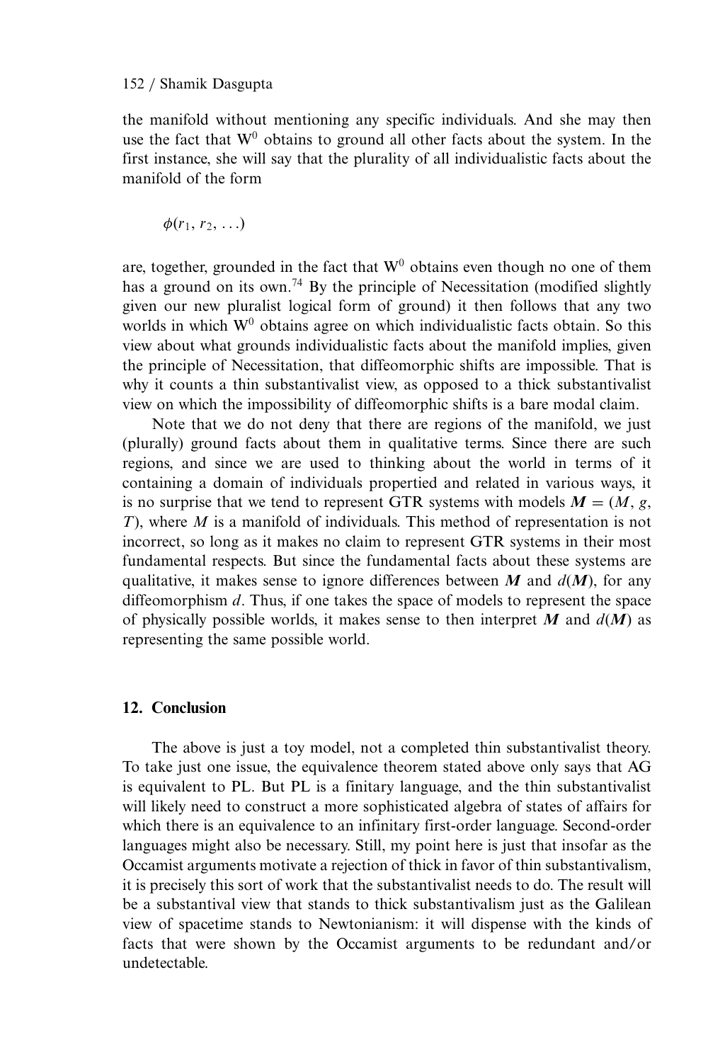the manifold without mentioning any specific individuals. And she may then use the fact that $W^0$ obtains to ground all other facts about the system. In the first instance, she will say that the plurality of all individualistic facts about the manifold of the form

$$\phi(r_1, r_2, \ldots)$$

are, together, grounded in the fact that $W^0$ obtains even though no one of them has a ground on its own.[74] By the principle of Necessitation (modified slightly given our new pluralist logical form of ground) it then follows that any two worlds in which $W^0$ obtains agree on which individualistic facts obtain. So this view about what grounds individualistic facts about the manifold implies, given the principle of Necessitation, that diffeomorphic shifts are impossible. That is why it counts a thin substantivalist view, as opposed to a thick substantivalist view on which the impossibility of diffeomorphic shifts is a bare modal claim.

Note that we do not deny that there are regions of the manifold, we just (plurally) ground facts about them in qualitative terms. Since there are such regions, and since we are used to thinking about the world in terms of it containing a domain of individuals propertied and related in various ways, it is no surprise that we tend to represent GTR systems with models $\boldsymbol{M} = (M, g, T)$, where $M$ is a manifold of individuals. This method of representation is not incorrect, so long as it makes no claim to represent GTR systems in their most fundamental respects. But since the fundamental facts about these systems are qualitative, it makes sense to ignore differences between $\boldsymbol{M}$ and $d(\boldsymbol{M})$, for any diffeomorphism $d$. Thus, if one takes the space of models to represent the space of physically possible worlds, it makes sense to then interpret $\boldsymbol{M}$ and $d(\boldsymbol{M})$ as representing the same possible world.

## 12. Conclusion

The above is just a toy model, not a completed thin substantivalist theory. To take just one issue, the equivalence theorem stated above only says that AG is equivalent to PL. But PL is a finitary language, and the thin substantivalist will likely need to construct a more sophisticated algebra of states of affairs for which there is an equivalence to an infinitary first-order language. Second-order languages might also be necessary. Still, my point here is just that insofar as the Occamist arguments motivate a rejection of thick in favor of thin substantivalism, it is precisely this sort of work that the substantivalist needs to do. The result will be a substantival view that stands to thick substantivalism just as the Galilean view of spacetime stands to Newtonianism: it will dispense with the kinds of facts that were shown by the Occamist arguments to be redundant and/or undetectable.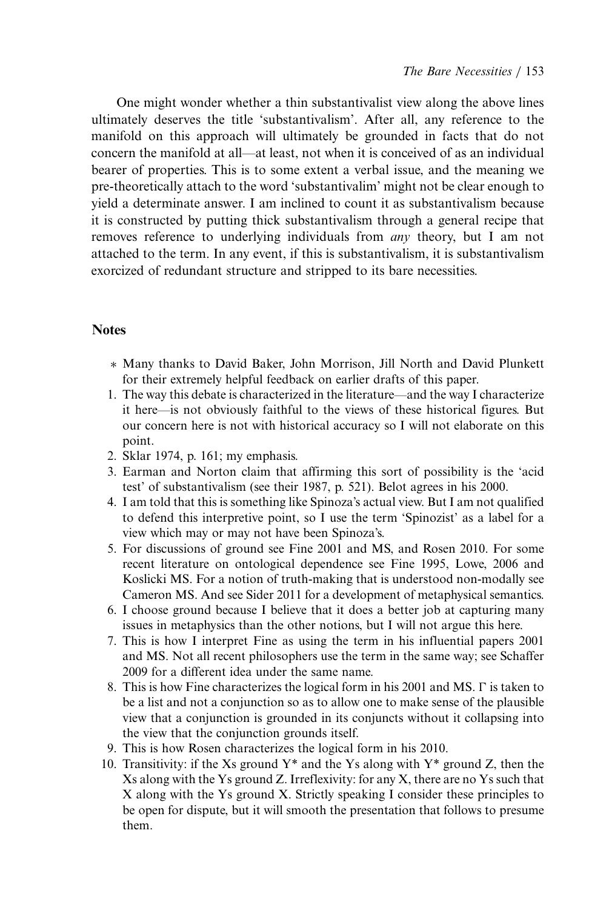One might wonder whether a thin substantivalist view along the above lines ultimately deserves the title 'substantivalism'. After all, any reference to the manifold on this approach will ultimately be grounded in facts that do not concern the manifold at all—at least, not when it is conceived of as an individual bearer of properties. This is to some extent a verbal issue, and the meaning we pre-theoretically attach to the word 'substantivalim' might not be clear enough to yield a determinate answer. I am inclined to count it as substantivalism because it is constructed by putting thick substantivalism through a general recipe that removes reference to underlying individuals from *any* theory, but I am not attached to the term. In any event, if this is substantivalism, it is substantivalism exorcized of redundant structure and stripped to its bare necessities.

## Notes

\* Many thanks to David Baker, John Morrison, Jill North and David Plunkett for their extremely helpful feedback on earlier drafts of this paper.

1. The way this debate is characterized in the literature—and the way I characterize it here—is not obviously faithful to the views of these historical figures. But our concern here is not with historical accuracy so I will not elaborate on this point.
2. Sklar 1974, p. 161; my emphasis.
3. Earman and Norton claim that affirming this sort of possibility is the 'acid test' of substantivalism (see their 1987, p. 521). Belot agrees in his 2000.
4. I am told that this is something like Spinoza's actual view. But I am not qualified to defend this interpretive point, so I use the term 'Spinozist' as a label for a view which may or may not have been Spinoza's.
5. For discussions of ground see Fine 2001 and MS, and Rosen 2010. For some recent literature on ontological dependence see Fine 1995, Lowe, 2006 and Koslicki MS. For a notion of truth-making that is understood non-modally see Cameron MS. And see Sider 2011 for a development of metaphysical semantics.
6. I choose ground because I believe that it does a better job at capturing many issues in metaphysics than the other notions, but I will not argue this here.
7. This is how I interpret Fine as using the term in his influential papers 2001 and MS. Not all recent philosophers use the term in the same way; see Schaffer 2009 for a different idea under the same name.
8. This is how Fine characterizes the logical form in his 2001 and MS. $\Gamma$ is taken to be a list and not a conjunction so as to allow one to make sense of the plausible view that a conjunction is grounded in its conjuncts without it collapsing into the view that the conjunction grounds itself.
9. This is how Rosen characterizes the logical form in his 2010.
10. Transitivity: if the Xs ground $Y^*$ and the Ys along with $Y^*$ ground Z, then the Xs along with the Ys ground Z. Irreflexivity: for any X, there are no Ys such that X along with the Ys ground X. Strictly speaking I consider these principles to be open for dispute, but it will smooth the presentation that follows to presume them.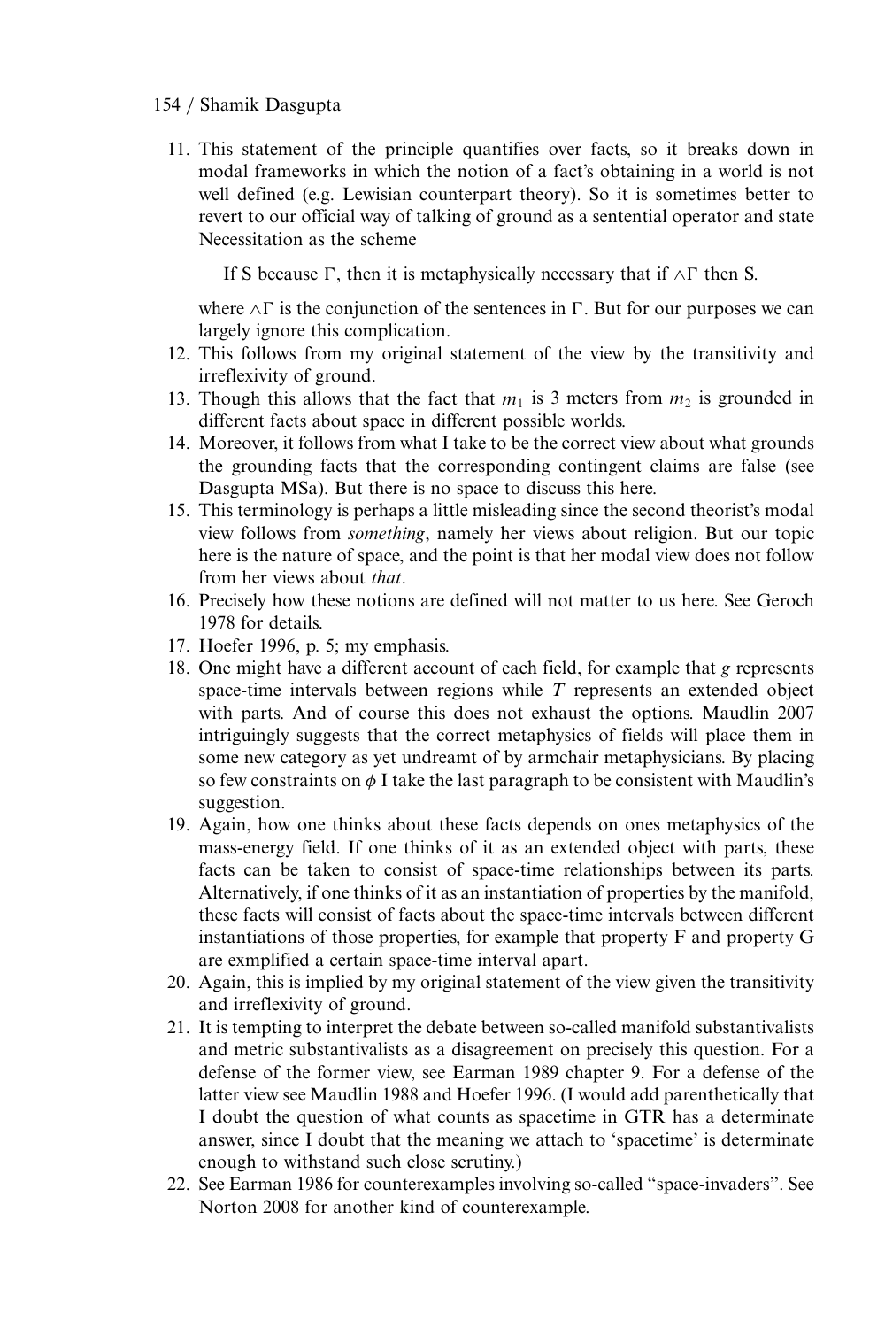11. This statement of the principle quantifies over facts, so it breaks down in modal frameworks in which the notion of a fact's obtaining in a world is not well defined (e.g. Lewisian counterpart theory). So it is sometimes better to revert to our official way of talking of ground as a sentential operator and state Necessitation as the scheme

    If S because $\Gamma$, then it is metaphysically necessary that if $\wedge\Gamma$ then S.

    where $\wedge\Gamma$ is the conjunction of the sentences in $\Gamma$. But for our purposes we can largely ignore this complication.
12. This follows from my original statement of the view by the transitivity and irreflexivity of ground.
13. Though this allows that the fact that $m_1$ is 3 meters from $m_2$ is grounded in different facts about space in different possible worlds.
14. Moreover, it follows from what I take to be the correct view about what grounds the grounding facts that the corresponding contingent claims are false (see Dasgupta MSa). But there is no space to discuss this here.
15. This terminology is perhaps a little misleading since the second theorist's modal view follows from *something*, namely her views about religion. But our topic here is the nature of space, and the point is that her modal view does not follow from her views about *that*.
16. Precisely how these notions are defined will not matter to us here. See Geroch 1978 for details.
17. Hoefer 1996, p. 5; my emphasis.
18. One might have a different account of each field, for example that $g$ represents space-time intervals between regions while $T$ represents an extended object with parts. And of course this does not exhaust the options. Maudlin 2007 intriguingly suggests that the correct metaphysics of fields will place them in some new category as yet undreamt of by armchair metaphysicians. By placing so few constraints on $\phi$ I take the last paragraph to be consistent with Maudlin's suggestion.
19. Again, how one thinks about these facts depends on ones metaphysics of the mass-energy field. If one thinks of it as an extended object with parts, these facts can be taken to consist of space-time relationships between its parts. Alternatively, if one thinks of it as an instantiation of properties by the manifold, these facts will consist of facts about the space-time intervals between different instantiations of those properties, for example that property F and property G are exmplified a certain space-time interval apart.
20. Again, this is implied by my original statement of the view given the transitivity and irreflexivity of ground.
21. It is tempting to interpret the debate between so-called manifold substantivalists and metric substantivalists as a disagreement on precisely this question. For a defense of the former view, see Earman 1989 chapter 9. For a defense of the latter view see Maudlin 1988 and Hoefer 1996. (I would add parenthetically that I doubt the question of what counts as spacetime in GTR has a determinate answer, since I doubt that the meaning we attach to 'spacetime' is determinate enough to withstand such close scrutiny.)
22. See Earman 1986 for counterexamples involving so-called "space-invaders". See Norton 2008 for another kind of counterexample.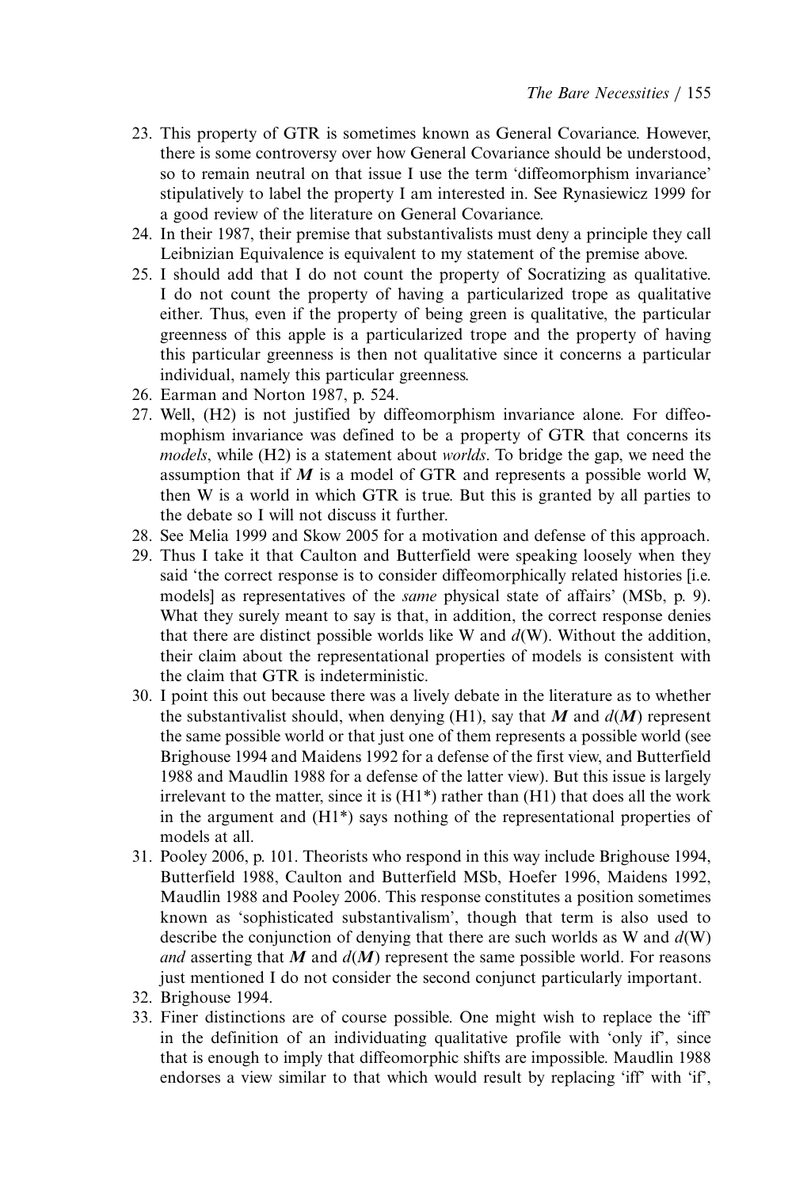23. This property of GTR is sometimes known as General Covariance. However, there is some controversy over how General Covariance should be understood, so to remain neutral on that issue I use the term 'diffeomorphism invariance' stipulatively to label the property I am interested in. See Rynasiewicz 1999 for a good review of the literature on General Covariance.
24. In their 1987, their premise that substantivalists must deny a principle they call Leibnizian Equivalence is equivalent to my statement of the premise above.
25. I should add that I do not count the property of Socratizing as qualitative. I do not count the property of having a particularized trope as qualitative either. Thus, even if the property of being green is qualitative, the particular greenness of this apple is a particularized trope and the property of having this particular greenness is then not qualitative since it concerns a particular individual, namely this particular greenness.
26. Earman and Norton 1987, p. 524.
27. Well, (H2) is not justified by diffeomorphism invariance alone. For diffeomophism invariance was defined to be a property of GTR that concerns its *models*, while (H2) is a statement about *worlds*. To bridge the gap, we need the assumption that if $\boldsymbol{M}$ is a model of GTR and represents a possible world W, then W is a world in which GTR is true. But this is granted by all parties to the debate so I will not discuss it further.
28. See Melia 1999 and Skow 2005 for a motivation and defense of this approach.
29. Thus I take it that Caulton and Butterfield were speaking loosely when they said 'the correct response is to consider diffeomorphically related histories [i.e. models] as representatives of the *same* physical state of affairs' (MSb, p. 9). What they surely meant to say is that, in addition, the correct response denies that there are distinct possible worlds like W and $d$(W). Without the addition, their claim about the representational properties of models is consistent with the claim that GTR is indeterministic.
30. I point this out because there was a lively debate in the literature as to whether the substantivalist should, when denying (H1), say that $\boldsymbol{M}$ and $d(\boldsymbol{M})$ represent the same possible world or that just one of them represents a possible world (see Brighouse 1994 and Maidens 1992 for a defense of the first view, and Butterfield 1988 and Maudlin 1988 for a defense of the latter view). But this issue is largely irrelevant to the matter, since it is (H1*) rather than (H1) that does all the work in the argument and (H1*) says nothing of the representational properties of models at all.
31. Pooley 2006, p. 101. Theorists who respond in this way include Brighouse 1994, Butterfield 1988, Caulton and Butterfield MSb, Hoefer 1996, Maidens 1992, Maudlin 1988 and Pooley 2006. This response constitutes a position sometimes known as 'sophisticated substantivalism', though that term is also used to describe the conjunction of denying that there are such worlds as W and $d$(W) *and* asserting that $\boldsymbol{M}$ and $d(\boldsymbol{M})$ represent the same possible world. For reasons just mentioned I do not consider the second conjunct particularly important.
32. Brighouse 1994.
33. Finer distinctions are of course possible. One might wish to replace the 'iff' in the definition of an individuating qualitative profile with 'only if', since that is enough to imply that diffeomorphic shifts are impossible. Maudlin 1988 endorses a view similar to that which would result by replacing 'iff' with 'if',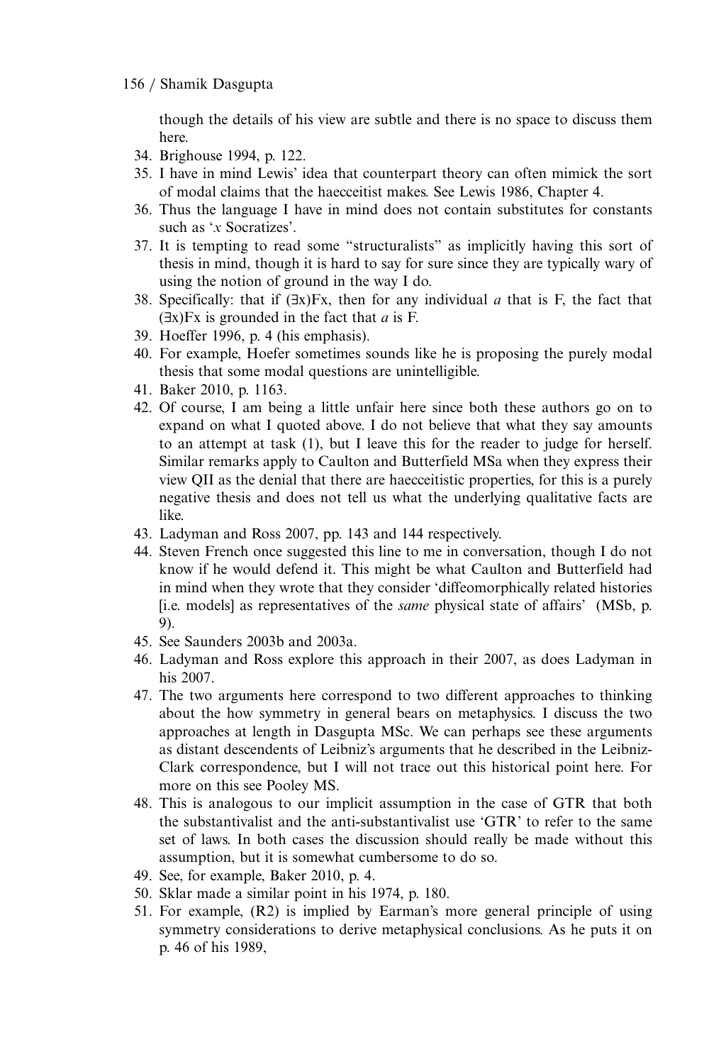though the details of his view are subtle and there is no space to discuss them here.

34. Brighouse 1994, p. 122.
35. I have in mind Lewis' idea that counterpart theory can often mimick the sort of modal claims that the haecceitist makes. See Lewis 1986, Chapter 4.
36. Thus the language I have in mind does not contain substitutes for constants such as '*x* Socratizes'.
37. It is tempting to read some "structuralists" as implicitly having this sort of thesis in mind, though it is hard to say for sure since they are typically wary of using the notion of ground in the way I do.
38. Specifically: that if $(\exists x)Fx$, then for any individual *a* that is F, the fact that $(\exists x)Fx$ is grounded in the fact that *a* is F.
39. Hoeffer 1996, p. 4 (his emphasis).
40. For example, Hoefer sometimes sounds like he is proposing the purely modal thesis that some modal questions are unintelligible.
41. Baker 2010, p. 1163.
42. Of course, I am being a little unfair here since both these authors go on to expand on what I quoted above. I do not believe that what they say amounts to an attempt at task (1), but I leave this for the reader to judge for herself. Similar remarks apply to Caulton and Butterfield MSa when they express their view QII as the denial that there are haecceitistic properties, for this is a purely negative thesis and does not tell us what the underlying qualitative facts are like.
43. Ladyman and Ross 2007, pp. 143 and 144 respectively.
44. Steven French once suggested this line to me in conversation, though I do not know if he would defend it. This might be what Caulton and Butterfield had in mind when they wrote that they consider 'diffeomorphically related histories [i.e. models] as representatives of the *same* physical state of affairs' (MSb, p. 9).
45. See Saunders 2003b and 2003a.
46. Ladyman and Ross explore this approach in their 2007, as does Ladyman in his 2007.
47. The two arguments here correspond to two different approaches to thinking about the how symmetry in general bears on metaphysics. I discuss the two approaches at length in Dasgupta MSc. We can perhaps see these arguments as distant descendents of Leibniz's arguments that he described in the Leibniz-Clark correspondence, but I will not trace out this historical point here. For more on this see Pooley MS.
48. This is analogous to our implicit assumption in the case of GTR that both the substantivalist and the anti-substantivalist use 'GTR' to refer to the same set of laws. In both cases the discussion should really be made without this assumption, but it is somewhat cumbersome to do so.
49. See, for example, Baker 2010, p. 4.
50. Sklar made a similar point in his 1974, p. 180.
51. For example, (R2) is implied by Earman's more general principle of using symmetry considerations to derive metaphysical conclusions. As he puts it on p. 46 of his 1989,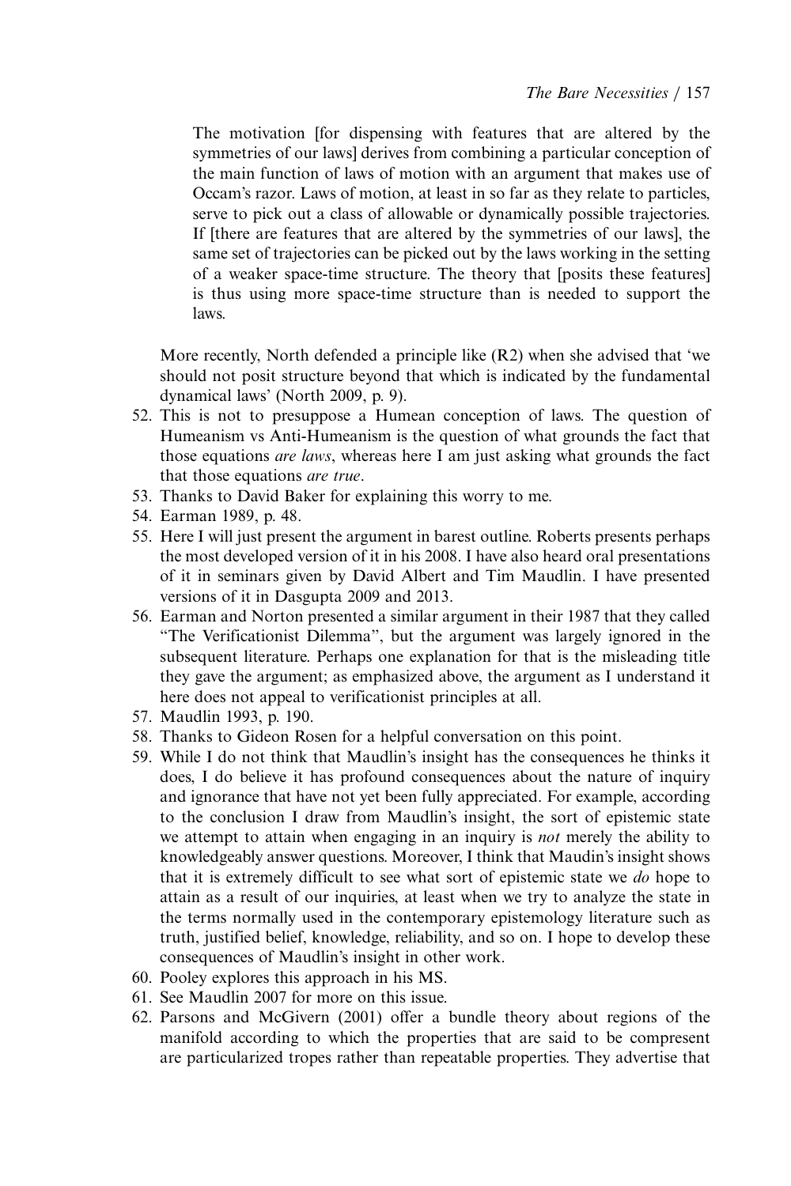> The motivation [for dispensing with features that are altered by the symmetries of our laws] derives from combining a particular conception of the main function of laws of motion with an argument that makes use of Occam's razor. Laws of motion, at least in so far as they relate to particles, serve to pick out a class of allowable or dynamically possible trajectories. If [there are features that are altered by the symmetries of our laws], the same set of trajectories can be picked out by the laws working in the setting of a weaker space-time structure. The theory that [posits these features] is thus using more space-time structure than is needed to support the laws.

More recently, North defended a principle like (R2) when she advised that 'we should not posit structure beyond that which is indicated by the fundamental dynamical laws' (North 2009, p. 9).

52. This is not to presuppose a Humean conception of laws. The question of Humeanism vs Anti-Humeanism is the question of what grounds the fact that those equations *are laws*, whereas here I am just asking what grounds the fact that those equations *are true*.
53. Thanks to David Baker for explaining this worry to me.
54. Earman 1989, p. 48.
55. Here I will just present the argument in barest outline. Roberts presents perhaps the most developed version of it in his 2008. I have also heard oral presentations of it in seminars given by David Albert and Tim Maudlin. I have presented versions of it in Dasgupta 2009 and 2013.
56. Earman and Norton presented a similar argument in their 1987 that they called "The Verificationist Dilemma", but the argument was largely ignored in the subsequent literature. Perhaps one explanation for that is the misleading title they gave the argument; as emphasized above, the argument as I understand it here does not appeal to verificationist principles at all.
57. Maudlin 1993, p. 190.
58. Thanks to Gideon Rosen for a helpful conversation on this point.
59. While I do not think that Maudlin's insight has the consequences he thinks it does, I do believe it has profound consequences about the nature of inquiry and ignorance that have not yet been fully appreciated. For example, according to the conclusion I draw from Maudlin's insight, the sort of epistemic state we attempt to attain when engaging in an inquiry is *not* merely the ability to knowledgeably answer questions. Moreover, I think that Maudin's insight shows that it is extremely difficult to see what sort of epistemic state we *do* hope to attain as a result of our inquiries, at least when we try to analyze the state in the terms normally used in the contemporary epistemology literature such as truth, justified belief, knowledge, reliability, and so on. I hope to develop these consequences of Maudlin's insight in other work.
60. Pooley explores this approach in his MS.
61. See Maudlin 2007 for more on this issue.
62. Parsons and McGivern (2001) offer a bundle theory about regions of the manifold according to which the properties that are said to be compresent are particularized tropes rather than repeatable properties. They advertise that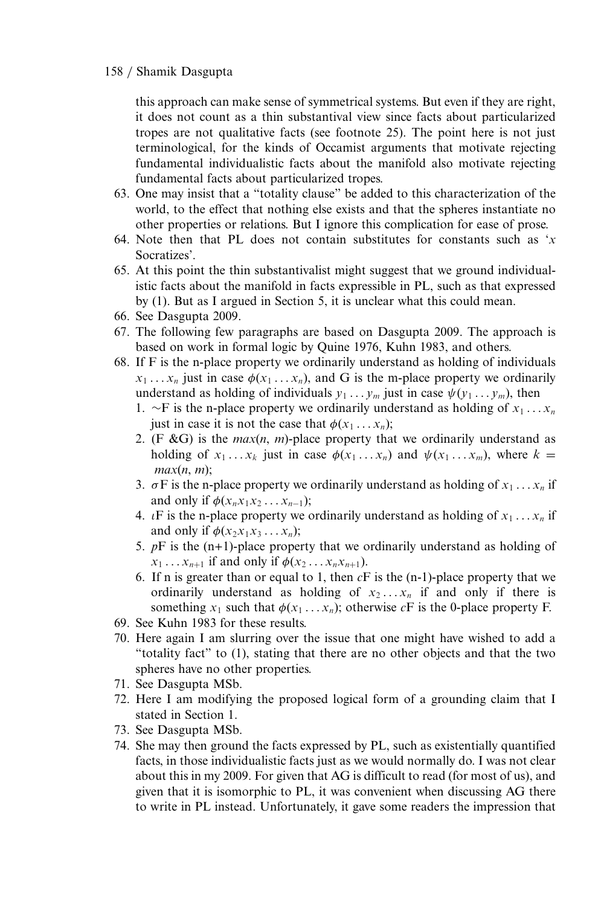this approach can make sense of symmetrical systems. But even if they are right, it does not count as a thin substantival view since facts about particularized tropes are not qualitative facts (see footnote 25). The point here is not just terminological, for the kinds of Occamist arguments that motivate rejecting fundamental individualistic facts about the manifold also motivate rejecting fundamental facts about particularized tropes.

63. One may insist that a "totality clause" be added to this characterization of the world, to the effect that nothing else exists and that the spheres instantiate no other properties or relations. But I ignore this complication for ease of prose.
64. Note then that PL does not contain substitutes for constants such as '$x$ Socratizes'.
65. At this point the thin substantivalist might suggest that we ground individualistic facts about the manifold in facts expressible in PL, such as that expressed by (1). But as I argued in Section 5, it is unclear what this could mean.
66. See Dasgupta 2009.
67. The following few paragraphs are based on Dasgupta 2009. The approach is based on work in formal logic by Quine 1976, Kuhn 1983, and others.
68. If F is the n-place property we ordinarily understand as holding of individuals $x_1 \ldots x_n$ just in case $\phi(x_1 \ldots x_n)$, and G is the m-place property we ordinarily understand as holding of individuals $y_1 \ldots y_m$ just in case $\psi(y_1 \ldots y_m)$, then
    1. $\sim$F is the n-place property we ordinarily understand as holding of $x_1 \ldots x_n$ just in case it is not the case that $\phi(x_1 \ldots x_n)$;
    2. (F &G) is the $max(n, m)$-place property that we ordinarily understand as holding of $x_1 \ldots x_k$ just in case $\phi(x_1 \ldots x_n)$ and $\psi(x_1 \ldots x_m)$, where $k = max(n, m)$;
    3. $\sigma$F is the n-place property we ordinarily understand as holding of $x_1 \ldots x_n$ if and only if $\phi(x_n x_1 x_2 \ldots x_{n-1})$;
    4. $\iota$F is the n-place property we ordinarily understand as holding of $x_1 \ldots x_n$ if and only if $\phi(x_2 x_1 x_3 \ldots x_n)$;
    5. $p$F is the (n+1)-place property that we ordinarily understand as holding of $x_1 \ldots x_{n+1}$ if and only if $\phi(x_2 \ldots x_n x_{n+1})$.
    6. If n is greater than or equal to 1, then $c$F is the (n-1)-place property that we ordinarily understand as holding of $x_2 \ldots x_n$ if and only if there is something $x_1$ such that $\phi(x_1 \ldots x_n)$; otherwise $c$F is the 0-place property F.
69. See Kuhn 1983 for these results.
70. Here again I am slurring over the issue that one might have wished to add a "totality fact" to (1), stating that there are no other objects and that the two spheres have no other properties.
71. See Dasgupta MSb.
72. Here I am modifying the proposed logical form of a grounding claim that I stated in Section 1.
73. See Dasgupta MSb.
74. She may then ground the facts expressed by PL, such as existentially quantified facts, in those individualistic facts just as we would normally do. I was not clear about this in my 2009. For given that AG is difficult to read (for most of us), and given that it is isomorphic to PL, it was convenient when discussing AG there to write in PL instead. Unfortunately, it gave some readers the impression that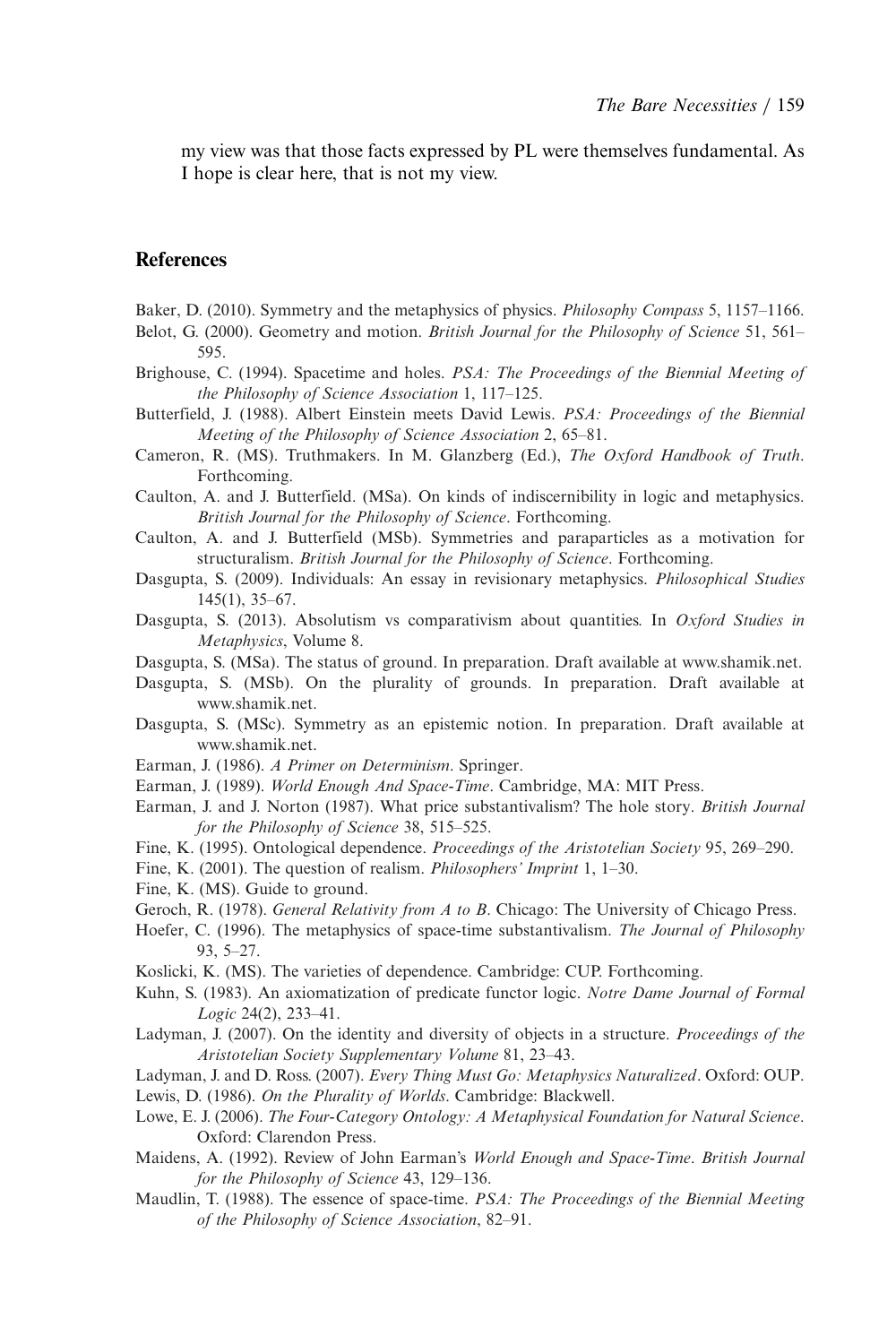my view was that those facts expressed by PL were themselves fundamental. As I hope is clear here, that is not my view.

## References

Baker, D. (2010). Symmetry and the metaphysics of physics. *Philosophy Compass* 5, 1157–1166.

Belot, G. (2000). Geometry and motion. *British Journal for the Philosophy of Science* 51, 561–595.

Brighouse, C. (1994). Spacetime and holes. *PSA: The Proceedings of the Biennial Meeting of the Philosophy of Science Association* 1, 117–125.

Butterfield, J. (1988). Albert Einstein meets David Lewis. *PSA: Proceedings of the Biennial Meeting of the Philosophy of Science Association* 2, 65–81.

Cameron, R. (MS). Truthmakers. In M. Glanzberg (Ed.), *The Oxford Handbook of Truth*. Forthcoming.

Caulton, A. and J. Butterfield. (MSa). On kinds of indiscernibility in logic and metaphysics. *British Journal for the Philosophy of Science*. Forthcoming.

Caulton, A. and J. Butterfield (MSb). Symmetries and paraparticles as a motivation for structuralism. *British Journal for the Philosophy of Science*. Forthcoming.

Dasgupta, S. (2009). Individuals: An essay in revisionary metaphysics. *Philosophical Studies* 145(1), 35–67.

Dasgupta, S. (2013). Absolutism vs comparativism about quantities. In *Oxford Studies in Metaphysics*, Volume 8.

Dasgupta, S. (MSa). The status of ground. In preparation. Draft available at www.shamik.net.

Dasgupta, S. (MSb). On the plurality of grounds. In preparation. Draft available at www.shamik.net.

Dasgupta, S. (MSc). Symmetry as an epistemic notion. In preparation. Draft available at www.shamik.net.

Earman, J. (1986). *A Primer on Determinism*. Springer.

Earman, J. (1989). *World Enough And Space-Time*. Cambridge, MA: MIT Press.

Earman, J. and J. Norton (1987). What price substantivalism? The hole story. *British Journal for the Philosophy of Science* 38, 515–525.

Fine, K. (1995). Ontological dependence. *Proceedings of the Aristotelian Society* 95, 269–290.

Fine, K. (2001). The question of realism. *Philosophers' Imprint* 1, 1–30.

Fine, K. (MS). Guide to ground.

Geroch, R. (1978). *General Relativity from A to B*. Chicago: The University of Chicago Press.

Hoefer, C. (1996). The metaphysics of space-time substantivalism. *The Journal of Philosophy* 93, 5–27.

Koslicki, K. (MS). The varieties of dependence. Cambridge: CUP. Forthcoming.

Kuhn, S. (1983). An axiomatization of predicate functor logic. *Notre Dame Journal of Formal Logic* 24(2), 233–41.

Ladyman, J. (2007). On the identity and diversity of objects in a structure. *Proceedings of the Aristotelian Society Supplementary Volume* 81, 23–43.

Ladyman, J. and D. Ross. (2007). *Every Thing Must Go: Metaphysics Naturalized*. Oxford: OUP.

Lewis, D. (1986). *On the Plurality of Worlds*. Cambridge: Blackwell.

Lowe, E. J. (2006). *The Four-Category Ontology: A Metaphysical Foundation for Natural Science*. Oxford: Clarendon Press.

Maidens, A. (1992). Review of John Earman's *World Enough and Space-Time*. *British Journal for the Philosophy of Science* 43, 129–136.

Maudlin, T. (1988). The essence of space-time. *PSA: The Proceedings of the Biennial Meeting of the Philosophy of Science Association*, 82–91.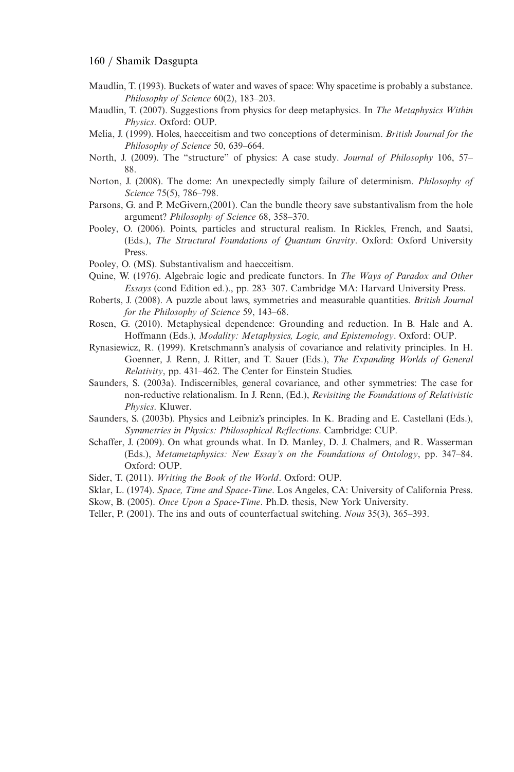Maudlin, T. (1993). Buckets of water and waves of space: Why spacetime is probably a substance. *Philosophy of Science* 60(2), 183–203.

Maudlin, T. (2007). Suggestions from physics for deep metaphysics. In *The Metaphysics Within Physics*. Oxford: OUP.

Melia, J. (1999). Holes, haecceitism and two conceptions of determinism. *British Journal for the Philosophy of Science* 50, 639–664.

North, J. (2009). The "structure" of physics: A case study. *Journal of Philosophy* 106, 57–88.

Norton, J. (2008). The dome: An unexpectedly simply failure of determinism. *Philosophy of Science* 75(5), 786–798.

Parsons, G. and P. McGivern,(2001). Can the bundle theory save substantivalism from the hole argument? *Philosophy of Science* 68, 358–370.

Pooley, O. (2006). Points, particles and structural realism. In Rickles, French, and Saatsi, (Eds.), *The Structural Foundations of Quantum Gravity*. Oxford: Oxford University Press.

Pooley, O. (MS). Substantivalism and haecceitism.

Quine, W. (1976). Algebraic logic and predicate functors. In *The Ways of Paradox and Other Essays* (cond Edition ed.)., pp. 283–307. Cambridge MA: Harvard University Press.

Roberts, J. (2008). A puzzle about laws, symmetries and measurable quantities. *British Journal for the Philosophy of Science* 59, 143–68.

Rosen, G. (2010). Metaphysical dependence: Grounding and reduction. In B. Hale and A. Hoffmann (Eds.), *Modality: Metaphysics, Logic, and Epistemology*. Oxford: OUP.

Rynasiewicz, R. (1999). Kretschmann's analysis of covariance and relativity principles. In H. Goenner, J. Renn, J. Ritter, and T. Sauer (Eds.), *The Expanding Worlds of General Relativity*, pp. 431–462. The Center for Einstein Studies.

Saunders, S. (2003a). Indiscernibles, general covariance, and other symmetries: The case for non-reductive relationalism. In J. Renn, (Ed.), *Revisiting the Foundations of Relativistic Physics*. Kluwer.

Saunders, S. (2003b). Physics and Leibniz's principles. In K. Brading and E. Castellani (Eds.), *Symmetries in Physics: Philosophical Reflections*. Cambridge: CUP.

Schaffer, J. (2009). On what grounds what. In D. Manley, D. J. Chalmers, and R. Wasserman (Eds.), *Metametaphysics: New Essay's on the Foundations of Ontology*, pp. 347–84. Oxford: OUP.

Sider, T. (2011). *Writing the Book of the World*. Oxford: OUP.

Sklar, L. (1974). *Space, Time and Space-Time*. Los Angeles, CA: University of California Press.

Skow, B. (2005). *Once Upon a Space-Time*. Ph.D. thesis, New York University.

Teller, P. (2001). The ins and outs of counterfactual switching. *Nous* 35(3), 365–393.